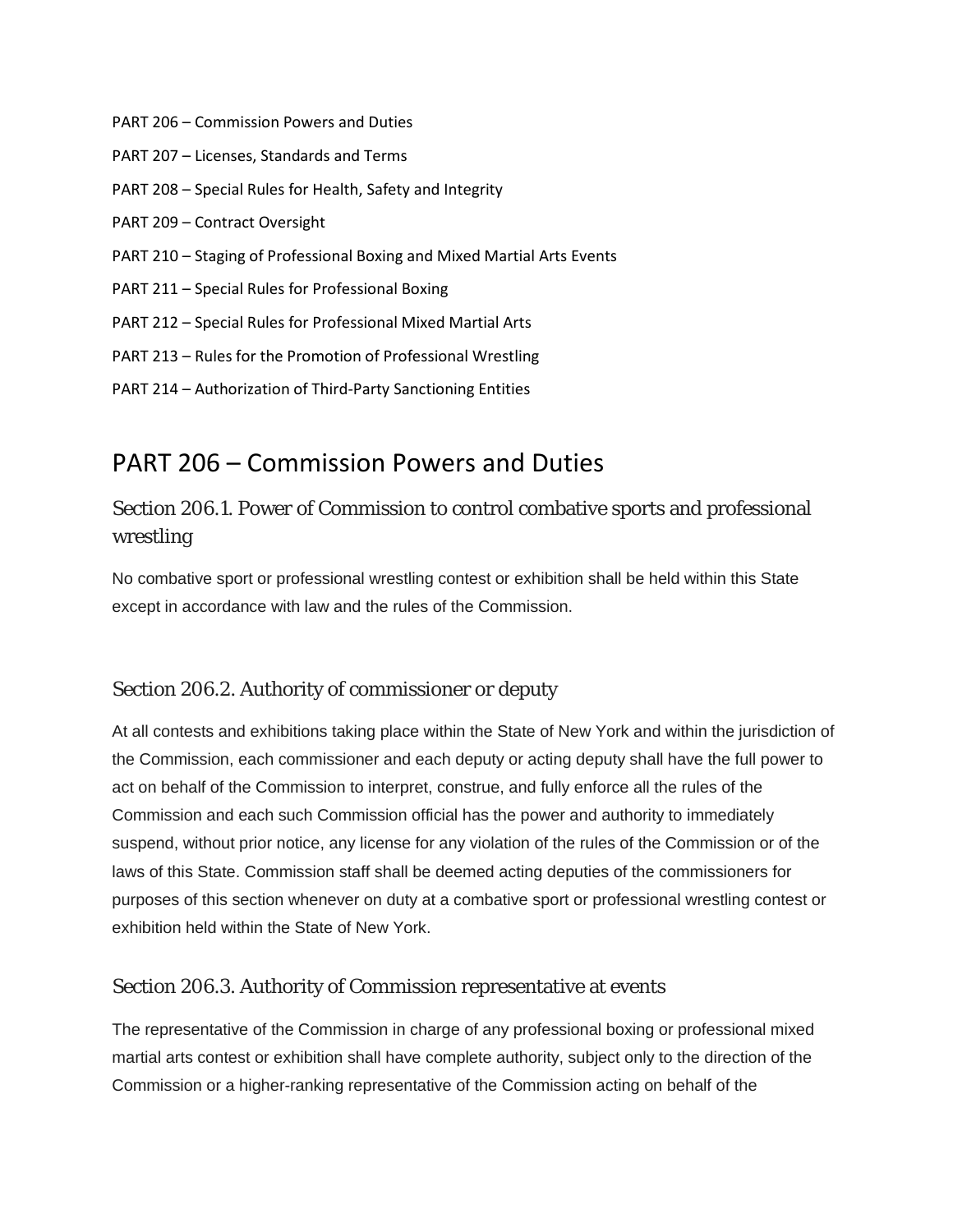PART 206 – Commission Powers and Duties

PART 207 – Licenses, Standards and Terms

PART 208 – Special Rules for Health, Safety and Integrity

PART 209 – Contract Oversight

PART 210 – Staging of Professional Boxing and Mixed Martial Arts Events

PART 211 – Special Rules for Professional Boxing

PART 212 – Special Rules for Professional Mixed Martial Arts

PART 213 – Rules for the Promotion of Professional Wrestling

PART 214 – Authorization of Third-Party Sanctioning Entities

# PART 206 – Commission Powers and Duties

## Section 206.1. Power of Commission to control combative sports and professional wrestling

No combative sport or professional wrestling contest or exhibition shall be held within this State except in accordance with law and the rules of the Commission.

## Section 206.2. Authority of commissioner or deputy

At all contests and exhibitions taking place within the State of New York and within the jurisdiction of the Commission, each commissioner and each deputy or acting deputy shall have the full power to act on behalf of the Commission to interpret, construe, and fully enforce all the rules of the Commission and each such Commission official has the power and authority to immediately suspend, without prior notice, any license for any violation of the rules of the Commission or of the laws of this State. Commission staff shall be deemed acting deputies of the commissioners for purposes of this section whenever on duty at a combative sport or professional wrestling contest or exhibition held within the State of New York.

## Section 206.3. Authority of Commission representative at events

The representative of the Commission in charge of any professional boxing or professional mixed martial arts contest or exhibition shall have complete authority, subject only to the direction of the Commission or a higher-ranking representative of the Commission acting on behalf of the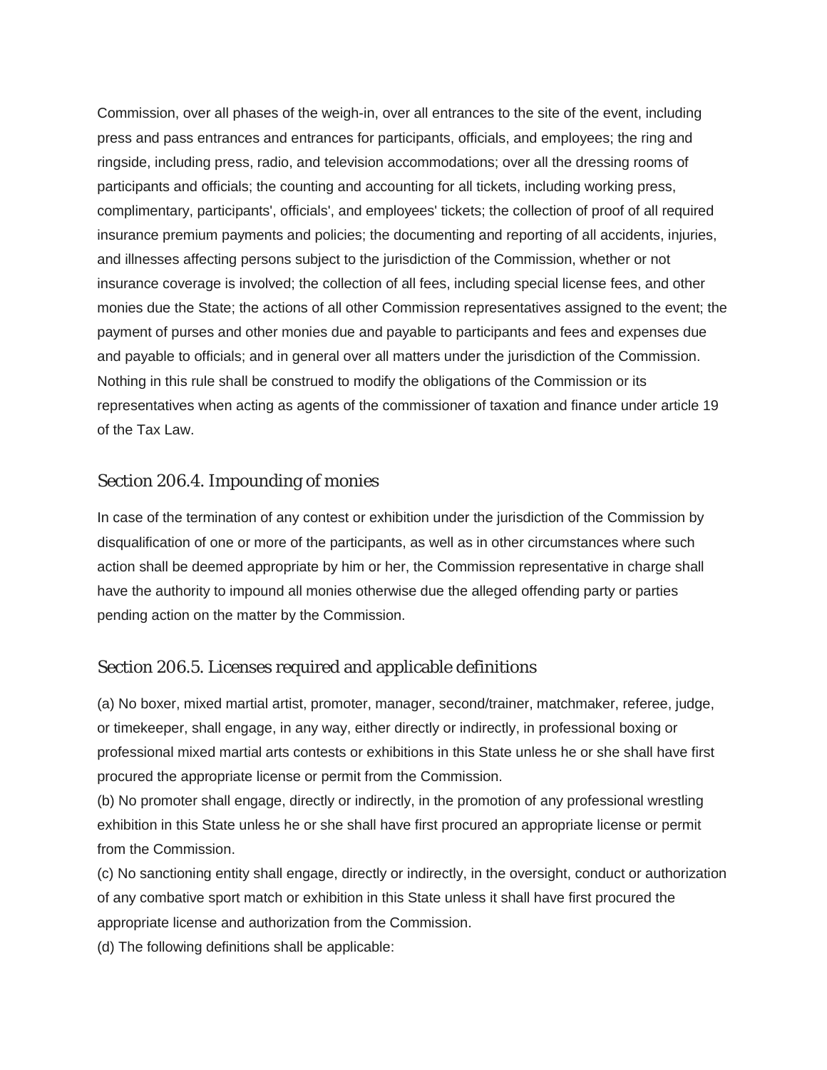Commission, over all phases of the weigh-in, over all entrances to the site of the event, including press and pass entrances and entrances for participants, officials, and employees; the ring and ringside, including press, radio, and television accommodations; over all the dressing rooms of participants and officials; the counting and accounting for all tickets, including working press, complimentary, participants', officials', and employees' tickets; the collection of proof of all required insurance premium payments and policies; the documenting and reporting of all accidents, injuries, and illnesses affecting persons subject to the jurisdiction of the Commission, whether or not insurance coverage is involved; the collection of all fees, including special license fees, and other monies due the State; the actions of all other Commission representatives assigned to the event; the payment of purses and other monies due and payable to participants and fees and expenses due and payable to officials; and in general over all matters under the jurisdiction of the Commission. Nothing in this rule shall be construed to modify the obligations of the Commission or its representatives when acting as agents of the commissioner of taxation and finance under article 19 of the Tax Law.

## Section 206.4. Impounding of monies

In case of the termination of any contest or exhibition under the jurisdiction of the Commission by disqualification of one or more of the participants, as well as in other circumstances where such action shall be deemed appropriate by him or her, the Commission representative in charge shall have the authority to impound all monies otherwise due the alleged offending party or parties pending action on the matter by the Commission.

## Section 206.5. Licenses required and applicable definitions

(a) No boxer, mixed martial artist, promoter, manager, second/trainer, matchmaker, referee, judge, or timekeeper, shall engage, in any way, either directly or indirectly, in professional boxing or professional mixed martial arts contests or exhibitions in this State unless he or she shall have first procured the appropriate license or permit from the Commission.

(b) No promoter shall engage, directly or indirectly, in the promotion of any professional wrestling exhibition in this State unless he or she shall have first procured an appropriate license or permit from the Commission.

(c) No sanctioning entity shall engage, directly or indirectly, in the oversight, conduct or authorization of any combative sport match or exhibition in this State unless it shall have first procured the appropriate license and authorization from the Commission.

(d) The following definitions shall be applicable: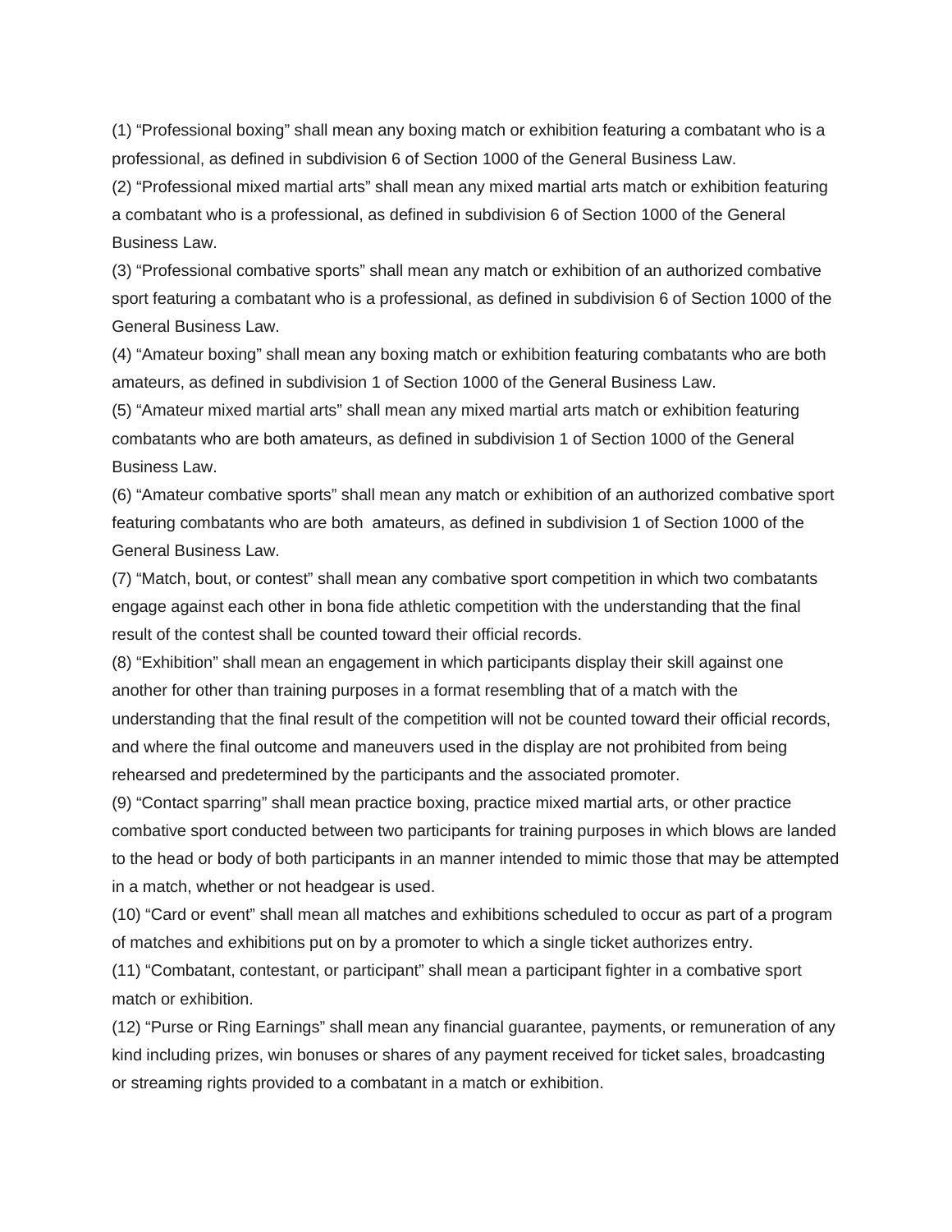(1) “Professional boxing” shall mean any boxing match or exhibition featuring a combatant who is a professional, as defined in subdivision 6 of Section 1000 of the General Business Law.

(2) “Professional mixed martial arts” shall mean any mixed martial arts match or exhibition featuring a combatant who is a professional, as defined in subdivision 6 of Section 1000 of the General Business Law.

(3) “Professional combative sports” shall mean any match or exhibition of an authorized combative sport featuring a combatant who is a professional, as defined in subdivision 6 of Section 1000 of the General Business Law.

(4) “Amateur boxing” shall mean any boxing match or exhibition featuring combatants who are both amateurs, as defined in subdivision 1 of Section 1000 of the General Business Law.

(5) “Amateur mixed martial arts” shall mean any mixed martial arts match or exhibition featuring combatants who are both amateurs, as defined in subdivision 1 of Section 1000 of the General Business Law.

(6) “Amateur combative sports” shall mean any match or exhibition of an authorized combative sport featuring combatants who are both amateurs, as defined in subdivision 1 of Section 1000 of the General Business Law.

(7) “Match, bout, or contest” shall mean any combative sport competition in which two combatants engage against each other in bona fide athletic competition with the understanding that the final result of the contest shall be counted toward their official records.

(8) “Exhibition” shall mean an engagement in which participants display their skill against one another for other than training purposes in a format resembling that of a match with the understanding that the final result of the competition will not be counted toward their official records, and where the final outcome and maneuvers used in the display are not prohibited from being rehearsed and predetermined by the participants and the associated promoter.

(9) “Contact sparring” shall mean practice boxing, practice mixed martial arts, or other practice combative sport conducted between two participants for training purposes in which blows are landed to the head or body of both participants in an manner intended to mimic those that may be attempted in a match, whether or not headgear is used.

(10) “Card or event” shall mean all matches and exhibitions scheduled to occur as part of a program of matches and exhibitions put on by a promoter to which a single ticket authorizes entry.

(11) “Combatant, contestant, or participant” shall mean a participant fighter in a combative sport match or exhibition.

(12) “Purse or Ring Earnings” shall mean any financial guarantee, payments, or remuneration of any kind including prizes, win bonuses or shares of any payment received for ticket sales, broadcasting or streaming rights provided to a combatant in a match or exhibition.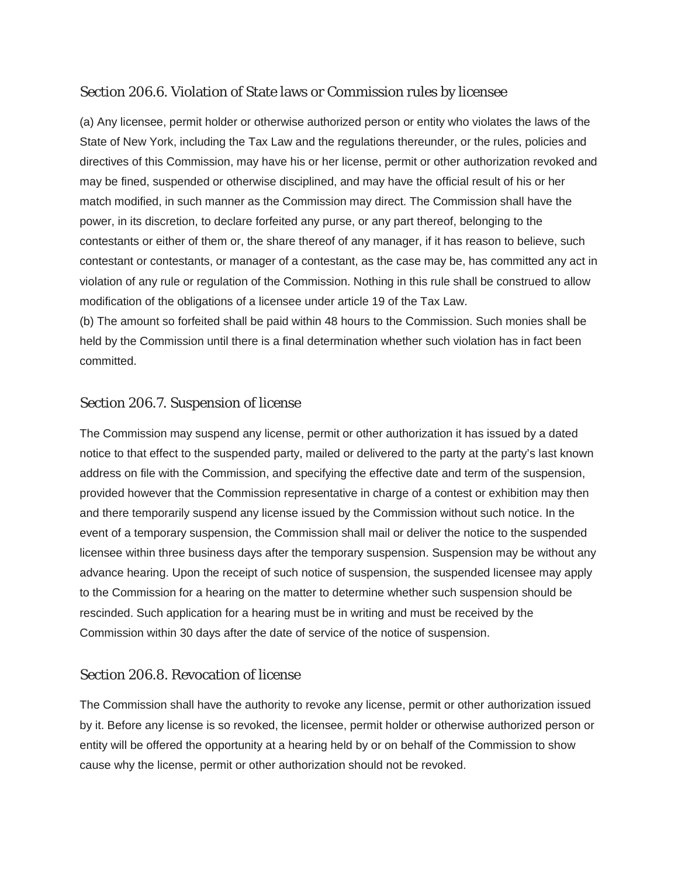## Section 206.6. Violation of State laws or Commission rules by licensee

(a) Any licensee, permit holder or otherwise authorized person or entity who violates the laws of the State of New York, including the Tax Law and the regulations thereunder, or the rules, policies and directives of this Commission, may have his or her license, permit or other authorization revoked and may be fined, suspended or otherwise disciplined, and may have the official result of his or her match modified, in such manner as the Commission may direct. The Commission shall have the power, in its discretion, to declare forfeited any purse, or any part thereof, belonging to the contestants or either of them or, the share thereof of any manager, if it has reason to believe, such contestant or contestants, or manager of a contestant, as the case may be, has committed any act in violation of any rule or regulation of the Commission. Nothing in this rule shall be construed to allow modification of the obligations of a licensee under article 19 of the Tax Law.

(b) The amount so forfeited shall be paid within 48 hours to the Commission. Such monies shall be held by the Commission until there is a final determination whether such violation has in fact been committed.

## Section 206.7. Suspension of license

The Commission may suspend any license, permit or other authorization it has issued by a dated notice to that effect to the suspended party, mailed or delivered to the party at the party's last known address on file with the Commission, and specifying the effective date and term of the suspension, provided however that the Commission representative in charge of a contest or exhibition may then and there temporarily suspend any license issued by the Commission without such notice. In the event of a temporary suspension, the Commission shall mail or deliver the notice to the suspended licensee within three business days after the temporary suspension. Suspension may be without any advance hearing. Upon the receipt of such notice of suspension, the suspended licensee may apply to the Commission for a hearing on the matter to determine whether such suspension should be rescinded. Such application for a hearing must be in writing and must be received by the Commission within 30 days after the date of service of the notice of suspension.

## Section 206.8. Revocation of license

The Commission shall have the authority to revoke any license, permit or other authorization issued by it. Before any license is so revoked, the licensee, permit holder or otherwise authorized person or entity will be offered the opportunity at a hearing held by or on behalf of the Commission to show cause why the license, permit or other authorization should not be revoked.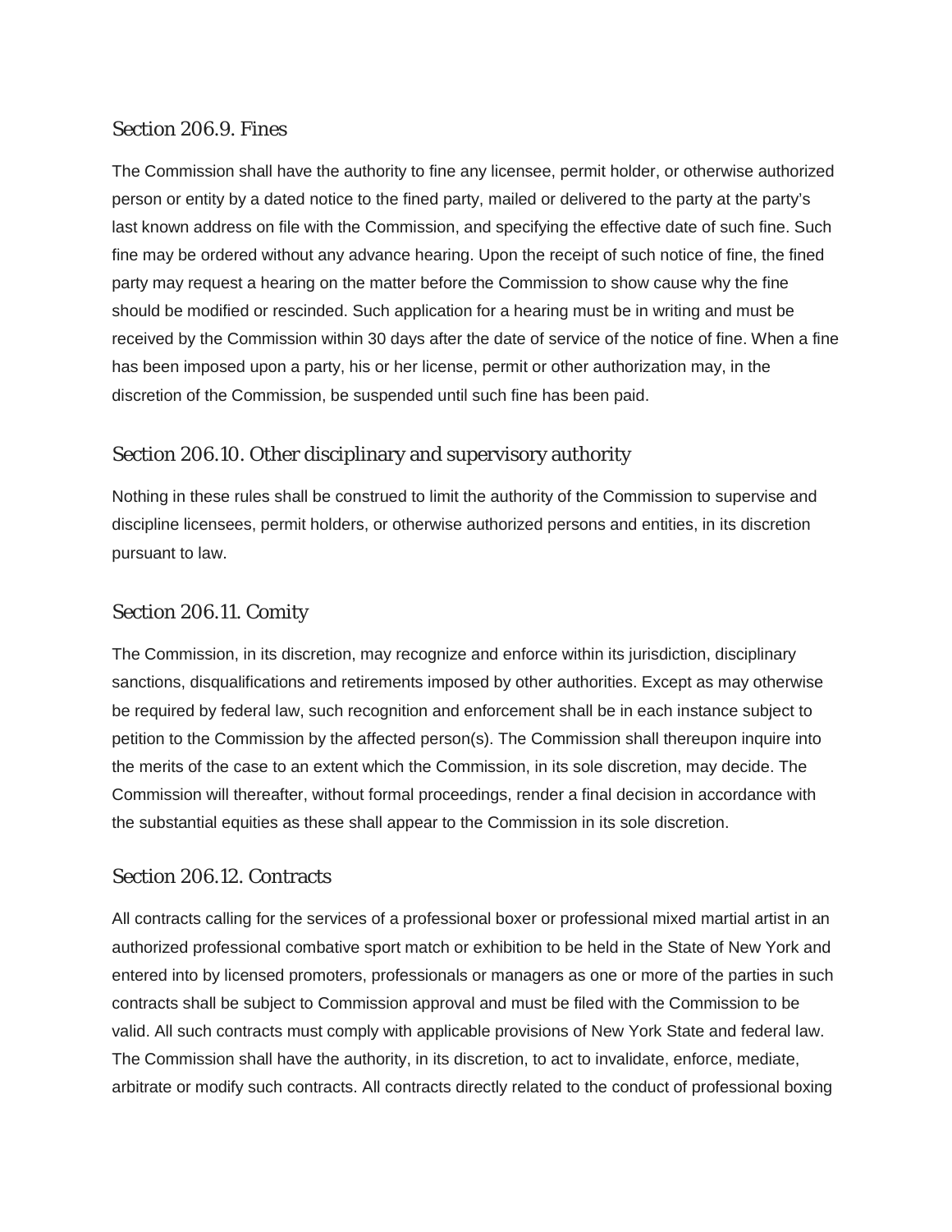## Section 206.9. Fines

The Commission shall have the authority to fine any licensee, permit holder, or otherwise authorized person or entity by a dated notice to the fined party, mailed or delivered to the party at the party's last known address on file with the Commission, and specifying the effective date of such fine. Such fine may be ordered without any advance hearing. Upon the receipt of such notice of fine, the fined party may request a hearing on the matter before the Commission to show cause why the fine should be modified or rescinded. Such application for a hearing must be in writing and must be received by the Commission within 30 days after the date of service of the notice of fine. When a fine has been imposed upon a party, his or her license, permit or other authorization may, in the discretion of the Commission, be suspended until such fine has been paid.

## Section 206.10. Other disciplinary and supervisory authority

Nothing in these rules shall be construed to limit the authority of the Commission to supervise and discipline licensees, permit holders, or otherwise authorized persons and entities, in its discretion pursuant to law.

## Section 206.11. Comity

The Commission, in its discretion, may recognize and enforce within its jurisdiction, disciplinary sanctions, disqualifications and retirements imposed by other authorities. Except as may otherwise be required by federal law, such recognition and enforcement shall be in each instance subject to petition to the Commission by the affected person(s). The Commission shall thereupon inquire into the merits of the case to an extent which the Commission, in its sole discretion, may decide. The Commission will thereafter, without formal proceedings, render a final decision in accordance with the substantial equities as these shall appear to the Commission in its sole discretion.

## Section 206.12. Contracts

All contracts calling for the services of a professional boxer or professional mixed martial artist in an authorized professional combative sport match or exhibition to be held in the State of New York and entered into by licensed promoters, professionals or managers as one or more of the parties in such contracts shall be subject to Commission approval and must be filed with the Commission to be valid. All such contracts must comply with applicable provisions of New York State and federal law. The Commission shall have the authority, in its discretion, to act to invalidate, enforce, mediate, arbitrate or modify such contracts. All contracts directly related to the conduct of professional boxing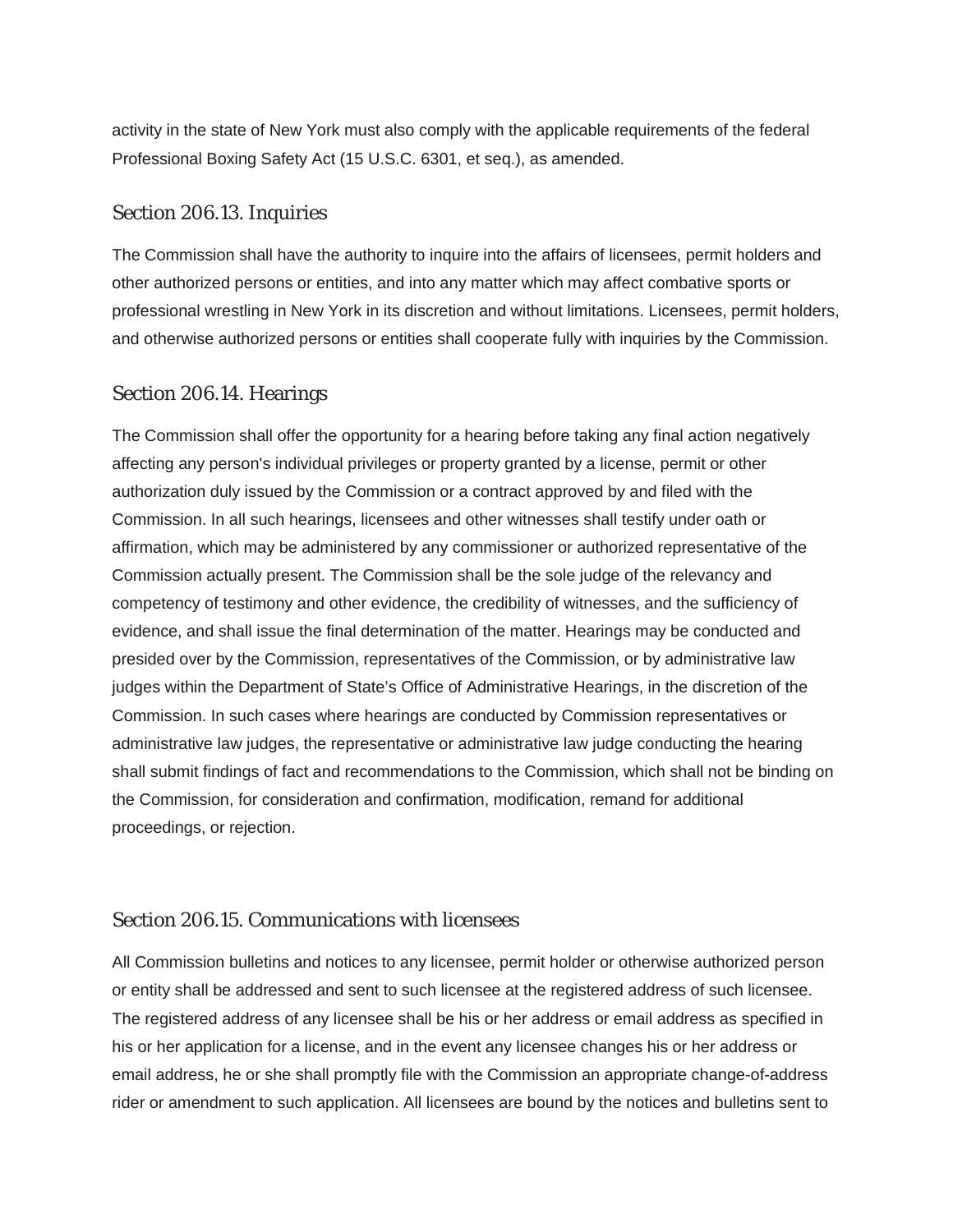activity in the state of New York must also comply with the applicable requirements of the federal Professional Boxing Safety Act (15 U.S.C. 6301, et seq.), as amended.

## Section 206.13. Inquiries

The Commission shall have the authority to inquire into the affairs of licensees, permit holders and other authorized persons or entities, and into any matter which may affect combative sports or professional wrestling in New York in its discretion and without limitations. Licensees, permit holders, and otherwise authorized persons or entities shall cooperate fully with inquiries by the Commission.

## Section 206.14. Hearings

The Commission shall offer the opportunity for a hearing before taking any final action negatively affecting any person's individual privileges or property granted by a license, permit or other authorization duly issued by the Commission or a contract approved by and filed with the Commission. In all such hearings, licensees and other witnesses shall testify under oath or affirmation, which may be administered by any commissioner or authorized representative of the Commission actually present. The Commission shall be the sole judge of the relevancy and competency of testimony and other evidence, the credibility of witnesses, and the sufficiency of evidence, and shall issue the final determination of the matter. Hearings may be conducted and presided over by the Commission, representatives of the Commission, or by administrative law judges within the Department of State's Office of Administrative Hearings, in the discretion of the Commission. In such cases where hearings are conducted by Commission representatives or administrative law judges, the representative or administrative law judge conducting the hearing shall submit findings of fact and recommendations to the Commission, which shall not be binding on the Commission, for consideration and confirmation, modification, remand for additional proceedings, or rejection.

## Section 206.15. Communications with licensees

All Commission bulletins and notices to any licensee, permit holder or otherwise authorized person or entity shall be addressed and sent to such licensee at the registered address of such licensee. The registered address of any licensee shall be his or her address or email address as specified in his or her application for a license, and in the event any licensee changes his or her address or email address, he or she shall promptly file with the Commission an appropriate change-of-address rider or amendment to such application. All licensees are bound by the notices and bulletins sent to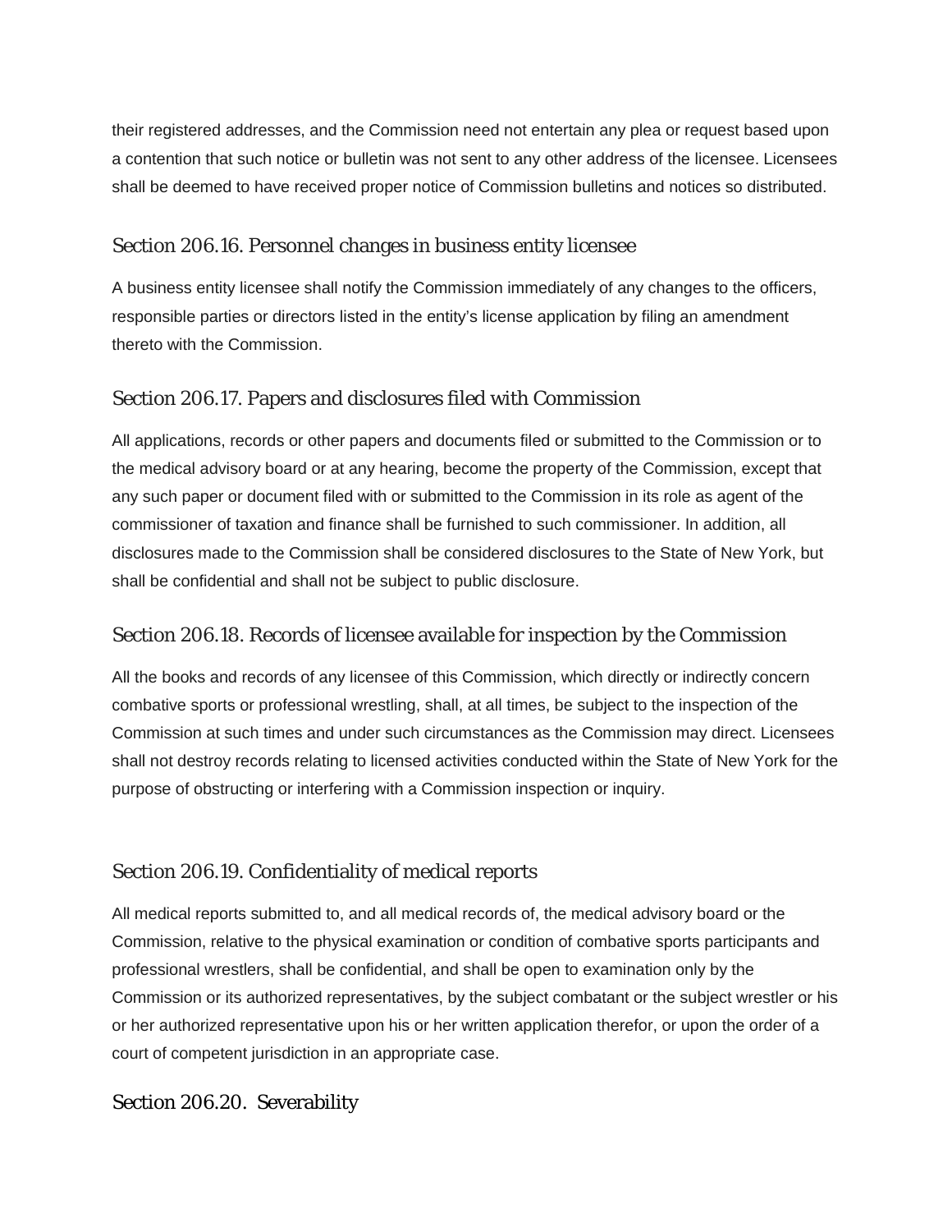their registered addresses, and the Commission need not entertain any plea or request based upon a contention that such notice or bulletin was not sent to any other address of the licensee. Licensees shall be deemed to have received proper notice of Commission bulletins and notices so distributed.

## Section 206.16. Personnel changes in business entity licensee

A business entity licensee shall notify the Commission immediately of any changes to the officers, responsible parties or directors listed in the entity's license application by filing an amendment thereto with the Commission.

## Section 206.17. Papers and disclosures filed with Commission

All applications, records or other papers and documents filed or submitted to the Commission or to the medical advisory board or at any hearing, become the property of the Commission, except that any such paper or document filed with or submitted to the Commission in its role as agent of the commissioner of taxation and finance shall be furnished to such commissioner. In addition, all disclosures made to the Commission shall be considered disclosures to the State of New York, but shall be confidential and shall not be subject to public disclosure.

## Section 206.18. Records of licensee available for inspection by the Commission

All the books and records of any licensee of this Commission, which directly or indirectly concern combative sports or professional wrestling, shall, at all times, be subject to the inspection of the Commission at such times and under such circumstances as the Commission may direct. Licensees shall not destroy records relating to licensed activities conducted within the State of New York for the purpose of obstructing or interfering with a Commission inspection or inquiry.

## Section 206.19. Confidentiality of medical reports

All medical reports submitted to, and all medical records of, the medical advisory board or the Commission, relative to the physical examination or condition of combative sports participants and professional wrestlers, shall be confidential, and shall be open to examination only by the Commission or its authorized representatives, by the subject combatant or the subject wrestler or his or her authorized representative upon his or her written application therefor, or upon the order of a court of competent jurisdiction in an appropriate case.

## Section 206.20. Severability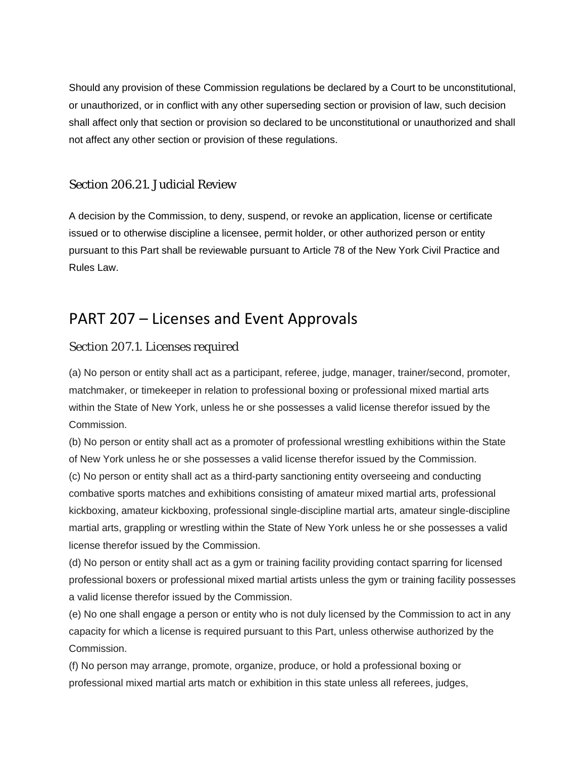Should any provision of these Commission regulations be declared by a Court to be unconstitutional, or unauthorized, or in conflict with any other superseding section or provision of law, such decision shall affect only that section or provision so declared to be unconstitutional or unauthorized and shall not affect any other section or provision of these regulations.

### Section 206.21. Judicial Review

A decision by the Commission, to deny, suspend, or revoke an application, license or certificate issued or to otherwise discipline a licensee, permit holder, or other authorized person or entity pursuant to this Part shall be reviewable pursuant to Article 78 of the New York Civil Practice and Rules Law.

## PART 207 – Licenses and Event Approvals

### Section 207.1. Licenses required

(a) No person or entity shall act as a participant, referee, judge, manager, trainer/second, promoter, matchmaker, or timekeeper in relation to professional boxing or professional mixed martial arts within the State of New York, unless he or she possesses a valid license therefor issued by the Commission.
(b) No person or entity shall act as a promoter of professional wrestling exhibitions within the State of New York unless he or she possesses a valid license therefor issued by the Commission.
(c) No person or entity shall act as a third-party sanctioning entity overseeing and conducting combative sports matches and exhibitions consisting of amateur mixed martial arts, professional kickboxing, amateur kickboxing, professional single-discipline martial arts, amateur single-discipline martial arts, grappling or wrestling within the State of New York unless he or she possesses a valid license therefor issued by the Commission.
(d) No person or entity shall act as a gym or training facility providing contact sparring for licensed professional boxers or professional mixed martial artists unless the gym or training facility possesses a valid license therefor issued by the Commission.
(e) No one shall engage a person or entity who is not duly licensed by the Commission to act in any capacity for which a license is required pursuant to this Part, unless otherwise authorized by the Commission.
(f) No person may arrange, promote, organize, produce, or hold a professional boxing or professional mixed martial arts match or exhibition in this state unless all referees, judges,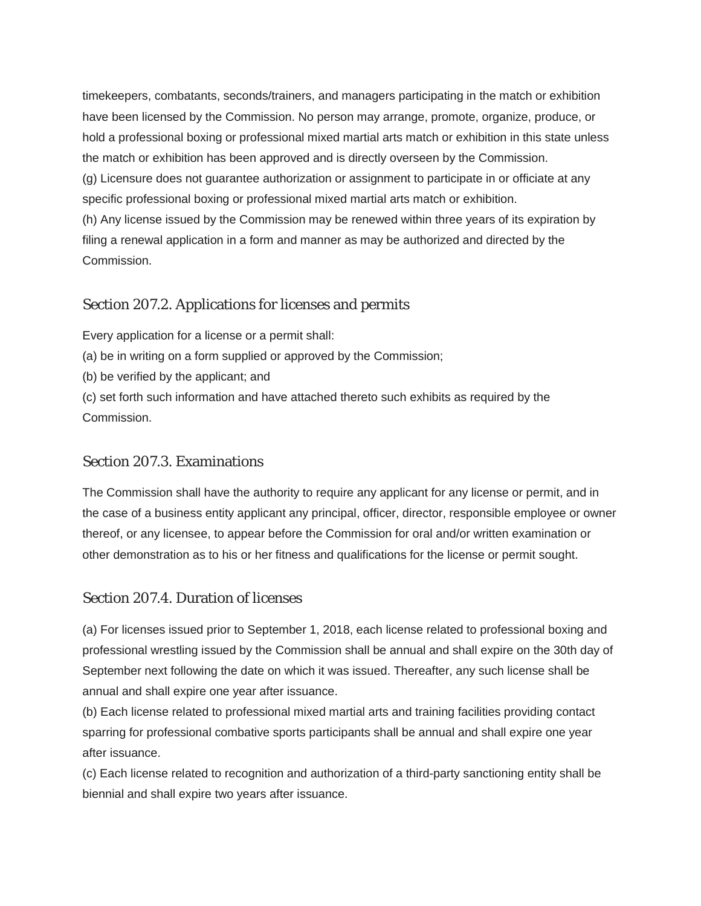timekeepers, combatants, seconds/trainers, and managers participating in the match or exhibition have been licensed by the Commission. No person may arrange, promote, organize, produce, or hold a professional boxing or professional mixed martial arts match or exhibition in this state unless the match or exhibition has been approved and is directly overseen by the Commission.
(g) Licensure does not guarantee authorization or assignment to participate in or officiate at any specific professional boxing or professional mixed martial arts match or exhibition.
(h) Any license issued by the Commission may be renewed within three years of its expiration by filing a renewal application in a form and manner as may be authorized and directed by the Commission.

## Section 207.2. Applications for licenses and permits

Every application for a license or a permit shall:
(a) be in writing on a form supplied or approved by the Commission;
(b) be verified by the applicant; and
(c) set forth such information and have attached thereto such exhibits as required by the Commission.

## Section 207.3. Examinations

The Commission shall have the authority to require any applicant for any license or permit, and in the case of a business entity applicant any principal, officer, director, responsible employee or owner thereof, or any licensee, to appear before the Commission for oral and/or written examination or other demonstration as to his or her fitness and qualifications for the license or permit sought.

## Section 207.4. Duration of licenses

(a) For licenses issued prior to September 1, 2018, each license related to professional boxing and professional wrestling issued by the Commission shall be annual and shall expire on the 30th day of September next following the date on which it was issued. Thereafter, any such license shall be annual and shall expire one year after issuance.
(b) Each license related to professional mixed martial arts and training facilities providing contact sparring for professional combative sports participants shall be annual and shall expire one year after issuance.
(c) Each license related to recognition and authorization of a third-party sanctioning entity shall be biennial and shall expire two years after issuance.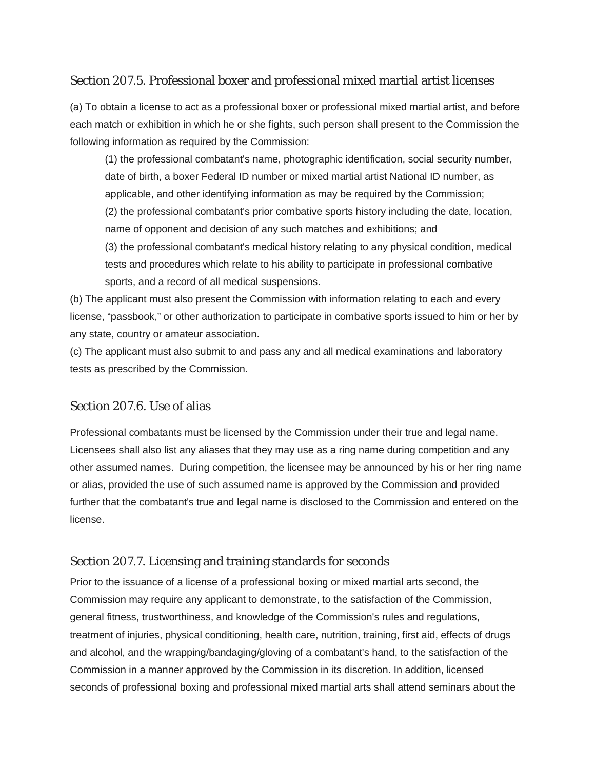## Section 207.5. Professional boxer and professional mixed martial artist licenses

(a) To obtain a license to act as a professional boxer or professional mixed martial artist, and before each match or exhibition in which he or she fights, such person shall present to the Commission the following information as required by the Commission:

(1) the professional combatant's name, photographic identification, social security number, date of birth, a boxer Federal ID number or mixed martial artist National ID number, as applicable, and other identifying information as may be required by the Commission;

(2) the professional combatant's prior combative sports history including the date, location, name of opponent and decision of any such matches and exhibitions; and

(3) the professional combatant's medical history relating to any physical condition, medical tests and procedures which relate to his ability to participate in professional combative sports, and a record of all medical suspensions.

(b) The applicant must also present the Commission with information relating to each and every license, "passbook," or other authorization to participate in combative sports issued to him or her by any state, country or amateur association.

(c) The applicant must also submit to and pass any and all medical examinations and laboratory tests as prescribed by the Commission.

## Section 207.6. Use of alias

Professional combatants must be licensed by the Commission under their true and legal name. Licensees shall also list any aliases that they may use as a ring name during competition and any other assumed names. During competition, the licensee may be announced by his or her ring name or alias, provided the use of such assumed name is approved by the Commission and provided further that the combatant's true and legal name is disclosed to the Commission and entered on the license.

## Section 207.7. Licensing and training standards for seconds

Prior to the issuance of a license of a professional boxing or mixed martial arts second, the Commission may require any applicant to demonstrate, to the satisfaction of the Commission, general fitness, trustworthiness, and knowledge of the Commission's rules and regulations, treatment of injuries, physical conditioning, health care, nutrition, training, first aid, effects of drugs and alcohol, and the wrapping/bandaging/gloving of a combatant's hand, to the satisfaction of the Commission in a manner approved by the Commission in its discretion. In addition, licensed seconds of professional boxing and professional mixed martial arts shall attend seminars about the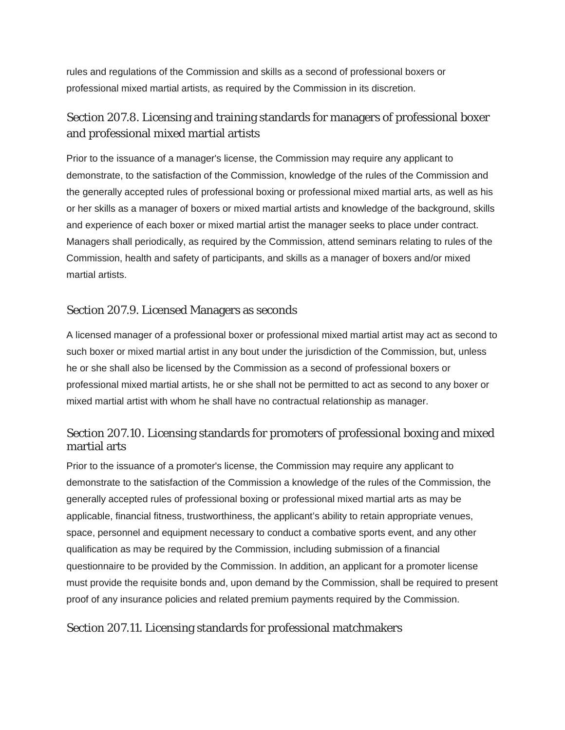rules and regulations of the Commission and skills as a second of professional boxers or professional mixed martial artists, as required by the Commission in its discretion.

## Section 207.8. Licensing and training standards for managers of professional boxer and professional mixed martial artists

Prior to the issuance of a manager's license, the Commission may require any applicant to demonstrate, to the satisfaction of the Commission, knowledge of the rules of the Commission and the generally accepted rules of professional boxing or professional mixed martial arts, as well as his or her skills as a manager of boxers or mixed martial artists and knowledge of the background, skills and experience of each boxer or mixed martial artist the manager seeks to place under contract. Managers shall periodically, as required by the Commission, attend seminars relating to rules of the Commission, health and safety of participants, and skills as a manager of boxers and/or mixed martial artists.

## Section 207.9. Licensed Managers as seconds

A licensed manager of a professional boxer or professional mixed martial artist may act as second to such boxer or mixed martial artist in any bout under the jurisdiction of the Commission, but, unless he or she shall also be licensed by the Commission as a second of professional boxers or professional mixed martial artists, he or she shall not be permitted to act as second to any boxer or mixed martial artist with whom he shall have no contractual relationship as manager.

## Section 207.10. Licensing standards for promoters of professional boxing and mixed martial arts

Prior to the issuance of a promoter's license, the Commission may require any applicant to demonstrate to the satisfaction of the Commission a knowledge of the rules of the Commission, the generally accepted rules of professional boxing or professional mixed martial arts as may be applicable, financial fitness, trustworthiness, the applicant's ability to retain appropriate venues, space, personnel and equipment necessary to conduct a combative sports event, and any other qualification as may be required by the Commission, including submission of a financial questionnaire to be provided by the Commission. In addition, an applicant for a promoter license must provide the requisite bonds and, upon demand by the Commission, shall be required to present proof of any insurance policies and related premium payments required by the Commission.

## Section 207.11. Licensing standards for professional matchmakers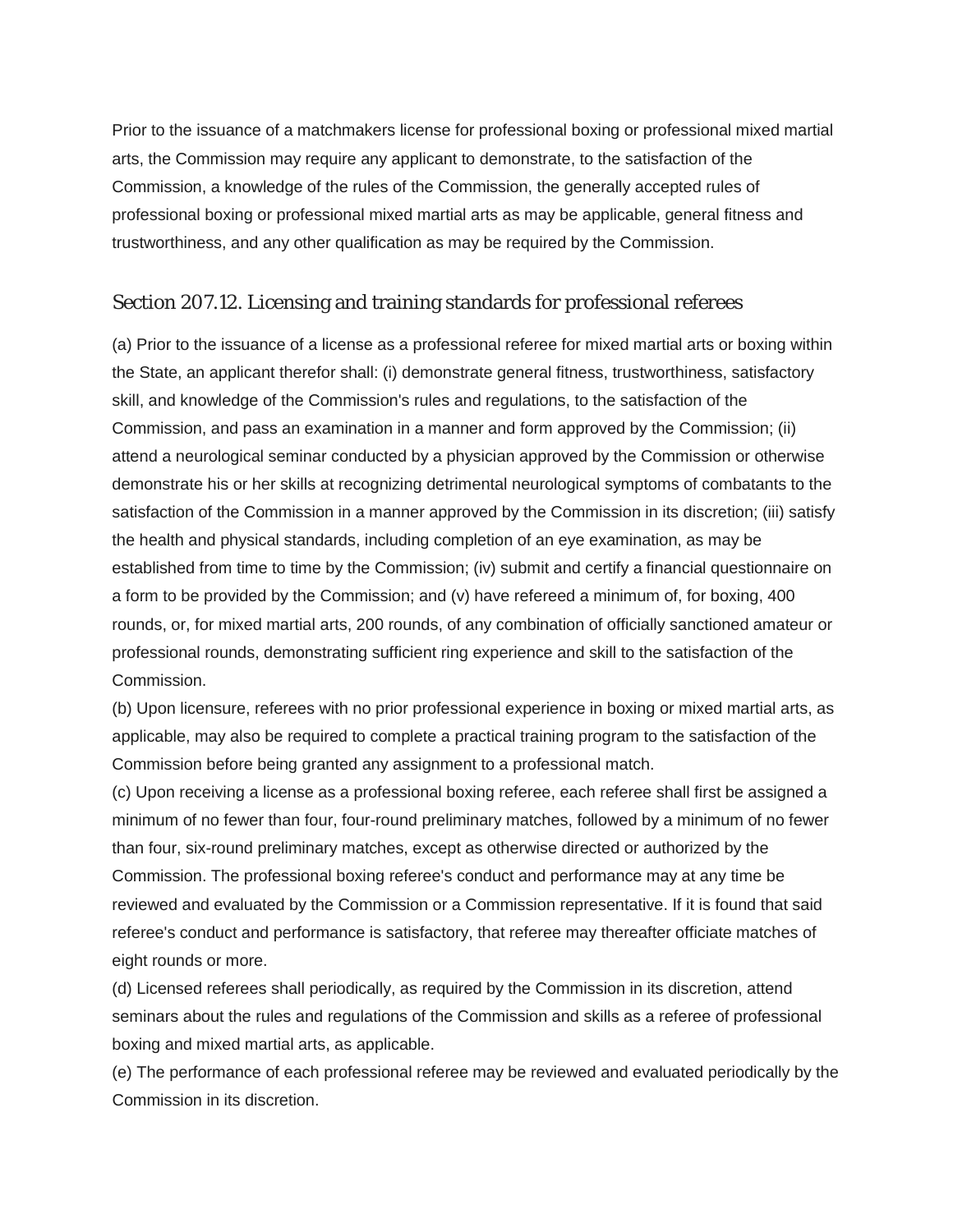Prior to the issuance of a matchmakers license for professional boxing or professional mixed martial arts, the Commission may require any applicant to demonstrate, to the satisfaction of the Commission, a knowledge of the rules of the Commission, the generally accepted rules of professional boxing or professional mixed martial arts as may be applicable, general fitness and trustworthiness, and any other qualification as may be required by the Commission.

## Section 207.12. Licensing and training standards for professional referees

(a) Prior to the issuance of a license as a professional referee for mixed martial arts or boxing within the State, an applicant therefor shall: (i) demonstrate general fitness, trustworthiness, satisfactory skill, and knowledge of the Commission's rules and regulations, to the satisfaction of the Commission, and pass an examination in a manner and form approved by the Commission; (ii) attend a neurological seminar conducted by a physician approved by the Commission or otherwise demonstrate his or her skills at recognizing detrimental neurological symptoms of combatants to the satisfaction of the Commission in a manner approved by the Commission in its discretion; (iii) satisfy the health and physical standards, including completion of an eye examination, as may be established from time to time by the Commission; (iv) submit and certify a financial questionnaire on a form to be provided by the Commission; and (v) have refereed a minimum of, for boxing, 400 rounds, or, for mixed martial arts, 200 rounds, of any combination of officially sanctioned amateur or professional rounds, demonstrating sufficient ring experience and skill to the satisfaction of the Commission.

(b) Upon licensure, referees with no prior professional experience in boxing or mixed martial arts, as applicable, may also be required to complete a practical training program to the satisfaction of the Commission before being granted any assignment to a professional match.

(c) Upon receiving a license as a professional boxing referee, each referee shall first be assigned a minimum of no fewer than four, four-round preliminary matches, followed by a minimum of no fewer than four, six-round preliminary matches, except as otherwise directed or authorized by the Commission. The professional boxing referee's conduct and performance may at any time be reviewed and evaluated by the Commission or a Commission representative. If it is found that said referee's conduct and performance is satisfactory, that referee may thereafter officiate matches of eight rounds or more.

(d) Licensed referees shall periodically, as required by the Commission in its discretion, attend seminars about the rules and regulations of the Commission and skills as a referee of professional boxing and mixed martial arts, as applicable.

(e) The performance of each professional referee may be reviewed and evaluated periodically by the Commission in its discretion.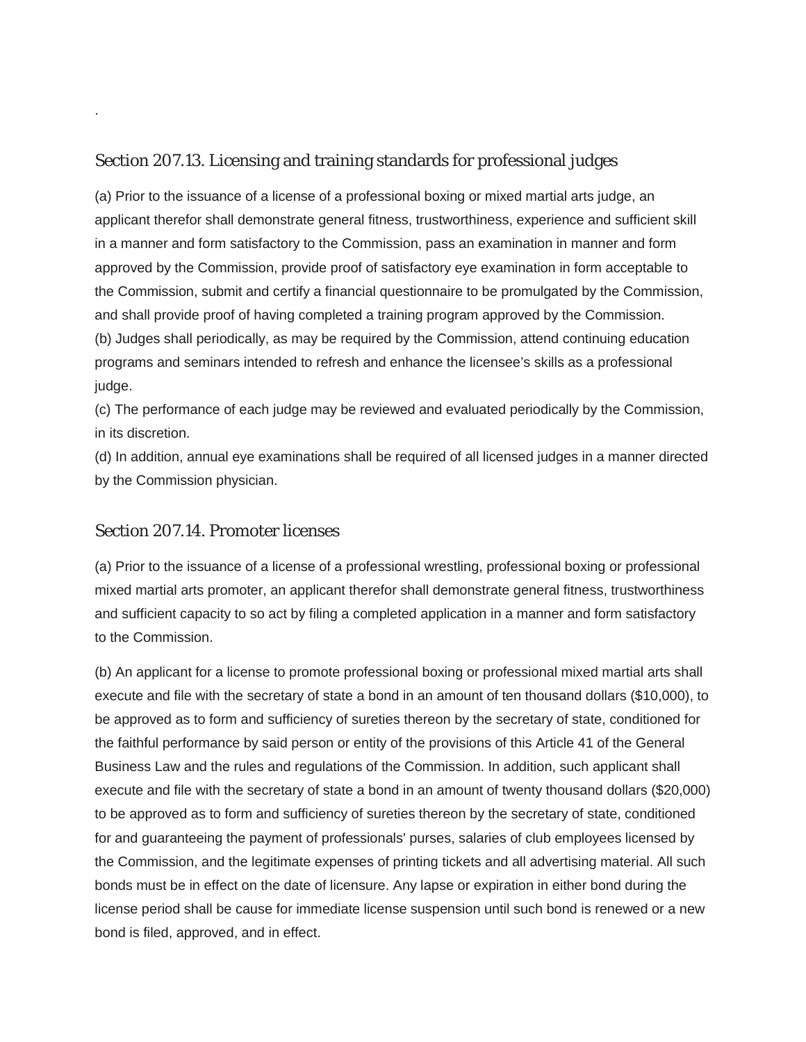## Section 207.13. Licensing and training standards for professional judges

(a) Prior to the issuance of a license of a professional boxing or mixed martial arts judge, an applicant therefor shall demonstrate general fitness, trustworthiness, experience and sufficient skill in a manner and form satisfactory to the Commission, pass an examination in manner and form approved by the Commission, provide proof of satisfactory eye examination in form acceptable to the Commission, submit and certify a financial questionnaire to be promulgated by the Commission, and shall provide proof of having completed a training program approved by the Commission.
(b) Judges shall periodically, as may be required by the Commission, attend continuing education programs and seminars intended to refresh and enhance the licensee's skills as a professional judge.
(c) The performance of each judge may be reviewed and evaluated periodically by the Commission, in its discretion.
(d) In addition, annual eye examinations shall be required of all licensed judges in a manner directed by the Commission physician.

## Section 207.14. Promoter licenses

(a) Prior to the issuance of a license of a professional wrestling, professional boxing or professional mixed martial arts promoter, an applicant therefor shall demonstrate general fitness, trustworthiness and sufficient capacity to so act by filing a completed application in a manner and form satisfactory to the Commission.

(b) An applicant for a license to promote professional boxing or professional mixed martial arts shall execute and file with the secretary of state a bond in an amount of ten thousand dollars ($10,000), to be approved as to form and sufficiency of sureties thereon by the secretary of state, conditioned for the faithful performance by said person or entity of the provisions of this Article 41 of the General Business Law and the rules and regulations of the Commission. In addition, such applicant shall execute and file with the secretary of state a bond in an amount of twenty thousand dollars ($20,000) to be approved as to form and sufficiency of sureties thereon by the secretary of state, conditioned for and guaranteeing the payment of professionals' purses, salaries of club employees licensed by the Commission, and the legitimate expenses of printing tickets and all advertising material. All such bonds must be in effect on the date of licensure. Any lapse or expiration in either bond during the license period shall be cause for immediate license suspension until such bond is renewed or a new bond is filed, approved, and in effect.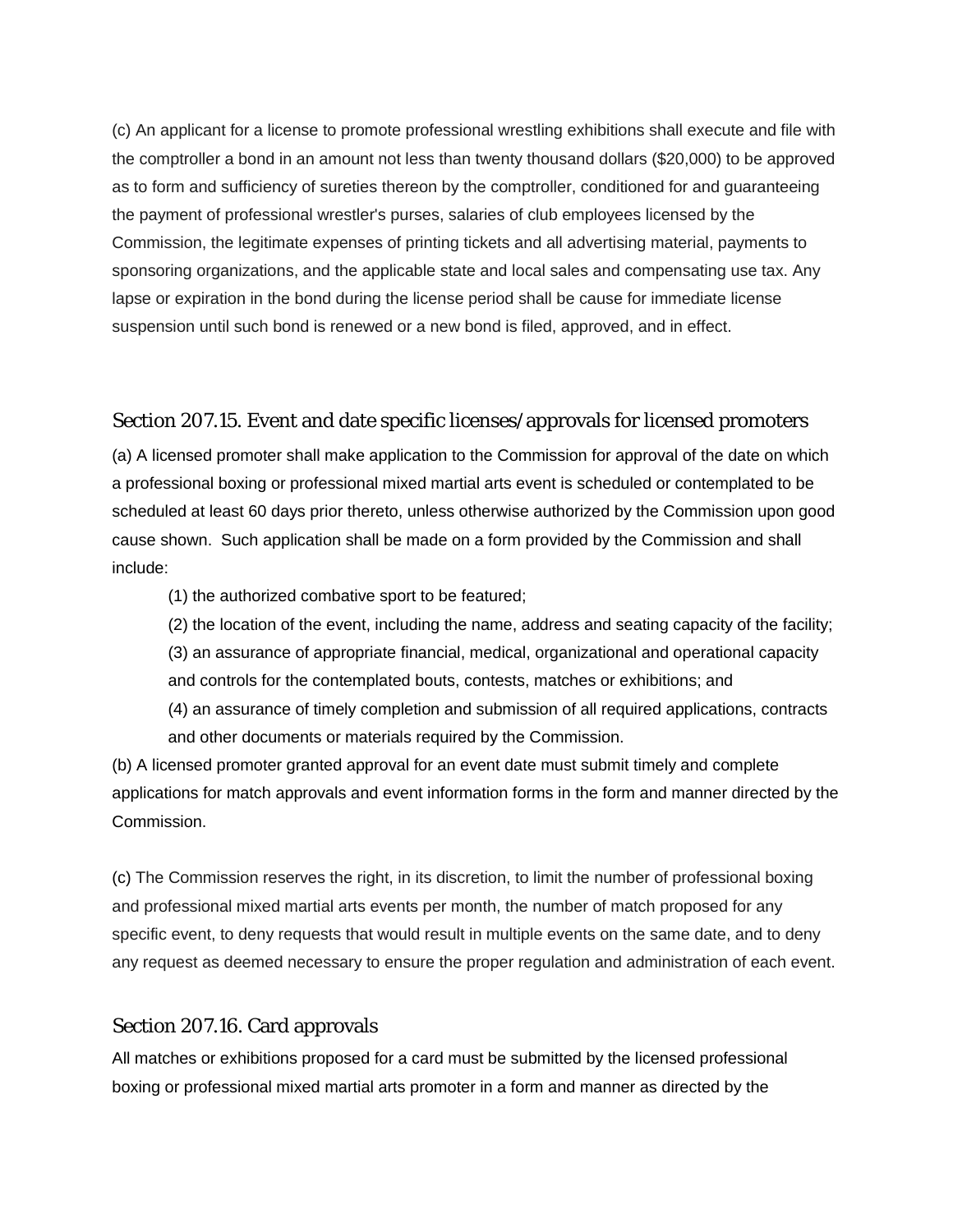(c) An applicant for a license to promote professional wrestling exhibitions shall execute and file with the comptroller a bond in an amount not less than twenty thousand dollars ($20,000) to be approved as to form and sufficiency of sureties thereon by the comptroller, conditioned for and guaranteeing the payment of professional wrestler's purses, salaries of club employees licensed by the Commission, the legitimate expenses of printing tickets and all advertising material, payments to sponsoring organizations, and the applicable state and local sales and compensating use tax. Any lapse or expiration in the bond during the license period shall be cause for immediate license suspension until such bond is renewed or a new bond is filed, approved, and in effect.

## Section 207.15. Event and date specific licenses/approvals for licensed promoters

(a) A licensed promoter shall make application to the Commission for approval of the date on which a professional boxing or professional mixed martial arts event is scheduled or contemplated to be scheduled at least 60 days prior thereto, unless otherwise authorized by the Commission upon good cause shown. Such application shall be made on a form provided by the Commission and shall include:

(1) the authorized combative sport to be featured;

(2) the location of the event, including the name, address and seating capacity of the facility;

(3) an assurance of appropriate financial, medical, organizational and operational capacity and controls for the contemplated bouts, contests, matches or exhibitions; and

(4) an assurance of timely completion and submission of all required applications, contracts and other documents or materials required by the Commission.

(b) A licensed promoter granted approval for an event date must submit timely and complete applications for match approvals and event information forms in the form and manner directed by the Commission.

(c) The Commission reserves the right, in its discretion, to limit the number of professional boxing and professional mixed martial arts events per month, the number of match proposed for any specific event, to deny requests that would result in multiple events on the same date, and to deny any request as deemed necessary to ensure the proper regulation and administration of each event.

## Section 207.16. Card approvals

All matches or exhibitions proposed for a card must be submitted by the licensed professional boxing or professional mixed martial arts promoter in a form and manner as directed by the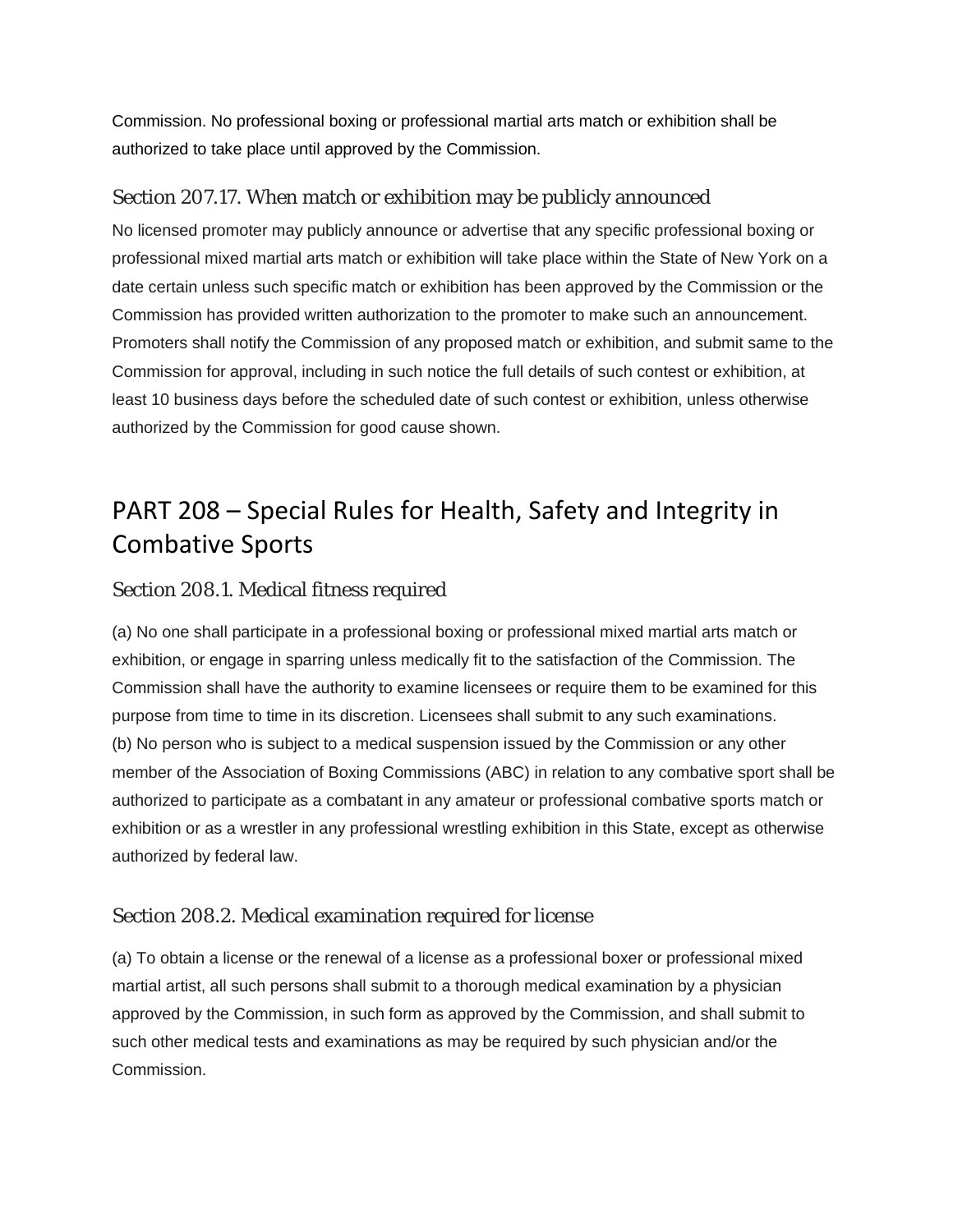Commission. No professional boxing or professional martial arts match or exhibition shall be authorized to take place until approved by the Commission.

### Section 207.17. When match or exhibition may be publicly announced

No licensed promoter may publicly announce or advertise that any specific professional boxing or professional mixed martial arts match or exhibition will take place within the State of New York on a date certain unless such specific match or exhibition has been approved by the Commission or the Commission has provided written authorization to the promoter to make such an announcement. Promoters shall notify the Commission of any proposed match or exhibition, and submit same to the Commission for approval, including in such notice the full details of such contest or exhibition, at least 10 business days before the scheduled date of such contest or exhibition, unless otherwise authorized by the Commission for good cause shown.

## PART 208 – Special Rules for Health, Safety and Integrity in Combative Sports

### Section 208.1. Medical fitness required

(a) No one shall participate in a professional boxing or professional mixed martial arts match or exhibition, or engage in sparring unless medically fit to the satisfaction of the Commission. The Commission shall have the authority to examine licensees or require them to be examined for this purpose from time to time in its discretion. Licensees shall submit to any such examinations.
(b) No person who is subject to a medical suspension issued by the Commission or any other member of the Association of Boxing Commissions (ABC) in relation to any combative sport shall be authorized to participate as a combatant in any amateur or professional combative sports match or exhibition or as a wrestler in any professional wrestling exhibition in this State, except as otherwise authorized by federal law.

### Section 208.2. Medical examination required for license

(a) To obtain a license or the renewal of a license as a professional boxer or professional mixed martial artist, all such persons shall submit to a thorough medical examination by a physician approved by the Commission, in such form as approved by the Commission, and shall submit to such other medical tests and examinations as may be required by such physician and/or the Commission.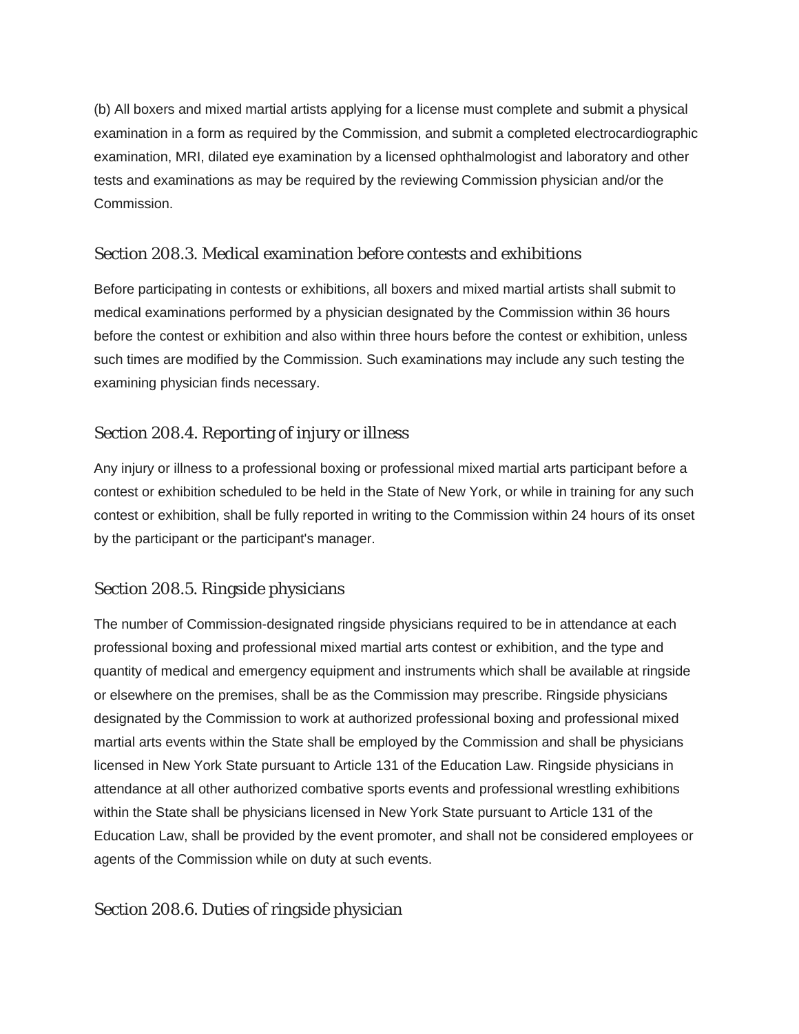(b) All boxers and mixed martial artists applying for a license must complete and submit a physical examination in a form as required by the Commission, and submit a completed electrocardiographic examination, MRI, dilated eye examination by a licensed ophthalmologist and laboratory and other tests and examinations as may be required by the reviewing Commission physician and/or the Commission.

### Section 208.3. Medical examination before contests and exhibitions

Before participating in contests or exhibitions, all boxers and mixed martial artists shall submit to medical examinations performed by a physician designated by the Commission within 36 hours before the contest or exhibition and also within three hours before the contest or exhibition, unless such times are modified by the Commission. Such examinations may include any such testing the examining physician finds necessary.

### Section 208.4. Reporting of injury or illness

Any injury or illness to a professional boxing or professional mixed martial arts participant before a contest or exhibition scheduled to be held in the State of New York, or while in training for any such contest or exhibition, shall be fully reported in writing to the Commission within 24 hours of its onset by the participant or the participant's manager.

### Section 208.5. Ringside physicians

The number of Commission-designated ringside physicians required to be in attendance at each professional boxing and professional mixed martial arts contest or exhibition, and the type and quantity of medical and emergency equipment and instruments which shall be available at ringside or elsewhere on the premises, shall be as the Commission may prescribe. Ringside physicians designated by the Commission to work at authorized professional boxing and professional mixed martial arts events within the State shall be employed by the Commission and shall be physicians licensed in New York State pursuant to Article 131 of the Education Law. Ringside physicians in attendance at all other authorized combative sports events and professional wrestling exhibitions within the State shall be physicians licensed in New York State pursuant to Article 131 of the Education Law, shall be provided by the event promoter, and shall not be considered employees or agents of the Commission while on duty at such events.

### Section 208.6. Duties of ringside physician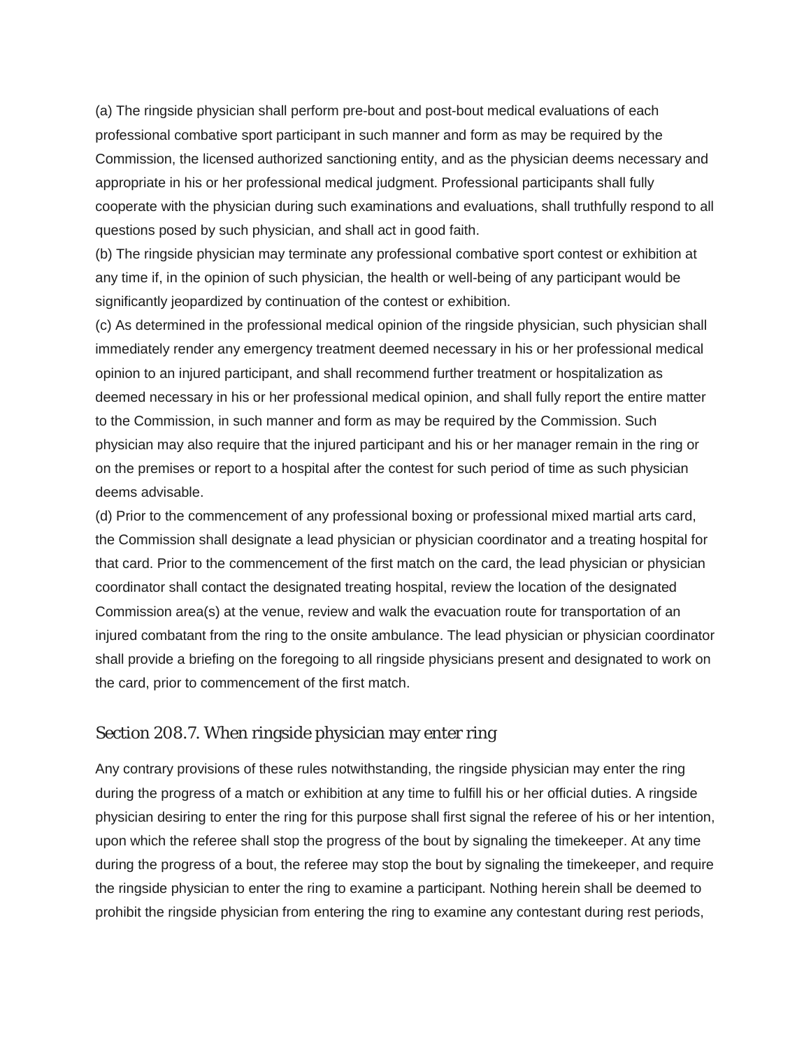(a) The ringside physician shall perform pre-bout and post-bout medical evaluations of each professional combative sport participant in such manner and form as may be required by the Commission, the licensed authorized sanctioning entity, and as the physician deems necessary and appropriate in his or her professional medical judgment. Professional participants shall fully cooperate with the physician during such examinations and evaluations, shall truthfully respond to all questions posed by such physician, and shall act in good faith.

(b) The ringside physician may terminate any professional combative sport contest or exhibition at any time if, in the opinion of such physician, the health or well-being of any participant would be significantly jeopardized by continuation of the contest or exhibition.

(c) As determined in the professional medical opinion of the ringside physician, such physician shall immediately render any emergency treatment deemed necessary in his or her professional medical opinion to an injured participant, and shall recommend further treatment or hospitalization as deemed necessary in his or her professional medical opinion, and shall fully report the entire matter to the Commission, in such manner and form as may be required by the Commission. Such physician may also require that the injured participant and his or her manager remain in the ring or on the premises or report to a hospital after the contest for such period of time as such physician deems advisable.

(d) Prior to the commencement of any professional boxing or professional mixed martial arts card, the Commission shall designate a lead physician or physician coordinator and a treating hospital for that card. Prior to the commencement of the first match on the card, the lead physician or physician coordinator shall contact the designated treating hospital, review the location of the designated Commission area(s) at the venue, review and walk the evacuation route for transportation of an injured combatant from the ring to the onsite ambulance. The lead physician or physician coordinator shall provide a briefing on the foregoing to all ringside physicians present and designated to work on the card, prior to commencement of the first match.

## Section 208.7. When ringside physician may enter ring

Any contrary provisions of these rules notwithstanding, the ringside physician may enter the ring during the progress of a match or exhibition at any time to fulfill his or her official duties. A ringside physician desiring to enter the ring for this purpose shall first signal the referee of his or her intention, upon which the referee shall stop the progress of the bout by signaling the timekeeper. At any time during the progress of a bout, the referee may stop the bout by signaling the timekeeper, and require the ringside physician to enter the ring to examine a participant. Nothing herein shall be deemed to prohibit the ringside physician from entering the ring to examine any contestant during rest periods,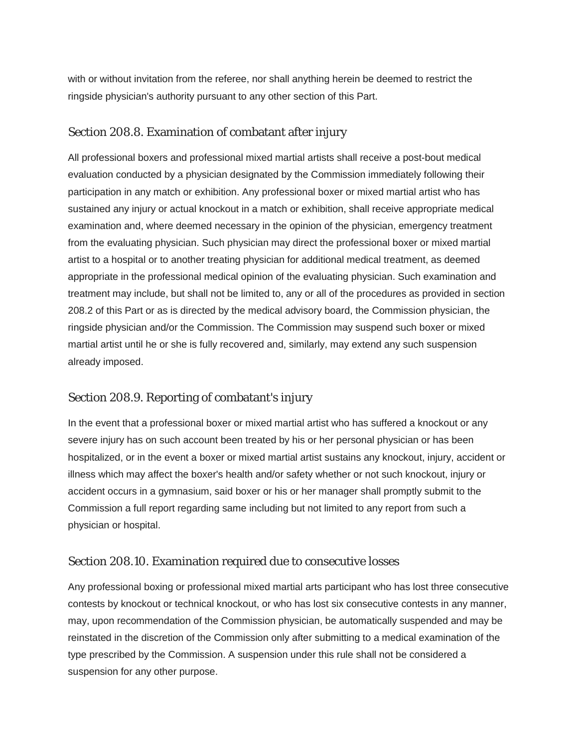with or without invitation from the referee, nor shall anything herein be deemed to restrict the ringside physician's authority pursuant to any other section of this Part.

## Section 208.8. Examination of combatant after injury

All professional boxers and professional mixed martial artists shall receive a post-bout medical evaluation conducted by a physician designated by the Commission immediately following their participation in any match or exhibition. Any professional boxer or mixed martial artist who has sustained any injury or actual knockout in a match or exhibition, shall receive appropriate medical examination and, where deemed necessary in the opinion of the physician, emergency treatment from the evaluating physician. Such physician may direct the professional boxer or mixed martial artist to a hospital or to another treating physician for additional medical treatment, as deemed appropriate in the professional medical opinion of the evaluating physician. Such examination and treatment may include, but shall not be limited to, any or all of the procedures as provided in section 208.2 of this Part or as is directed by the medical advisory board, the Commission physician, the ringside physician and/or the Commission. The Commission may suspend such boxer or mixed martial artist until he or she is fully recovered and, similarly, may extend any such suspension already imposed.

## Section 208.9. Reporting of combatant's injury

In the event that a professional boxer or mixed martial artist who has suffered a knockout or any severe injury has on such account been treated by his or her personal physician or has been hospitalized, or in the event a boxer or mixed martial artist sustains any knockout, injury, accident or illness which may affect the boxer's health and/or safety whether or not such knockout, injury or accident occurs in a gymnasium, said boxer or his or her manager shall promptly submit to the Commission a full report regarding same including but not limited to any report from such a physician or hospital.

## Section 208.10. Examination required due to consecutive losses

Any professional boxing or professional mixed martial arts participant who has lost three consecutive contests by knockout or technical knockout, or who has lost six consecutive contests in any manner, may, upon recommendation of the Commission physician, be automatically suspended and may be reinstated in the discretion of the Commission only after submitting to a medical examination of the type prescribed by the Commission. A suspension under this rule shall not be considered a suspension for any other purpose.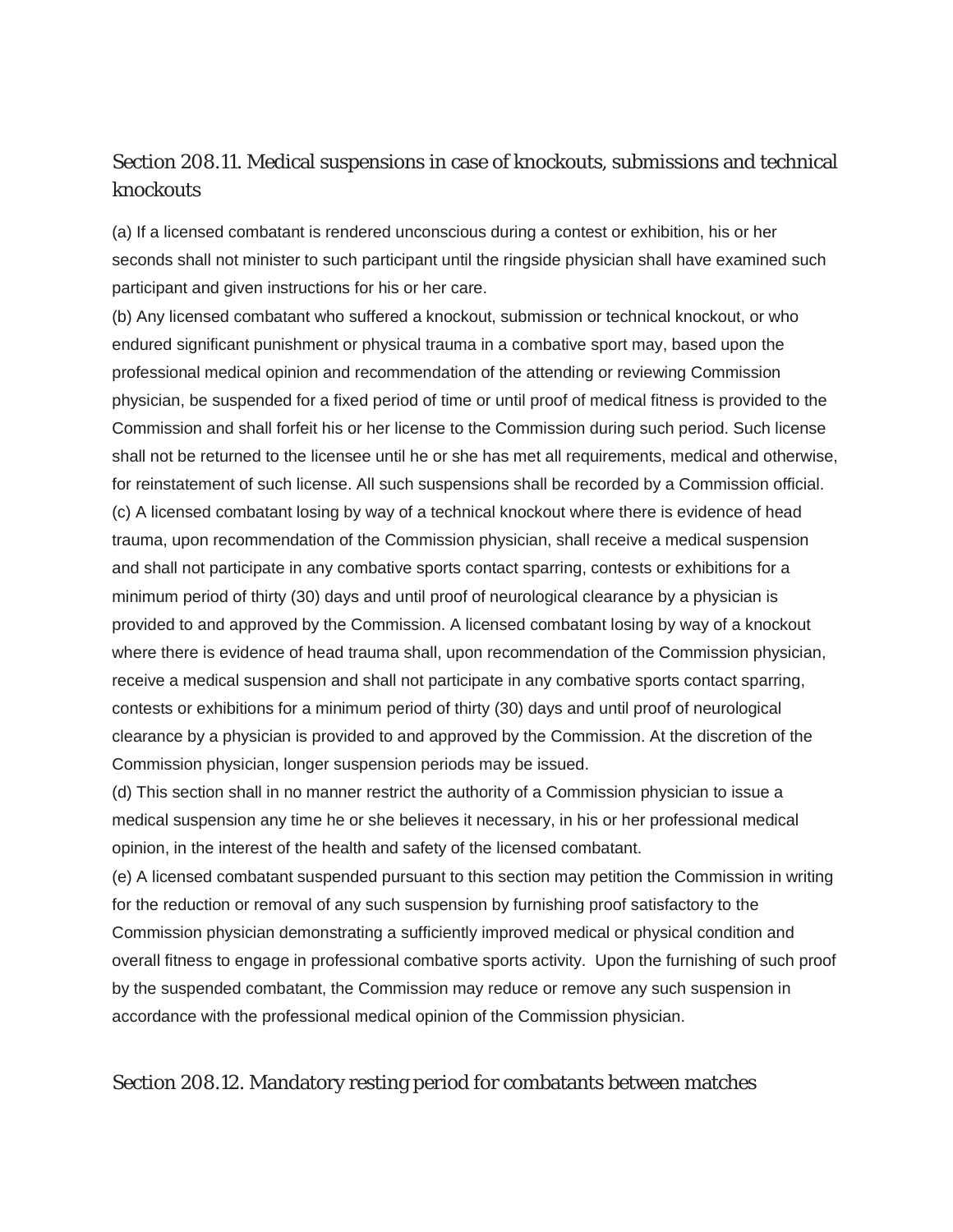## Section 208.11. Medical suspensions in case of knockouts, submissions and technical knockouts

(a) If a licensed combatant is rendered unconscious during a contest or exhibition, his or her seconds shall not minister to such participant until the ringside physician shall have examined such participant and given instructions for his or her care.

(b) Any licensed combatant who suffered a knockout, submission or technical knockout, or who endured significant punishment or physical trauma in a combative sport may, based upon the professional medical opinion and recommendation of the attending or reviewing Commission physician, be suspended for a fixed period of time or until proof of medical fitness is provided to the Commission and shall forfeit his or her license to the Commission during such period. Such license shall not be returned to the licensee until he or she has met all requirements, medical and otherwise, for reinstatement of such license. All such suspensions shall be recorded by a Commission official.

(c) A licensed combatant losing by way of a technical knockout where there is evidence of head trauma, upon recommendation of the Commission physician, shall receive a medical suspension and shall not participate in any combative sports contact sparring, contests or exhibitions for a minimum period of thirty (30) days and until proof of neurological clearance by a physician is provided to and approved by the Commission. A licensed combatant losing by way of a knockout where there is evidence of head trauma shall, upon recommendation of the Commission physician, receive a medical suspension and shall not participate in any combative sports contact sparring, contests or exhibitions for a minimum period of thirty (30) days and until proof of neurological clearance by a physician is provided to and approved by the Commission. At the discretion of the Commission physician, longer suspension periods may be issued.

(d) This section shall in no manner restrict the authority of a Commission physician to issue a medical suspension any time he or she believes it necessary, in his or her professional medical opinion, in the interest of the health and safety of the licensed combatant.

(e) A licensed combatant suspended pursuant to this section may petition the Commission in writing for the reduction or removal of any such suspension by furnishing proof satisfactory to the Commission physician demonstrating a sufficiently improved medical or physical condition and overall fitness to engage in professional combative sports activity. Upon the furnishing of such proof by the suspended combatant, the Commission may reduce or remove any such suspension in accordance with the professional medical opinion of the Commission physician.

## Section 208.12. Mandatory resting period for combatants between matches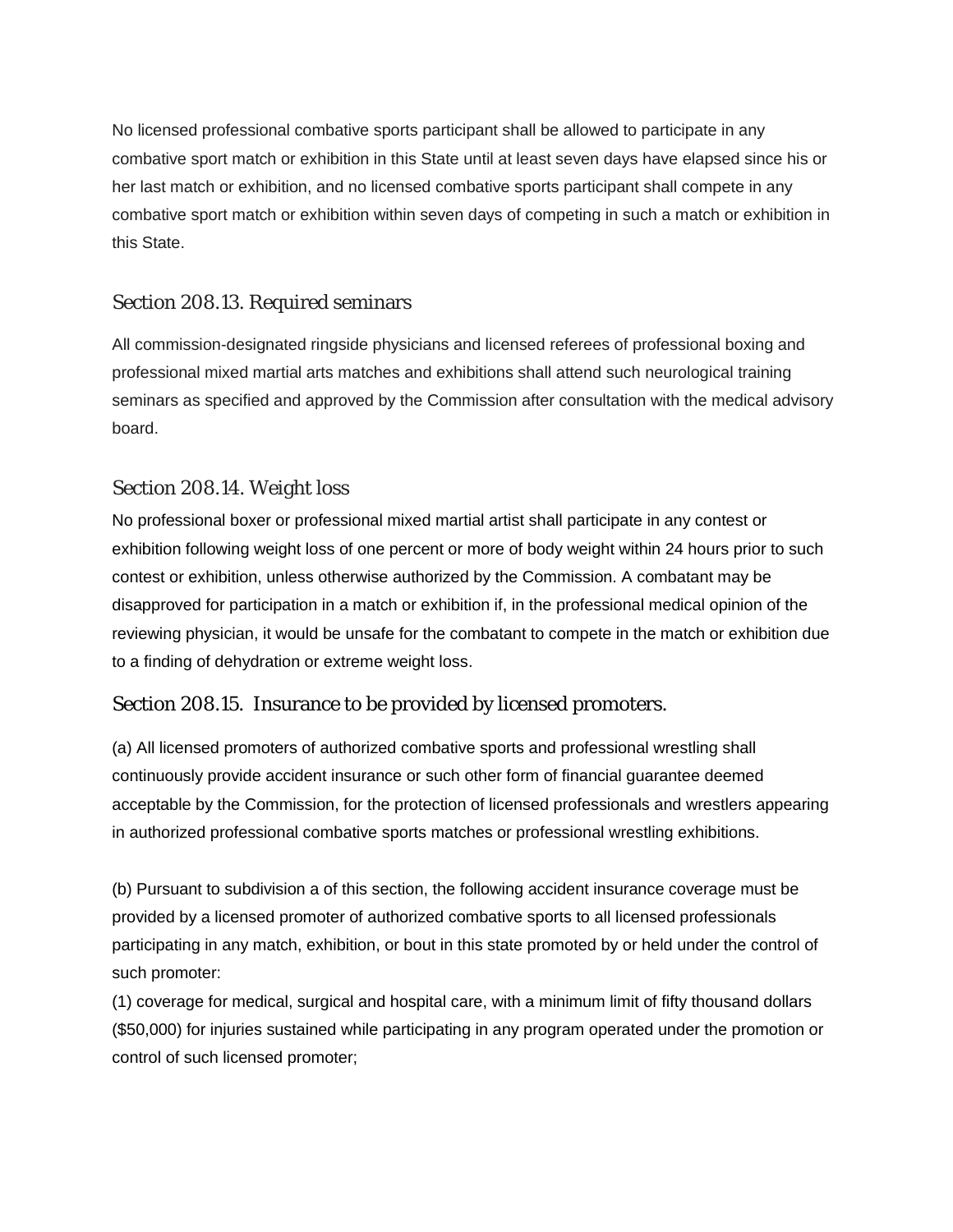No licensed professional combative sports participant shall be allowed to participate in any combative sport match or exhibition in this State until at least seven days have elapsed since his or her last match or exhibition, and no licensed combative sports participant shall compete in any combative sport match or exhibition within seven days of competing in such a match or exhibition in this State.

### Section 208.13. Required seminars

All commission-designated ringside physicians and licensed referees of professional boxing and professional mixed martial arts matches and exhibitions shall attend such neurological training seminars as specified and approved by the Commission after consultation with the medical advisory board.

### Section 208.14. Weight loss

No professional boxer or professional mixed martial artist shall participate in any contest or exhibition following weight loss of one percent or more of body weight within 24 hours prior to such contest or exhibition, unless otherwise authorized by the Commission. A combatant may be disapproved for participation in a match or exhibition if, in the professional medical opinion of the reviewing physician, it would be unsafe for the combatant to compete in the match or exhibition due to a finding of dehydration or extreme weight loss.

### Section 208.15. Insurance to be provided by licensed promoters.

(a) All licensed promoters of authorized combative sports and professional wrestling shall continuously provide accident insurance or such other form of financial guarantee deemed acceptable by the Commission, for the protection of licensed professionals and wrestlers appearing in authorized professional combative sports matches or professional wrestling exhibitions.

(b) Pursuant to subdivision a of this section, the following accident insurance coverage must be provided by a licensed promoter of authorized combative sports to all licensed professionals participating in any match, exhibition, or bout in this state promoted by or held under the control of such promoter:

(1) coverage for medical, surgical and hospital care, with a minimum limit of fifty thousand dollars ($50,000) for injuries sustained while participating in any program operated under the promotion or control of such licensed promoter;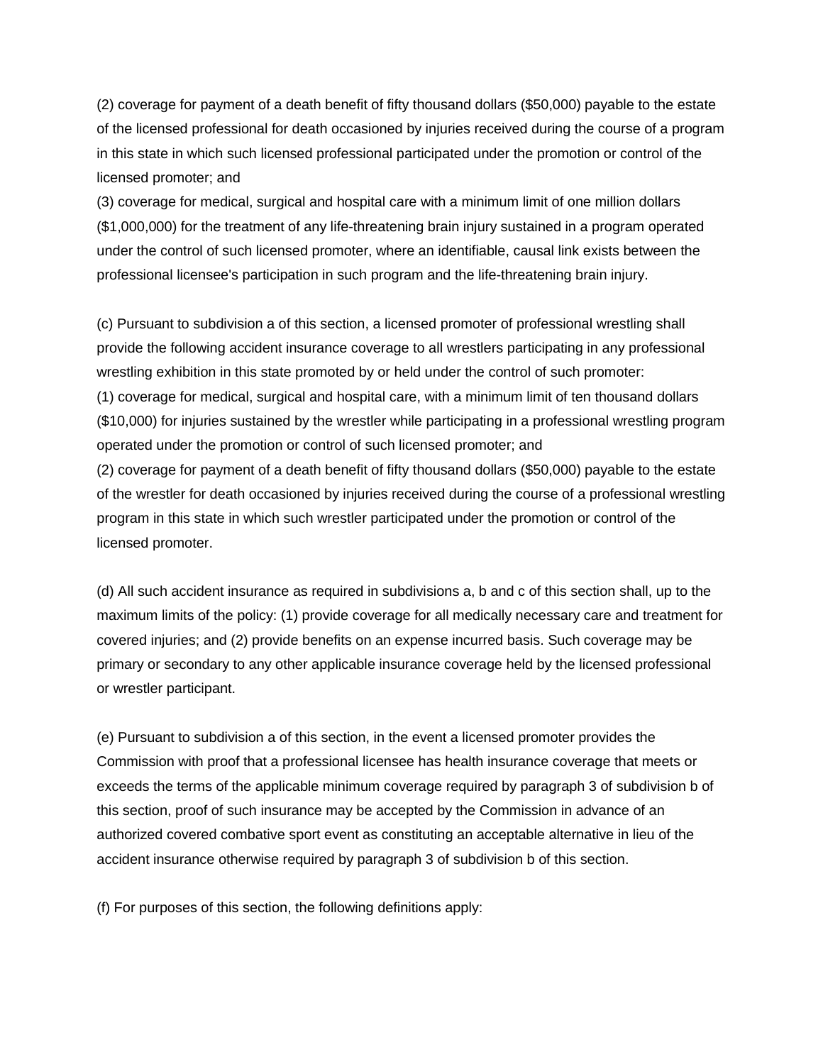(2) coverage for payment of a death benefit of fifty thousand dollars ($50,000) payable to the estate of the licensed professional for death occasioned by injuries received during the course of a program in this state in which such licensed professional participated under the promotion or control of the licensed promoter; and

(3) coverage for medical, surgical and hospital care with a minimum limit of one million dollars ($1,000,000) for the treatment of any life-threatening brain injury sustained in a program operated under the control of such licensed promoter, where an identifiable, causal link exists between the professional licensee's participation in such program and the life-threatening brain injury.

(c) Pursuant to subdivision a of this section, a licensed promoter of professional wrestling shall provide the following accident insurance coverage to all wrestlers participating in any professional wrestling exhibition in this state promoted by or held under the control of such promoter:

(1) coverage for medical, surgical and hospital care, with a minimum limit of ten thousand dollars ($10,000) for injuries sustained by the wrestler while participating in a professional wrestling program operated under the promotion or control of such licensed promoter; and

(2) coverage for payment of a death benefit of fifty thousand dollars ($50,000) payable to the estate of the wrestler for death occasioned by injuries received during the course of a professional wrestling program in this state in which such wrestler participated under the promotion or control of the licensed promoter.

(d) All such accident insurance as required in subdivisions a, b and c of this section shall, up to the maximum limits of the policy: (1) provide coverage for all medically necessary care and treatment for covered injuries; and (2) provide benefits on an expense incurred basis. Such coverage may be primary or secondary to any other applicable insurance coverage held by the licensed professional or wrestler participant.

(e) Pursuant to subdivision a of this section, in the event a licensed promoter provides the Commission with proof that a professional licensee has health insurance coverage that meets or exceeds the terms of the applicable minimum coverage required by paragraph 3 of subdivision b of this section, proof of such insurance may be accepted by the Commission in advance of an authorized covered combative sport event as constituting an acceptable alternative in lieu of the accident insurance otherwise required by paragraph 3 of subdivision b of this section.

(f) For purposes of this section, the following definitions apply: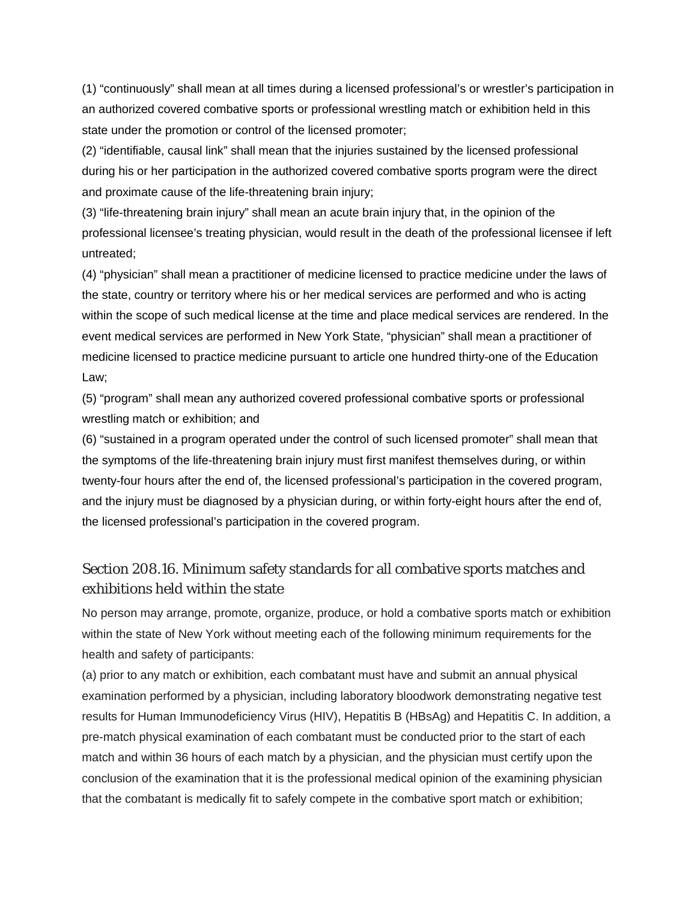(1) “continuously” shall mean at all times during a licensed professional’s or wrestler’s participation in an authorized covered combative sports or professional wrestling match or exhibition held in this state under the promotion or control of the licensed promoter;

(2) “identifiable, causal link” shall mean that the injuries sustained by the licensed professional during his or her participation in the authorized covered combative sports program were the direct and proximate cause of the life-threatening brain injury;

(3) “life-threatening brain injury” shall mean an acute brain injury that, in the opinion of the professional licensee’s treating physician, would result in the death of the professional licensee if left untreated;

(4) “physician” shall mean a practitioner of medicine licensed to practice medicine under the laws of the state, country or territory where his or her medical services are performed and who is acting within the scope of such medical license at the time and place medical services are rendered. In the event medical services are performed in New York State, “physician” shall mean a practitioner of medicine licensed to practice medicine pursuant to article one hundred thirty-one of the Education Law;

(5) “program” shall mean any authorized covered professional combative sports or professional wrestling match or exhibition; and

(6) “sustained in a program operated under the control of such licensed promoter” shall mean that the symptoms of the life-threatening brain injury must first manifest themselves during, or within twenty-four hours after the end of, the licensed professional’s participation in the covered program, and the injury must be diagnosed by a physician during, or within forty-eight hours after the end of, the licensed professional’s participation in the covered program.

## Section 208.16. Minimum safety standards for all combative sports matches and exhibitions held within the state

No person may arrange, promote, organize, produce, or hold a combative sports match or exhibition within the state of New York without meeting each of the following minimum requirements for the health and safety of participants:

(a) prior to any match or exhibition, each combatant must have and submit an annual physical examination performed by a physician, including laboratory bloodwork demonstrating negative test results for Human Immunodeficiency Virus (HIV), Hepatitis B (HBsAg) and Hepatitis C. In addition, a pre-match physical examination of each combatant must be conducted prior to the start of each match and within 36 hours of each match by a physician, and the physician must certify upon the conclusion of the examination that it is the professional medical opinion of the examining physician that the combatant is medically fit to safely compete in the combative sport match or exhibition;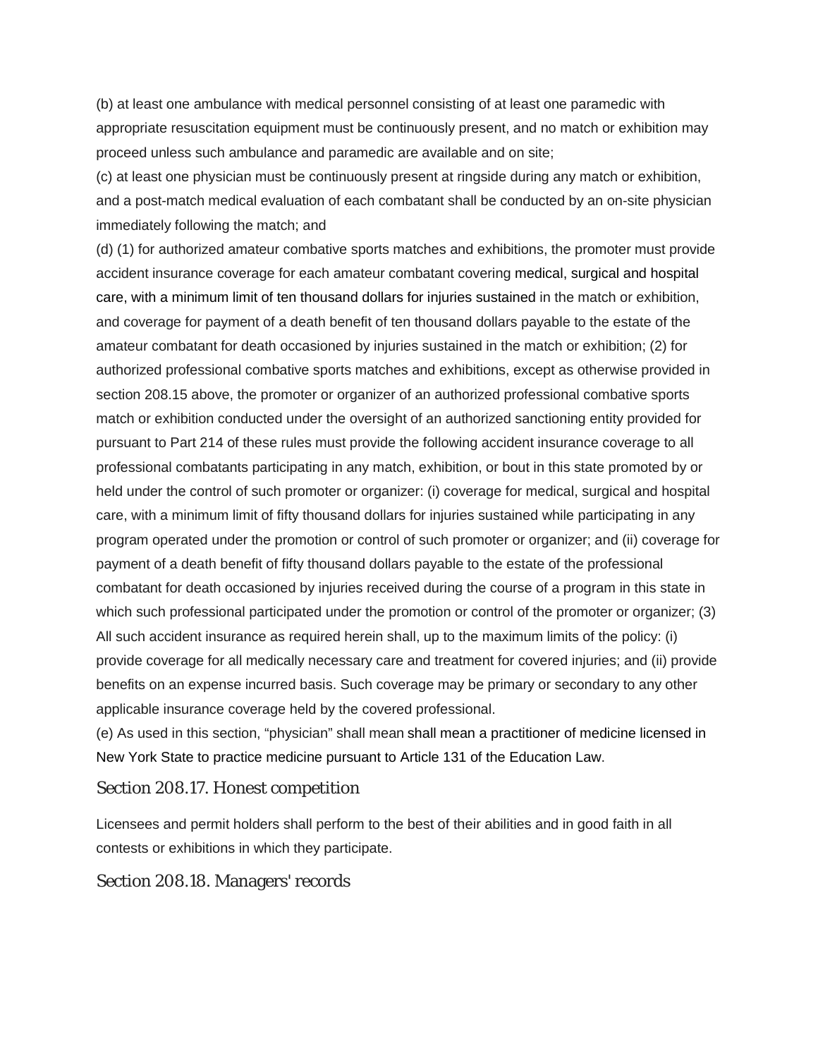(b) at least one ambulance with medical personnel consisting of at least one paramedic with appropriate resuscitation equipment must be continuously present, and no match or exhibition may proceed unless such ambulance and paramedic are available and on site;

(c) at least one physician must be continuously present at ringside during any match or exhibition, and a post-match medical evaluation of each combatant shall be conducted by an on-site physician immediately following the match; and

(d) (1) for authorized amateur combative sports matches and exhibitions, the promoter must provide accident insurance coverage for each amateur combatant covering medical, surgical and hospital care, with a minimum limit of ten thousand dollars for injuries sustained in the match or exhibition, and coverage for payment of a death benefit of ten thousand dollars payable to the estate of the amateur combatant for death occasioned by injuries sustained in the match or exhibition; (2) for authorized professional combative sports matches and exhibitions, except as otherwise provided in section 208.15 above, the promoter or organizer of an authorized professional combative sports match or exhibition conducted under the oversight of an authorized sanctioning entity provided for pursuant to Part 214 of these rules must provide the following accident insurance coverage to all professional combatants participating in any match, exhibition, or bout in this state promoted by or held under the control of such promoter or organizer: (i) coverage for medical, surgical and hospital care, with a minimum limit of fifty thousand dollars for injuries sustained while participating in any program operated under the promotion or control of such promoter or organizer; and (ii) coverage for payment of a death benefit of fifty thousand dollars payable to the estate of the professional combatant for death occasioned by injuries received during the course of a program in this state in which such professional participated under the promotion or control of the promoter or organizer; (3) All such accident insurance as required herein shall, up to the maximum limits of the policy: (i) provide coverage for all medically necessary care and treatment for covered injuries; and (ii) provide benefits on an expense incurred basis. Such coverage may be primary or secondary to any other applicable insurance coverage held by the covered professional.

(e) As used in this section, "physician" shall mean shall mean a practitioner of medicine licensed in New York State to practice medicine pursuant to Article 131 of the Education Law.

## Section 208.17. Honest competition

Licensees and permit holders shall perform to the best of their abilities and in good faith in all contests or exhibitions in which they participate.

## Section 208.18. Managers' records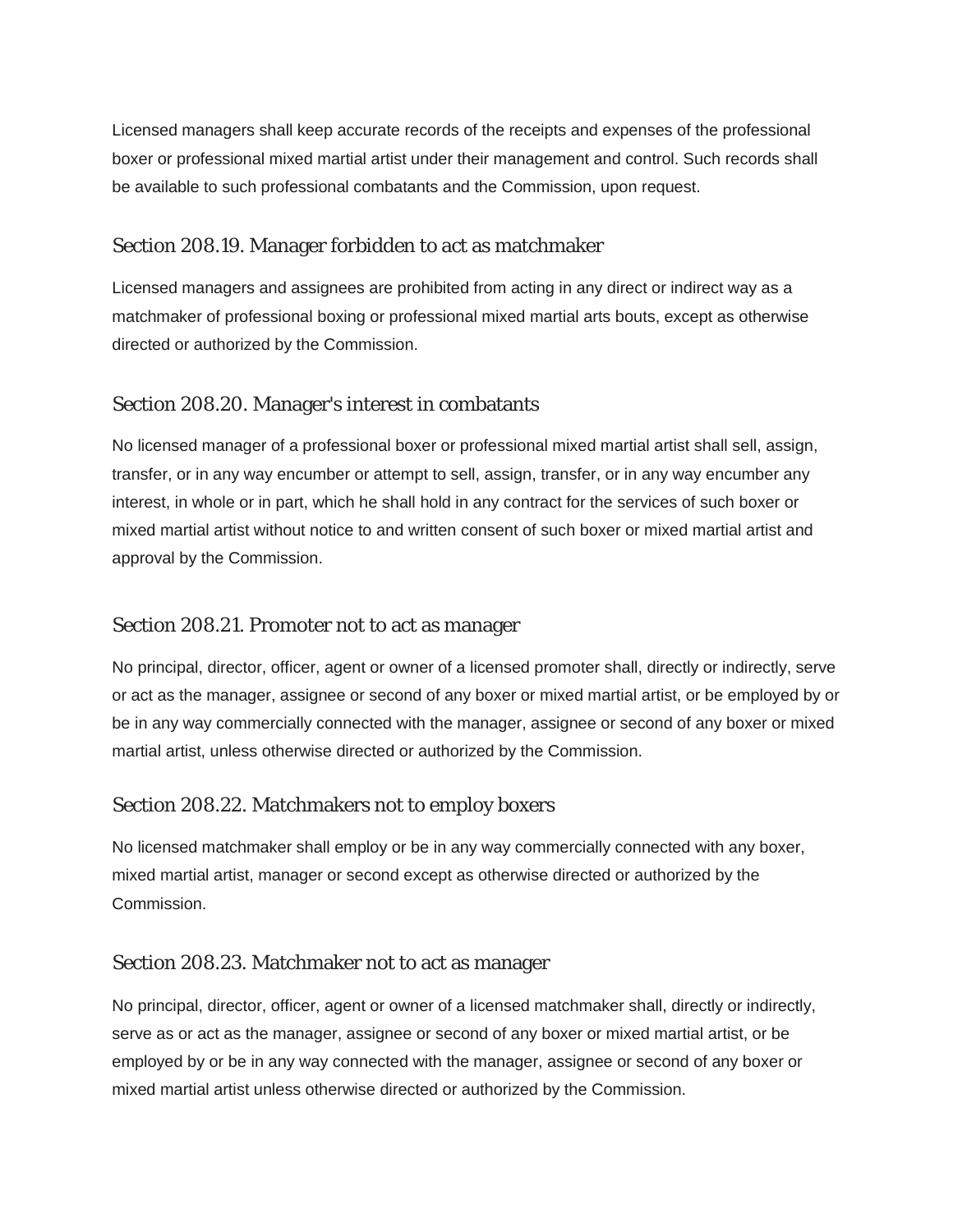Licensed managers shall keep accurate records of the receipts and expenses of the professional boxer or professional mixed martial artist under their management and control. Such records shall be available to such professional combatants and the Commission, upon request.

### Section 208.19. Manager forbidden to act as matchmaker

Licensed managers and assignees are prohibited from acting in any direct or indirect way as a matchmaker of professional boxing or professional mixed martial arts bouts, except as otherwise directed or authorized by the Commission.

### Section 208.20. Manager's interest in combatants

No licensed manager of a professional boxer or professional mixed martial artist shall sell, assign, transfer, or in any way encumber or attempt to sell, assign, transfer, or in any way encumber any interest, in whole or in part, which he shall hold in any contract for the services of such boxer or mixed martial artist without notice to and written consent of such boxer or mixed martial artist and approval by the Commission.

### Section 208.21. Promoter not to act as manager

No principal, director, officer, agent or owner of a licensed promoter shall, directly or indirectly, serve or act as the manager, assignee or second of any boxer or mixed martial artist, or be employed by or be in any way commercially connected with the manager, assignee or second of any boxer or mixed martial artist, unless otherwise directed or authorized by the Commission.

### Section 208.22. Matchmakers not to employ boxers

No licensed matchmaker shall employ or be in any way commercially connected with any boxer, mixed martial artist, manager or second except as otherwise directed or authorized by the Commission.

### Section 208.23. Matchmaker not to act as manager

No principal, director, officer, agent or owner of a licensed matchmaker shall, directly or indirectly, serve as or act as the manager, assignee or second of any boxer or mixed martial artist, or be employed by or be in any way connected with the manager, assignee or second of any boxer or mixed martial artist unless otherwise directed or authorized by the Commission.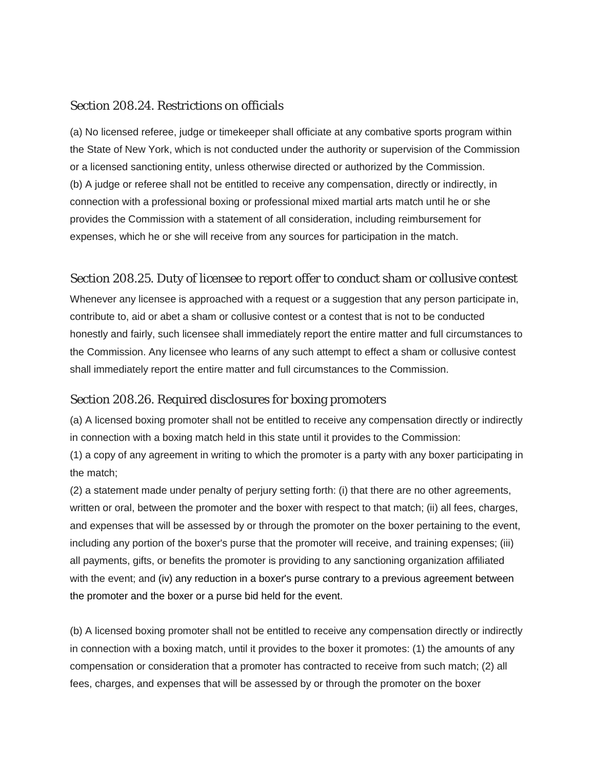## Section 208.24. Restrictions on officials

(a) No licensed referee, judge or timekeeper shall officiate at any combative sports program within the State of New York, which is not conducted under the authority or supervision of the Commission or a licensed sanctioning entity, unless otherwise directed or authorized by the Commission.
(b) A judge or referee shall not be entitled to receive any compensation, directly or indirectly, in connection with a professional boxing or professional mixed martial arts match until he or she provides the Commission with a statement of all consideration, including reimbursement for expenses, which he or she will receive from any sources for participation in the match.

## Section 208.25. Duty of licensee to report offer to conduct sham or collusive contest

Whenever any licensee is approached with a request or a suggestion that any person participate in, contribute to, aid or abet a sham or collusive contest or a contest that is not to be conducted honestly and fairly, such licensee shall immediately report the entire matter and full circumstances to the Commission. Any licensee who learns of any such attempt to effect a sham or collusive contest shall immediately report the entire matter and full circumstances to the Commission.

## Section 208.26. Required disclosures for boxing promoters

(a) A licensed boxing promoter shall not be entitled to receive any compensation directly or indirectly in connection with a boxing match held in this state until it provides to the Commission:
(1) a copy of any agreement in writing to which the promoter is a party with any boxer participating in the match;
(2) a statement made under penalty of perjury setting forth: (i) that there are no other agreements, written or oral, between the promoter and the boxer with respect to that match; (ii) all fees, charges, and expenses that will be assessed by or through the promoter on the boxer pertaining to the event, including any portion of the boxer's purse that the promoter will receive, and training expenses; (iii) all payments, gifts, or benefits the promoter is providing to any sanctioning organization affiliated with the event; and (iv) any reduction in a boxer's purse contrary to a previous agreement between the promoter and the boxer or a purse bid held for the event.

(b) A licensed boxing promoter shall not be entitled to receive any compensation directly or indirectly in connection with a boxing match, until it provides to the boxer it promotes: (1) the amounts of any compensation or consideration that a promoter has contracted to receive from such match; (2) all fees, charges, and expenses that will be assessed by or through the promoter on the boxer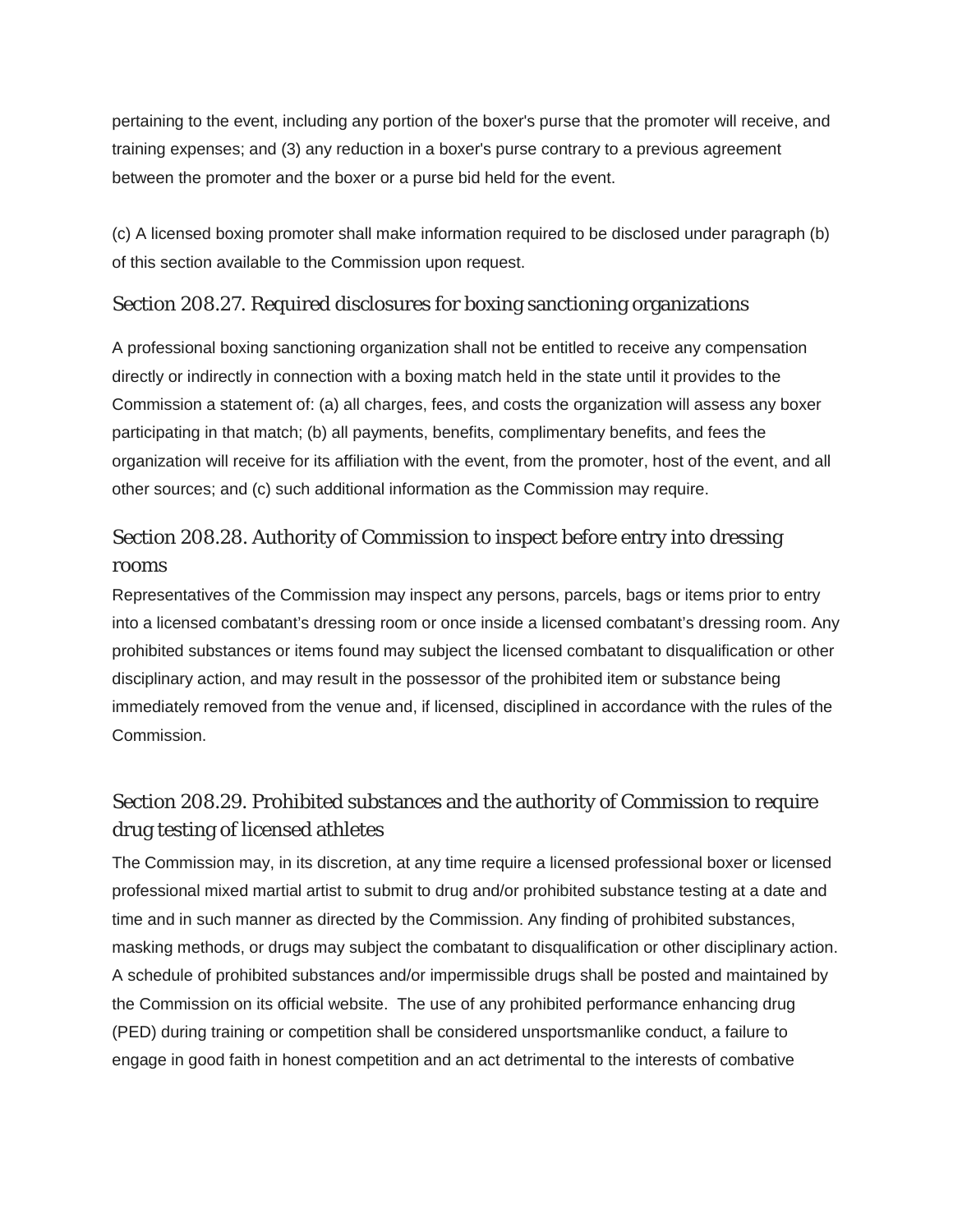pertaining to the event, including any portion of the boxer's purse that the promoter will receive, and training expenses; and (3) any reduction in a boxer's purse contrary to a previous agreement between the promoter and the boxer or a purse bid held for the event.

(c) A licensed boxing promoter shall make information required to be disclosed under paragraph (b) of this section available to the Commission upon request.

### Section 208.27. Required disclosures for boxing sanctioning organizations

A professional boxing sanctioning organization shall not be entitled to receive any compensation directly or indirectly in connection with a boxing match held in the state until it provides to the Commission a statement of: (a) all charges, fees, and costs the organization will assess any boxer participating in that match; (b) all payments, benefits, complimentary benefits, and fees the organization will receive for its affiliation with the event, from the promoter, host of the event, and all other sources; and (c) such additional information as the Commission may require.

### Section 208.28. Authority of Commission to inspect before entry into dressing rooms

Representatives of the Commission may inspect any persons, parcels, bags or items prior to entry into a licensed combatant's dressing room or once inside a licensed combatant's dressing room. Any prohibited substances or items found may subject the licensed combatant to disqualification or other disciplinary action, and may result in the possessor of the prohibited item or substance being immediately removed from the venue and, if licensed, disciplined in accordance with the rules of the Commission.

### Section 208.29. Prohibited substances and the authority of Commission to require drug testing of licensed athletes

The Commission may, in its discretion, at any time require a licensed professional boxer or licensed professional mixed martial artist to submit to drug and/or prohibited substance testing at a date and time and in such manner as directed by the Commission. Any finding of prohibited substances, masking methods, or drugs may subject the combatant to disqualification or other disciplinary action. A schedule of prohibited substances and/or impermissible drugs shall be posted and maintained by the Commission on its official website. The use of any prohibited performance enhancing drug (PED) during training or competition shall be considered unsportsmanlike conduct, a failure to engage in good faith in honest competition and an act detrimental to the interests of combative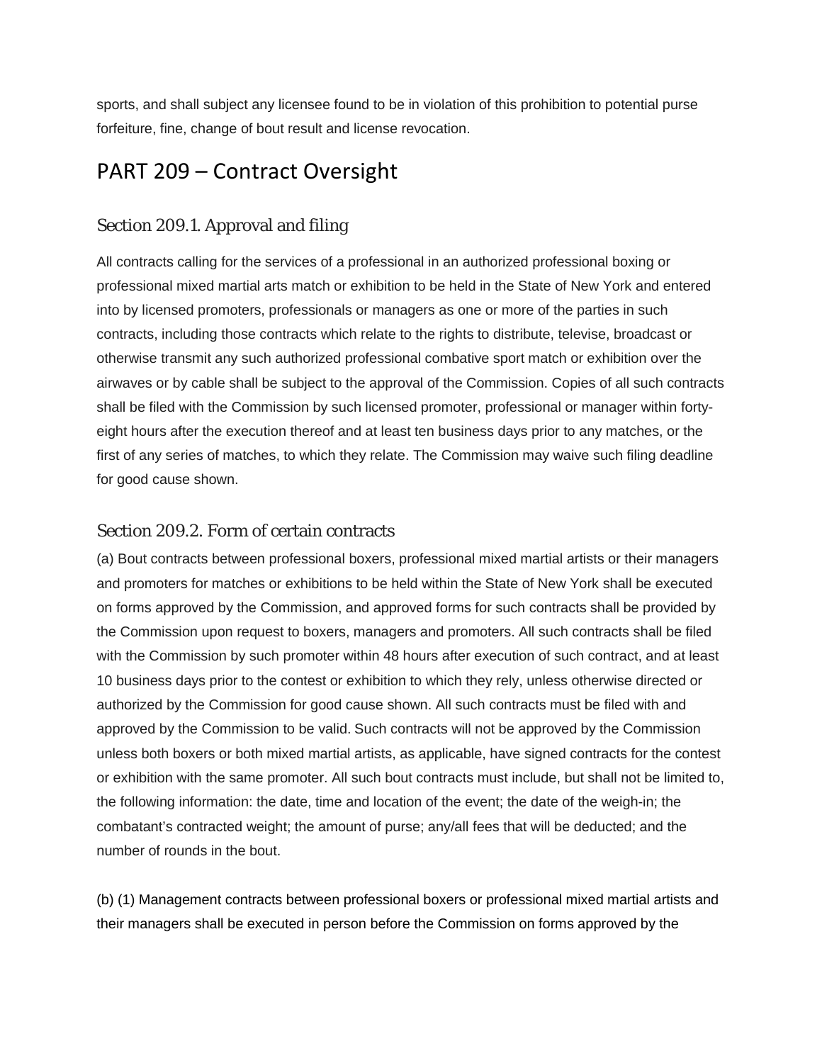sports, and shall subject any licensee found to be in violation of this prohibition to potential purse forfeiture, fine, change of bout result and license revocation.

# PART 209 – Contract Oversight

## Section 209.1. Approval and filing

All contracts calling for the services of a professional in an authorized professional boxing or professional mixed martial arts match or exhibition to be held in the State of New York and entered into by licensed promoters, professionals or managers as one or more of the parties in such contracts, including those contracts which relate to the rights to distribute, televise, broadcast or otherwise transmit any such authorized professional combative sport match or exhibition over the airwaves or by cable shall be subject to the approval of the Commission. Copies of all such contracts shall be filed with the Commission by such licensed promoter, professional or manager within forty-eight hours after the execution thereof and at least ten business days prior to any matches, or the first of any series of matches, to which they relate. The Commission may waive such filing deadline for good cause shown.

## Section 209.2. Form of certain contracts

(a) Bout contracts between professional boxers, professional mixed martial artists or their managers and promoters for matches or exhibitions to be held within the State of New York shall be executed on forms approved by the Commission, and approved forms for such contracts shall be provided by the Commission upon request to boxers, managers and promoters. All such contracts shall be filed with the Commission by such promoter within 48 hours after execution of such contract, and at least 10 business days prior to the contest or exhibition to which they rely, unless otherwise directed or authorized by the Commission for good cause shown. All such contracts must be filed with and approved by the Commission to be valid. Such contracts will not be approved by the Commission unless both boxers or both mixed martial artists, as applicable, have signed contracts for the contest or exhibition with the same promoter. All such bout contracts must include, but shall not be limited to, the following information: the date, time and location of the event; the date of the weigh-in; the combatant's contracted weight; the amount of purse; any/all fees that will be deducted; and the number of rounds in the bout.

(b) (1) Management contracts between professional boxers or professional mixed martial artists and their managers shall be executed in person before the Commission on forms approved by the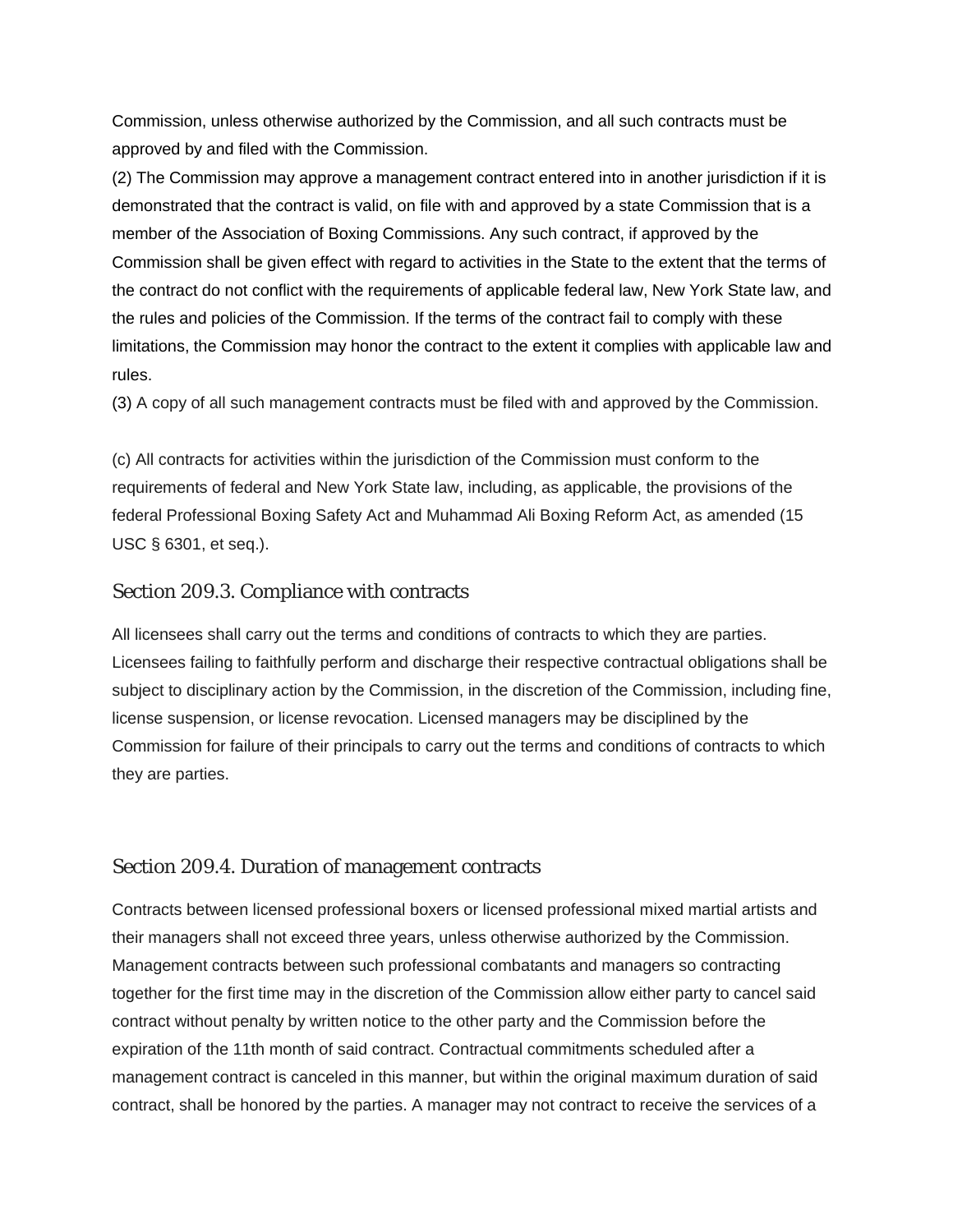Commission, unless otherwise authorized by the Commission, and all such contracts must be approved by and filed with the Commission.

(2) The Commission may approve a management contract entered into in another jurisdiction if it is demonstrated that the contract is valid, on file with and approved by a state Commission that is a member of the Association of Boxing Commissions. Any such contract, if approved by the Commission shall be given effect with regard to activities in the State to the extent that the terms of the contract do not conflict with the requirements of applicable federal law, New York State law, and the rules and policies of the Commission. If the terms of the contract fail to comply with these limitations, the Commission may honor the contract to the extent it complies with applicable law and rules.

(3) A copy of all such management contracts must be filed with and approved by the Commission.

(c) All contracts for activities within the jurisdiction of the Commission must conform to the requirements of federal and New York State law, including, as applicable, the provisions of the federal Professional Boxing Safety Act and Muhammad Ali Boxing Reform Act, as amended (15 USC § 6301, et seq.).

### Section 209.3. Compliance with contracts

All licensees shall carry out the terms and conditions of contracts to which they are parties. Licensees failing to faithfully perform and discharge their respective contractual obligations shall be subject to disciplinary action by the Commission, in the discretion of the Commission, including fine, license suspension, or license revocation. Licensed managers may be disciplined by the Commission for failure of their principals to carry out the terms and conditions of contracts to which they are parties.

### Section 209.4. Duration of management contracts

Contracts between licensed professional boxers or licensed professional mixed martial artists and their managers shall not exceed three years, unless otherwise authorized by the Commission. Management contracts between such professional combatants and managers so contracting together for the first time may in the discretion of the Commission allow either party to cancel said contract without penalty by written notice to the other party and the Commission before the expiration of the 11th month of said contract. Contractual commitments scheduled after a management contract is canceled in this manner, but within the original maximum duration of said contract, shall be honored by the parties. A manager may not contract to receive the services of a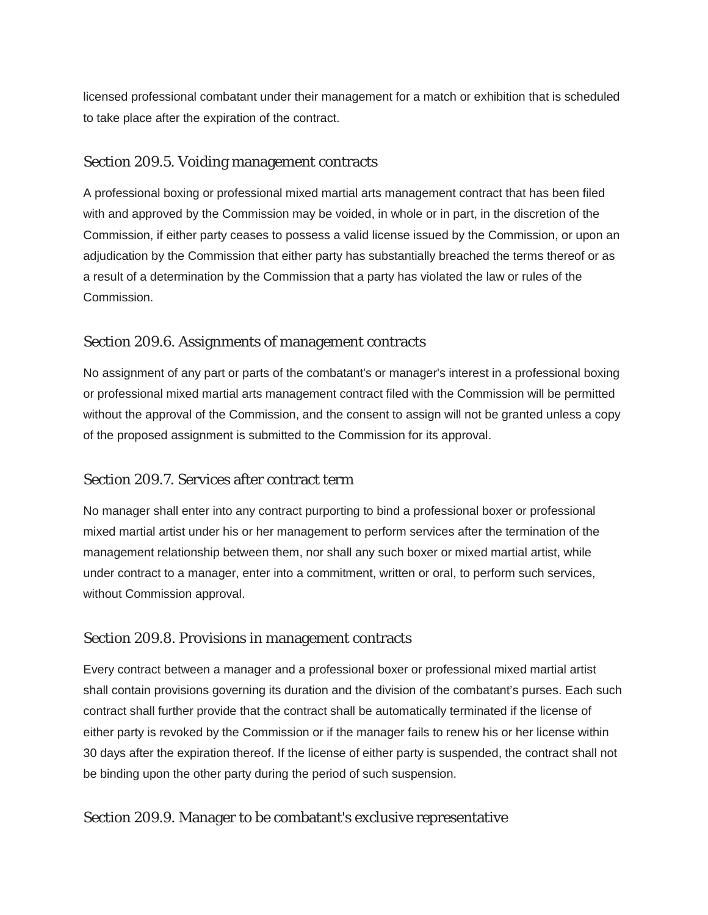licensed professional combatant under their management for a match or exhibition that is scheduled to take place after the expiration of the contract.

### Section 209.5. Voiding management contracts

A professional boxing or professional mixed martial arts management contract that has been filed with and approved by the Commission may be voided, in whole or in part, in the discretion of the Commission, if either party ceases to possess a valid license issued by the Commission, or upon an adjudication by the Commission that either party has substantially breached the terms thereof or as a result of a determination by the Commission that a party has violated the law or rules of the Commission.

### Section 209.6. Assignments of management contracts

No assignment of any part or parts of the combatant's or manager's interest in a professional boxing or professional mixed martial arts management contract filed with the Commission will be permitted without the approval of the Commission, and the consent to assign will not be granted unless a copy of the proposed assignment is submitted to the Commission for its approval.

### Section 209.7. Services after contract term

No manager shall enter into any contract purporting to bind a professional boxer or professional mixed martial artist under his or her management to perform services after the termination of the management relationship between them, nor shall any such boxer or mixed martial artist, while under contract to a manager, enter into a commitment, written or oral, to perform such services, without Commission approval.

### Section 209.8. Provisions in management contracts

Every contract between a manager and a professional boxer or professional mixed martial artist shall contain provisions governing its duration and the division of the combatant's purses. Each such contract shall further provide that the contract shall be automatically terminated if the license of either party is revoked by the Commission or if the manager fails to renew his or her license within 30 days after the expiration thereof. If the license of either party is suspended, the contract shall not be binding upon the other party during the period of such suspension.

### Section 209.9. Manager to be combatant's exclusive representative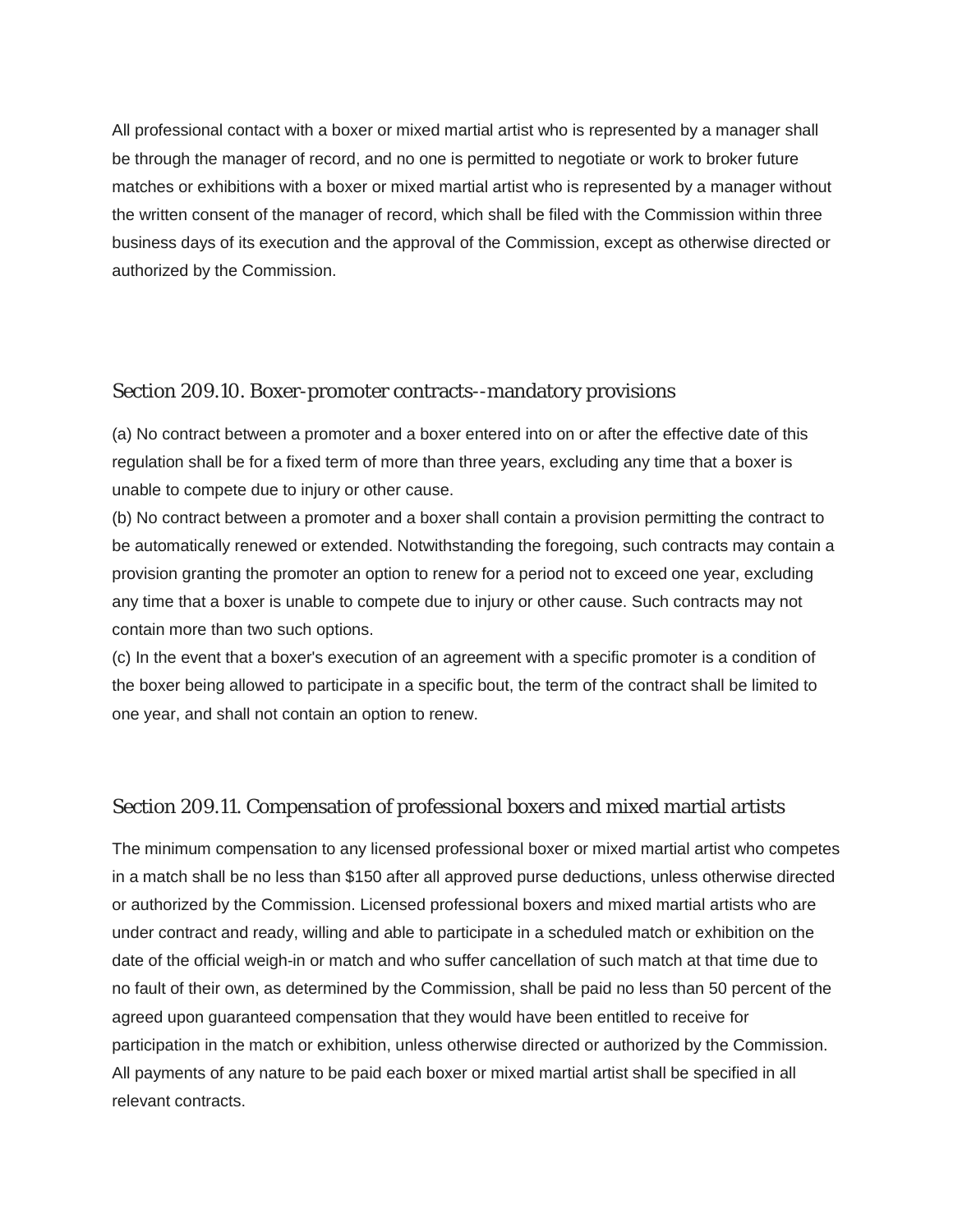All professional contact with a boxer or mixed martial artist who is represented by a manager shall be through the manager of record, and no one is permitted to negotiate or work to broker future matches or exhibitions with a boxer or mixed martial artist who is represented by a manager without the written consent of the manager of record, which shall be filed with the Commission within three business days of its execution and the approval of the Commission, except as otherwise directed or authorized by the Commission.

## Section 209.10. Boxer-promoter contracts--mandatory provisions

(a) No contract between a promoter and a boxer entered into on or after the effective date of this regulation shall be for a fixed term of more than three years, excluding any time that a boxer is unable to compete due to injury or other cause.
(b) No contract between a promoter and a boxer shall contain a provision permitting the contract to be automatically renewed or extended. Notwithstanding the foregoing, such contracts may contain a provision granting the promoter an option to renew for a period not to exceed one year, excluding any time that a boxer is unable to compete due to injury or other cause. Such contracts may not contain more than two such options.
(c) In the event that a boxer's execution of an agreement with a specific promoter is a condition of the boxer being allowed to participate in a specific bout, the term of the contract shall be limited to one year, and shall not contain an option to renew.

## Section 209.11. Compensation of professional boxers and mixed martial artists

The minimum compensation to any licensed professional boxer or mixed martial artist who competes in a match shall be no less than $150 after all approved purse deductions, unless otherwise directed or authorized by the Commission. Licensed professional boxers and mixed martial artists who are under contract and ready, willing and able to participate in a scheduled match or exhibition on the date of the official weigh-in or match and who suffer cancellation of such match at that time due to no fault of their own, as determined by the Commission, shall be paid no less than 50 percent of the agreed upon guaranteed compensation that they would have been entitled to receive for participation in the match or exhibition, unless otherwise directed or authorized by the Commission. All payments of any nature to be paid each boxer or mixed martial artist shall be specified in all relevant contracts.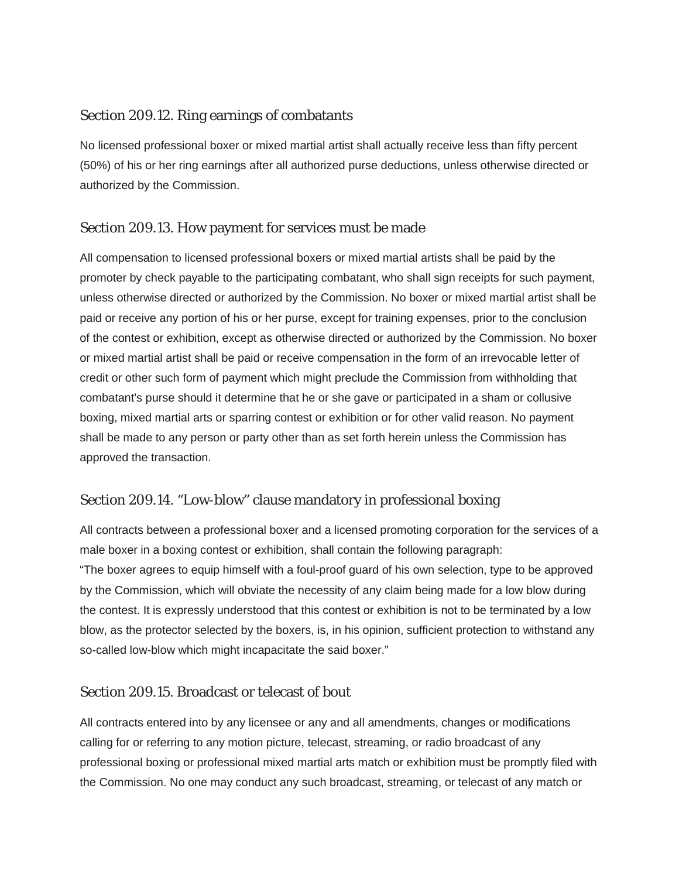### Section 209.12. Ring earnings of combatants

No licensed professional boxer or mixed martial artist shall actually receive less than fifty percent (50%) of his or her ring earnings after all authorized purse deductions, unless otherwise directed or authorized by the Commission.

### Section 209.13. How payment for services must be made

All compensation to licensed professional boxers or mixed martial artists shall be paid by the promoter by check payable to the participating combatant, who shall sign receipts for such payment, unless otherwise directed or authorized by the Commission. No boxer or mixed martial artist shall be paid or receive any portion of his or her purse, except for training expenses, prior to the conclusion of the contest or exhibition, except as otherwise directed or authorized by the Commission. No boxer or mixed martial artist shall be paid or receive compensation in the form of an irrevocable letter of credit or other such form of payment which might preclude the Commission from withholding that combatant's purse should it determine that he or she gave or participated in a sham or collusive boxing, mixed martial arts or sparring contest or exhibition or for other valid reason. No payment shall be made to any person or party other than as set forth herein unless the Commission has approved the transaction.

### Section 209.14. "Low-blow" clause mandatory in professional boxing

All contracts between a professional boxer and a licensed promoting corporation for the services of a male boxer in a boxing contest or exhibition, shall contain the following paragraph:
"The boxer agrees to equip himself with a foul-proof guard of his own selection, type to be approved by the Commission, which will obviate the necessity of any claim being made for a low blow during the contest. It is expressly understood that this contest or exhibition is not to be terminated by a low blow, as the protector selected by the boxers, is, in his opinion, sufficient protection to withstand any so-called low-blow which might incapacitate the said boxer."

### Section 209.15. Broadcast or telecast of bout

All contracts entered into by any licensee or any and all amendments, changes or modifications calling for or referring to any motion picture, telecast, streaming, or radio broadcast of any professional boxing or professional mixed martial arts match or exhibition must be promptly filed with the Commission. No one may conduct any such broadcast, streaming, or telecast of any match or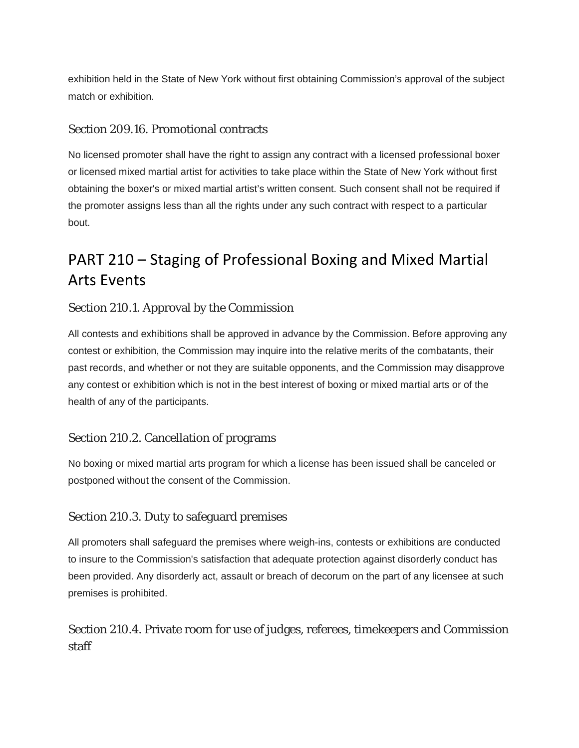exhibition held in the State of New York without first obtaining Commission's approval of the subject match or exhibition.

### Section 209.16. Promotional contracts

No licensed promoter shall have the right to assign any contract with a licensed professional boxer or licensed mixed martial artist for activities to take place within the State of New York without first obtaining the boxer's or mixed martial artist's written consent. Such consent shall not be required if the promoter assigns less than all the rights under any such contract with respect to a particular bout.

## PART 210 – Staging of Professional Boxing and Mixed Martial Arts Events

### Section 210.1. Approval by the Commission

All contests and exhibitions shall be approved in advance by the Commission. Before approving any contest or exhibition, the Commission may inquire into the relative merits of the combatants, their past records, and whether or not they are suitable opponents, and the Commission may disapprove any contest or exhibition which is not in the best interest of boxing or mixed martial arts or of the health of any of the participants.

### Section 210.2. Cancellation of programs

No boxing or mixed martial arts program for which a license has been issued shall be canceled or postponed without the consent of the Commission.

### Section 210.3. Duty to safeguard premises

All promoters shall safeguard the premises where weigh-ins, contests or exhibitions are conducted to insure to the Commission's satisfaction that adequate protection against disorderly conduct has been provided. Any disorderly act, assault or breach of decorum on the part of any licensee at such premises is prohibited.

### Section 210.4. Private room for use of judges, referees, timekeepers and Commission staff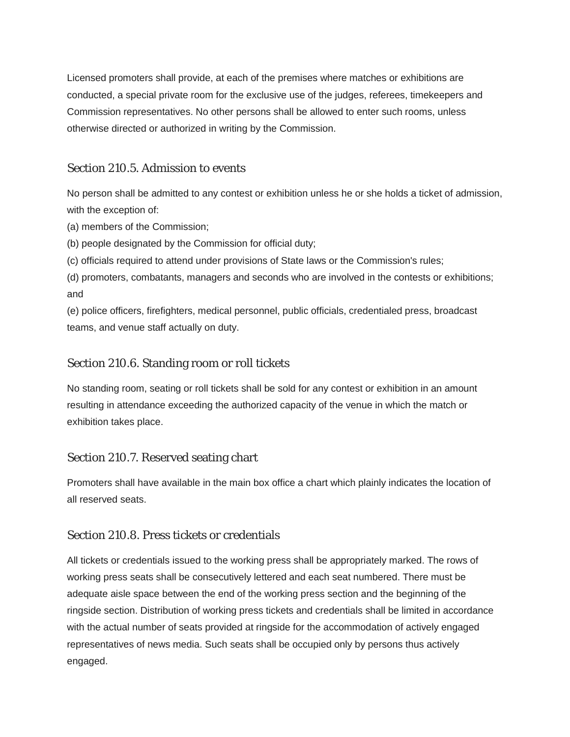Licensed promoters shall provide, at each of the premises where matches or exhibitions are conducted, a special private room for the exclusive use of the judges, referees, timekeepers and Commission representatives. No other persons shall be allowed to enter such rooms, unless otherwise directed or authorized in writing by the Commission.

### Section 210.5. Admission to events

No person shall be admitted to any contest or exhibition unless he or she holds a ticket of admission, with the exception of:

(a) members of the Commission;

(b) people designated by the Commission for official duty;

(c) officials required to attend under provisions of State laws or the Commission's rules;

(d) promoters, combatants, managers and seconds who are involved in the contests or exhibitions; and

(e) police officers, firefighters, medical personnel, public officials, credentialed press, broadcast teams, and venue staff actually on duty.

### Section 210.6. Standing room or roll tickets

No standing room, seating or roll tickets shall be sold for any contest or exhibition in an amount resulting in attendance exceeding the authorized capacity of the venue in which the match or exhibition takes place.

### Section 210.7. Reserved seating chart

Promoters shall have available in the main box office a chart which plainly indicates the location of all reserved seats.

### Section 210.8. Press tickets or credentials

All tickets or credentials issued to the working press shall be appropriately marked. The rows of working press seats shall be consecutively lettered and each seat numbered. There must be adequate aisle space between the end of the working press section and the beginning of the ringside section. Distribution of working press tickets and credentials shall be limited in accordance with the actual number of seats provided at ringside for the accommodation of actively engaged representatives of news media. Such seats shall be occupied only by persons thus actively engaged.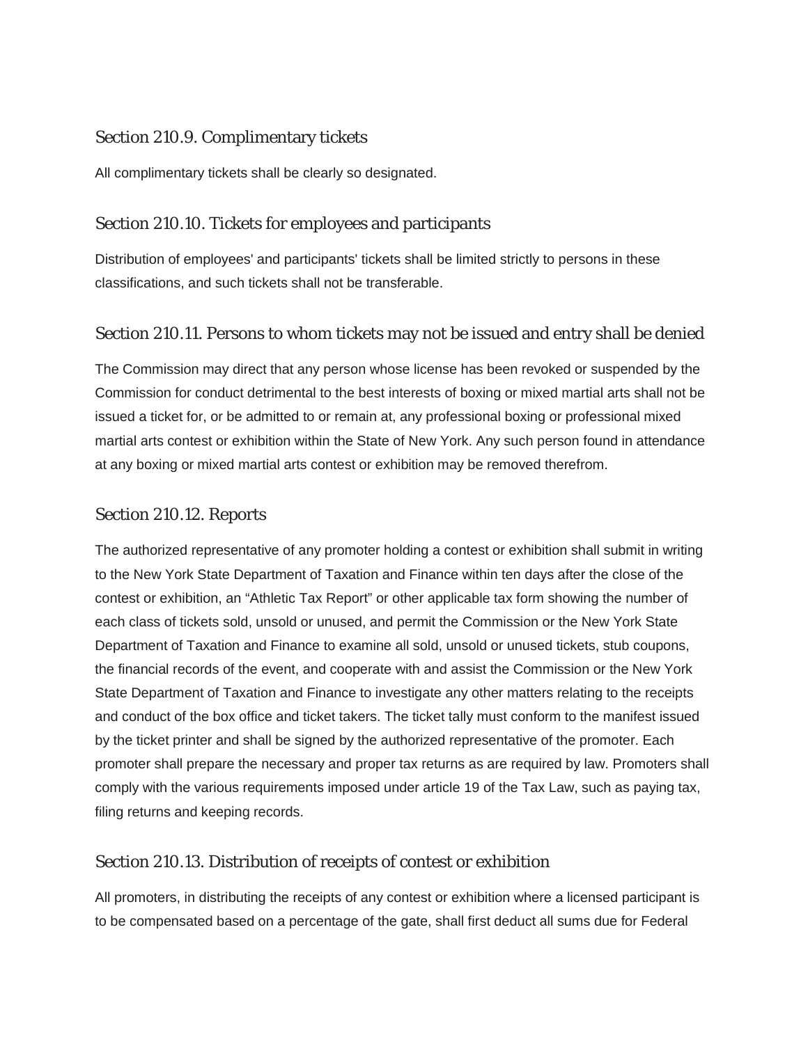### Section 210.9. Complimentary tickets

All complimentary tickets shall be clearly so designated.

### Section 210.10. Tickets for employees and participants

Distribution of employees' and participants' tickets shall be limited strictly to persons in these classifications, and such tickets shall not be transferable.

### Section 210.11. Persons to whom tickets may not be issued and entry shall be denied

The Commission may direct that any person whose license has been revoked or suspended by the Commission for conduct detrimental to the best interests of boxing or mixed martial arts shall not be issued a ticket for, or be admitted to or remain at, any professional boxing or professional mixed martial arts contest or exhibition within the State of New York. Any such person found in attendance at any boxing or mixed martial arts contest or exhibition may be removed therefrom.

### Section 210.12. Reports

The authorized representative of any promoter holding a contest or exhibition shall submit in writing to the New York State Department of Taxation and Finance within ten days after the close of the contest or exhibition, an "Athletic Tax Report" or other applicable tax form showing the number of each class of tickets sold, unsold or unused, and permit the Commission or the New York State Department of Taxation and Finance to examine all sold, unsold or unused tickets, stub coupons, the financial records of the event, and cooperate with and assist the Commission or the New York State Department of Taxation and Finance to investigate any other matters relating to the receipts and conduct of the box office and ticket takers. The ticket tally must conform to the manifest issued by the ticket printer and shall be signed by the authorized representative of the promoter. Each promoter shall prepare the necessary and proper tax returns as are required by law. Promoters shall comply with the various requirements imposed under article 19 of the Tax Law, such as paying tax, filing returns and keeping records.

### Section 210.13. Distribution of receipts of contest or exhibition

All promoters, in distributing the receipts of any contest or exhibition where a licensed participant is to be compensated based on a percentage of the gate, shall first deduct all sums due for Federal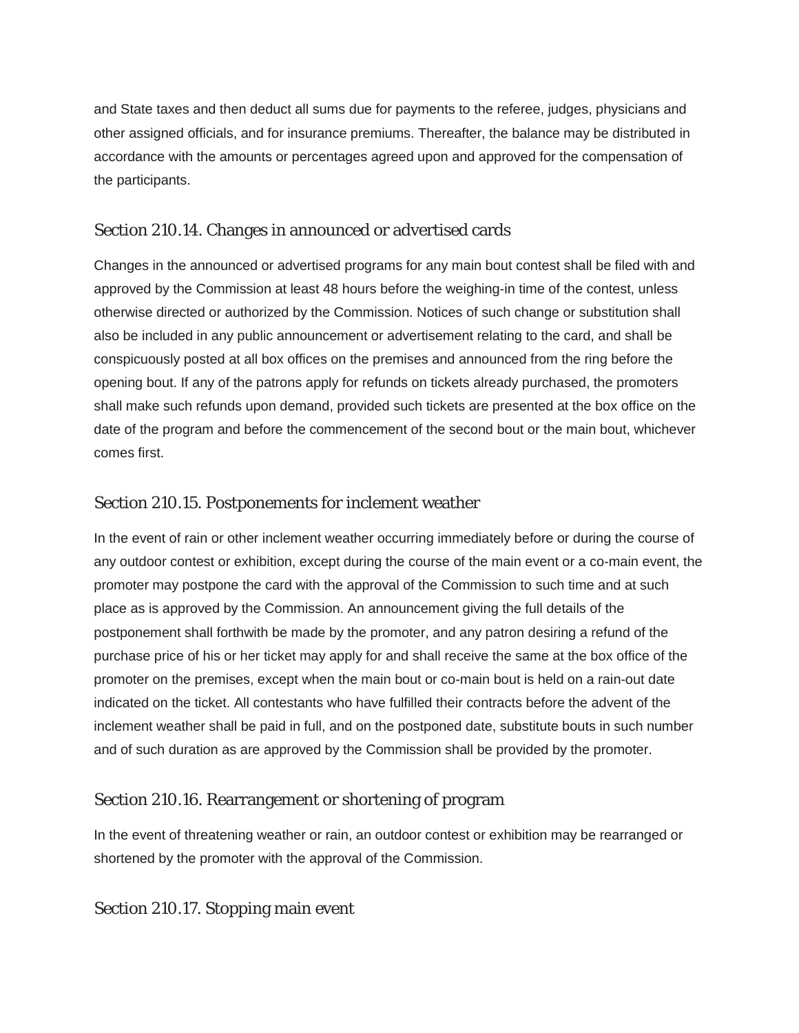and State taxes and then deduct all sums due for payments to the referee, judges, physicians and other assigned officials, and for insurance premiums. Thereafter, the balance may be distributed in accordance with the amounts or percentages agreed upon and approved for the compensation of the participants.

## Section 210.14. Changes in announced or advertised cards

Changes in the announced or advertised programs for any main bout contest shall be filed with and approved by the Commission at least 48 hours before the weighing-in time of the contest, unless otherwise directed or authorized by the Commission. Notices of such change or substitution shall also be included in any public announcement or advertisement relating to the card, and shall be conspicuously posted at all box offices on the premises and announced from the ring before the opening bout. If any of the patrons apply for refunds on tickets already purchased, the promoters shall make such refunds upon demand, provided such tickets are presented at the box office on the date of the program and before the commencement of the second bout or the main bout, whichever comes first.

## Section 210.15. Postponements for inclement weather

In the event of rain or other inclement weather occurring immediately before or during the course of any outdoor contest or exhibition, except during the course of the main event or a co-main event, the promoter may postpone the card with the approval of the Commission to such time and at such place as is approved by the Commission. An announcement giving the full details of the postponement shall forthwith be made by the promoter, and any patron desiring a refund of the purchase price of his or her ticket may apply for and shall receive the same at the box office of the promoter on the premises, except when the main bout or co-main bout is held on a rain-out date indicated on the ticket. All contestants who have fulfilled their contracts before the advent of the inclement weather shall be paid in full, and on the postponed date, substitute bouts in such number and of such duration as are approved by the Commission shall be provided by the promoter.

## Section 210.16. Rearrangement or shortening of program

In the event of threatening weather or rain, an outdoor contest or exhibition may be rearranged or shortened by the promoter with the approval of the Commission.

## Section 210.17. Stopping main event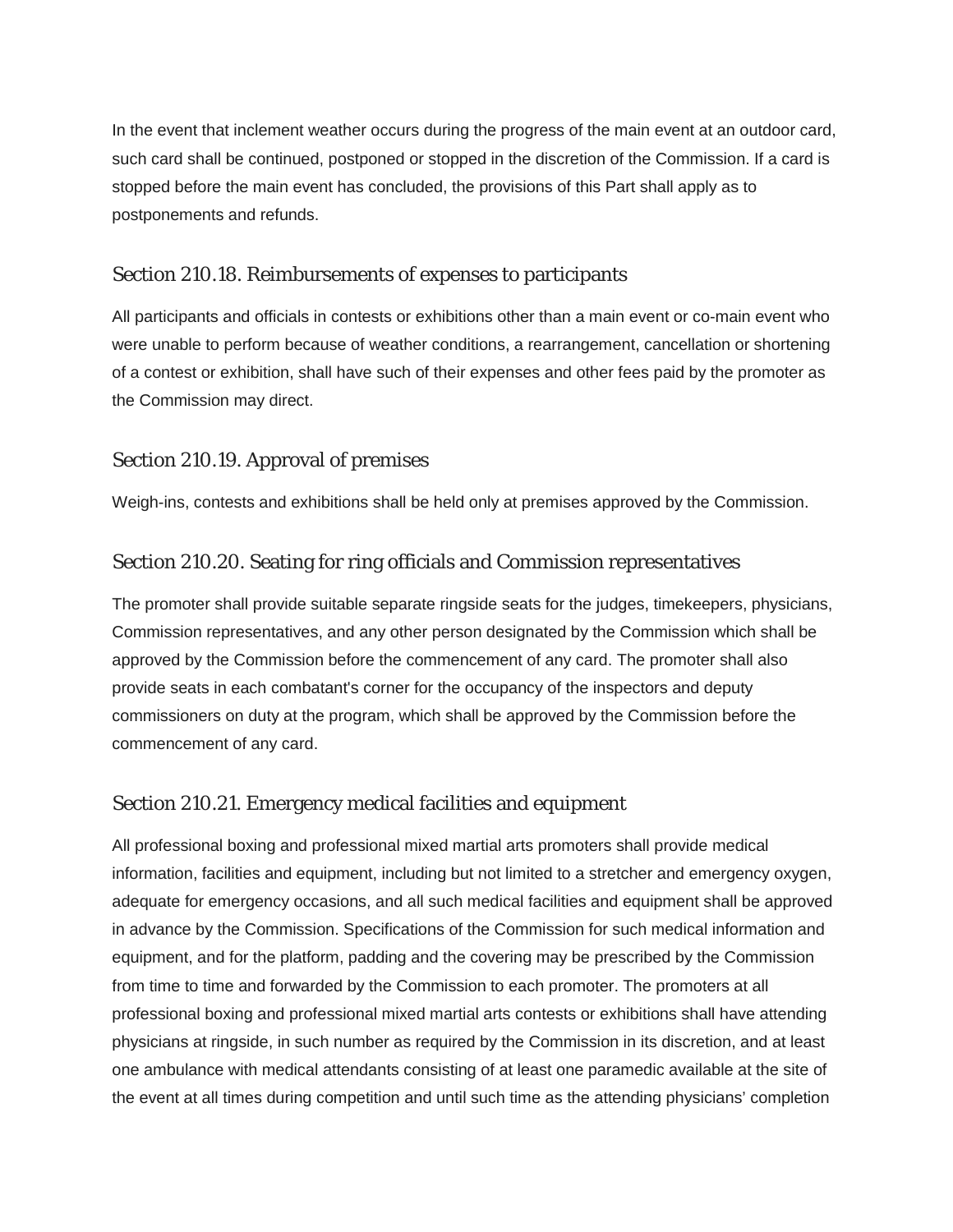In the event that inclement weather occurs during the progress of the main event at an outdoor card, such card shall be continued, postponed or stopped in the discretion of the Commission. If a card is stopped before the main event has concluded, the provisions of this Part shall apply as to postponements and refunds.

### Section 210.18. Reimbursements of expenses to participants

All participants and officials in contests or exhibitions other than a main event or co-main event who were unable to perform because of weather conditions, a rearrangement, cancellation or shortening of a contest or exhibition, shall have such of their expenses and other fees paid by the promoter as the Commission may direct.

### Section 210.19. Approval of premises

Weigh-ins, contests and exhibitions shall be held only at premises approved by the Commission.

### Section 210.20. Seating for ring officials and Commission representatives

The promoter shall provide suitable separate ringside seats for the judges, timekeepers, physicians, Commission representatives, and any other person designated by the Commission which shall be approved by the Commission before the commencement of any card. The promoter shall also provide seats in each combatant's corner for the occupancy of the inspectors and deputy commissioners on duty at the program, which shall be approved by the Commission before the commencement of any card.

### Section 210.21. Emergency medical facilities and equipment

All professional boxing and professional mixed martial arts promoters shall provide medical information, facilities and equipment, including but not limited to a stretcher and emergency oxygen, adequate for emergency occasions, and all such medical facilities and equipment shall be approved in advance by the Commission. Specifications of the Commission for such medical information and equipment, and for the platform, padding and the covering may be prescribed by the Commission from time to time and forwarded by the Commission to each promoter. The promoters at all professional boxing and professional mixed martial arts contests or exhibitions shall have attending physicians at ringside, in such number as required by the Commission in its discretion, and at least one ambulance with medical attendants consisting of at least one paramedic available at the site of the event at all times during competition and until such time as the attending physicians' completion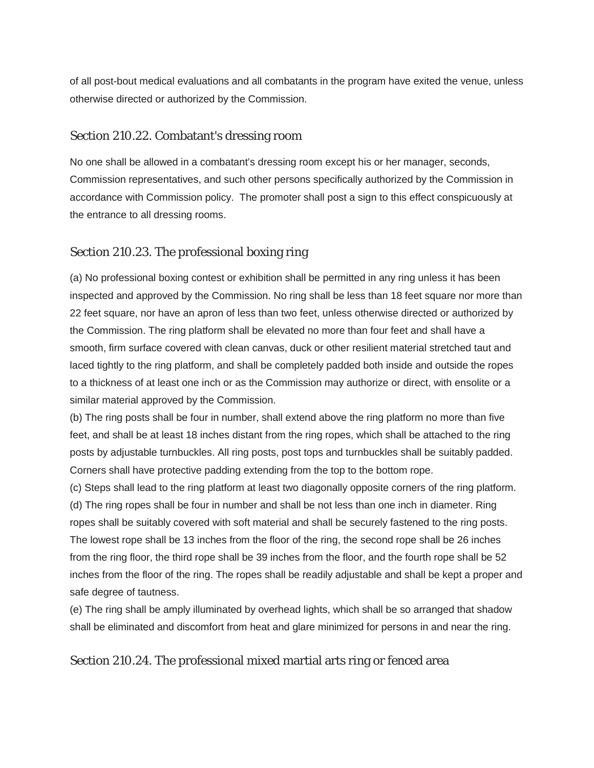of all post-bout medical evaluations and all combatants in the program have exited the venue, unless otherwise directed or authorized by the Commission.

## Section 210.22. Combatant's dressing room

No one shall be allowed in a combatant's dressing room except his or her manager, seconds, Commission representatives, and such other persons specifically authorized by the Commission in accordance with Commission policy. The promoter shall post a sign to this effect conspicuously at the entrance to all dressing rooms.

## Section 210.23. The professional boxing ring

(a) No professional boxing contest or exhibition shall be permitted in any ring unless it has been inspected and approved by the Commission. No ring shall be less than 18 feet square nor more than 22 feet square, nor have an apron of less than two feet, unless otherwise directed or authorized by the Commission. The ring platform shall be elevated no more than four feet and shall have a smooth, firm surface covered with clean canvas, duck or other resilient material stretched taut and laced tightly to the ring platform, and shall be completely padded both inside and outside the ropes to a thickness of at least one inch or as the Commission may authorize or direct, with ensolite or a similar material approved by the Commission.

(b) The ring posts shall be four in number, shall extend above the ring platform no more than five feet, and shall be at least 18 inches distant from the ring ropes, which shall be attached to the ring posts by adjustable turnbuckles. All ring posts, post tops and turnbuckles shall be suitably padded. Corners shall have protective padding extending from the top to the bottom rope.

(c) Steps shall lead to the ring platform at least two diagonally opposite corners of the ring platform.

(d) The ring ropes shall be four in number and shall be not less than one inch in diameter. Ring ropes shall be suitably covered with soft material and shall be securely fastened to the ring posts. The lowest rope shall be 13 inches from the floor of the ring, the second rope shall be 26 inches from the ring floor, the third rope shall be 39 inches from the floor, and the fourth rope shall be 52 inches from the floor of the ring. The ropes shall be readily adjustable and shall be kept a proper and safe degree of tautness.

(e) The ring shall be amply illuminated by overhead lights, which shall be so arranged that shadow shall be eliminated and discomfort from heat and glare minimized for persons in and near the ring.

## Section 210.24. The professional mixed martial arts ring or fenced area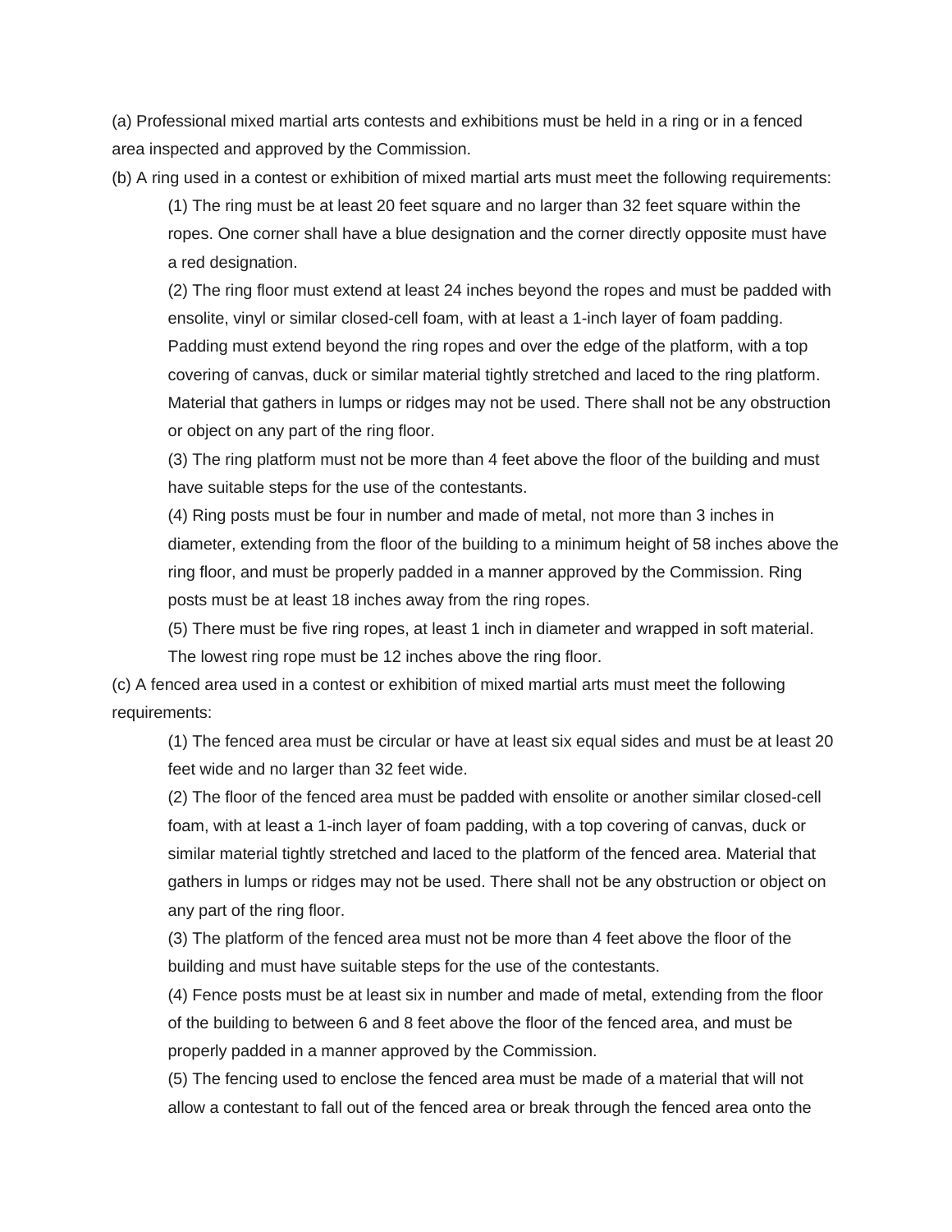(a) Professional mixed martial arts contests and exhibitions must be held in a ring or in a fenced area inspected and approved by the Commission.

(b) A ring used in a contest or exhibition of mixed martial arts must meet the following requirements:

(1) The ring must be at least 20 feet square and no larger than 32 feet square within the ropes. One corner shall have a blue designation and the corner directly opposite must have a red designation.

(2) The ring floor must extend at least 24 inches beyond the ropes and must be padded with ensolite, vinyl or similar closed-cell foam, with at least a 1-inch layer of foam padding. Padding must extend beyond the ring ropes and over the edge of the platform, with a top covering of canvas, duck or similar material tightly stretched and laced to the ring platform. Material that gathers in lumps or ridges may not be used. There shall not be any obstruction or object on any part of the ring floor.

(3) The ring platform must not be more than 4 feet above the floor of the building and must have suitable steps for the use of the contestants.

(4) Ring posts must be four in number and made of metal, not more than 3 inches in diameter, extending from the floor of the building to a minimum height of 58 inches above the ring floor, and must be properly padded in a manner approved by the Commission. Ring posts must be at least 18 inches away from the ring ropes.

(5) There must be five ring ropes, at least 1 inch in diameter and wrapped in soft material. The lowest ring rope must be 12 inches above the ring floor.

(c) A fenced area used in a contest or exhibition of mixed martial arts must meet the following requirements:

(1) The fenced area must be circular or have at least six equal sides and must be at least 20 feet wide and no larger than 32 feet wide.

(2) The floor of the fenced area must be padded with ensolite or another similar closed-cell foam, with at least a 1-inch layer of foam padding, with a top covering of canvas, duck or similar material tightly stretched and laced to the platform of the fenced area. Material that gathers in lumps or ridges may not be used. There shall not be any obstruction or object on any part of the ring floor.

(3) The platform of the fenced area must not be more than 4 feet above the floor of the building and must have suitable steps for the use of the contestants.

(4) Fence posts must be at least six in number and made of metal, extending from the floor of the building to between 6 and 8 feet above the floor of the fenced area, and must be properly padded in a manner approved by the Commission.

(5) The fencing used to enclose the fenced area must be made of a material that will not allow a contestant to fall out of the fenced area or break through the fenced area onto the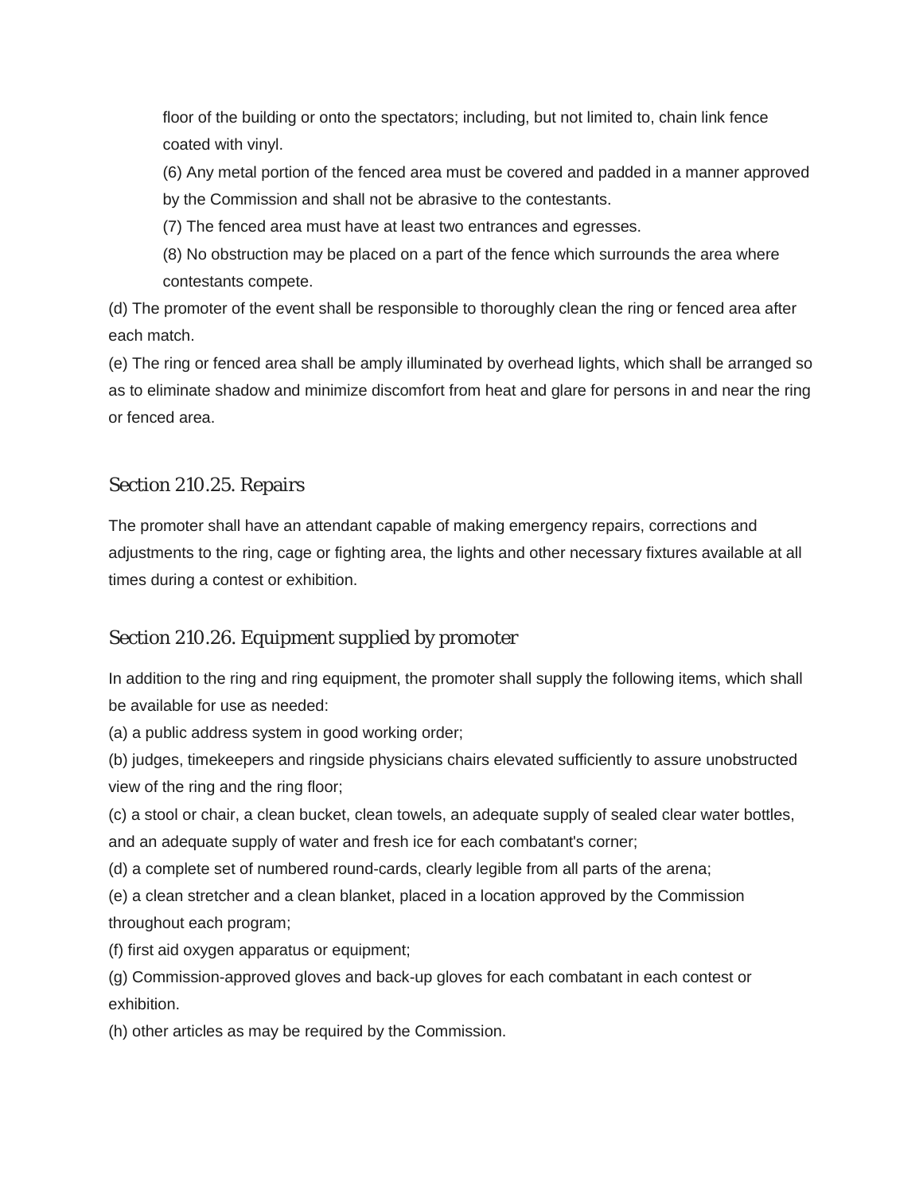floor of the building or onto the spectators; including, but not limited to, chain link fence coated with vinyl.

(6) Any metal portion of the fenced area must be covered and padded in a manner approved by the Commission and shall not be abrasive to the contestants.

(7) The fenced area must have at least two entrances and egresses.

(8) No obstruction may be placed on a part of the fence which surrounds the area where contestants compete.

(d) The promoter of the event shall be responsible to thoroughly clean the ring or fenced area after each match.

(e) The ring or fenced area shall be amply illuminated by overhead lights, which shall be arranged so as to eliminate shadow and minimize discomfort from heat and glare for persons in and near the ring or fenced area.

## Section 210.25. Repairs

The promoter shall have an attendant capable of making emergency repairs, corrections and adjustments to the ring, cage or fighting area, the lights and other necessary fixtures available at all times during a contest or exhibition.

## Section 210.26. Equipment supplied by promoter

In addition to the ring and ring equipment, the promoter shall supply the following items, which shall be available for use as needed:

(a) a public address system in good working order;

(b) judges, timekeepers and ringside physicians chairs elevated sufficiently to assure unobstructed view of the ring and the ring floor;

(c) a stool or chair, a clean bucket, clean towels, an adequate supply of sealed clear water bottles, and an adequate supply of water and fresh ice for each combatant's corner;

(d) a complete set of numbered round-cards, clearly legible from all parts of the arena;

(e) a clean stretcher and a clean blanket, placed in a location approved by the Commission throughout each program;

(f) first aid oxygen apparatus or equipment;

(g) Commission-approved gloves and back-up gloves for each combatant in each contest or exhibition.

(h) other articles as may be required by the Commission.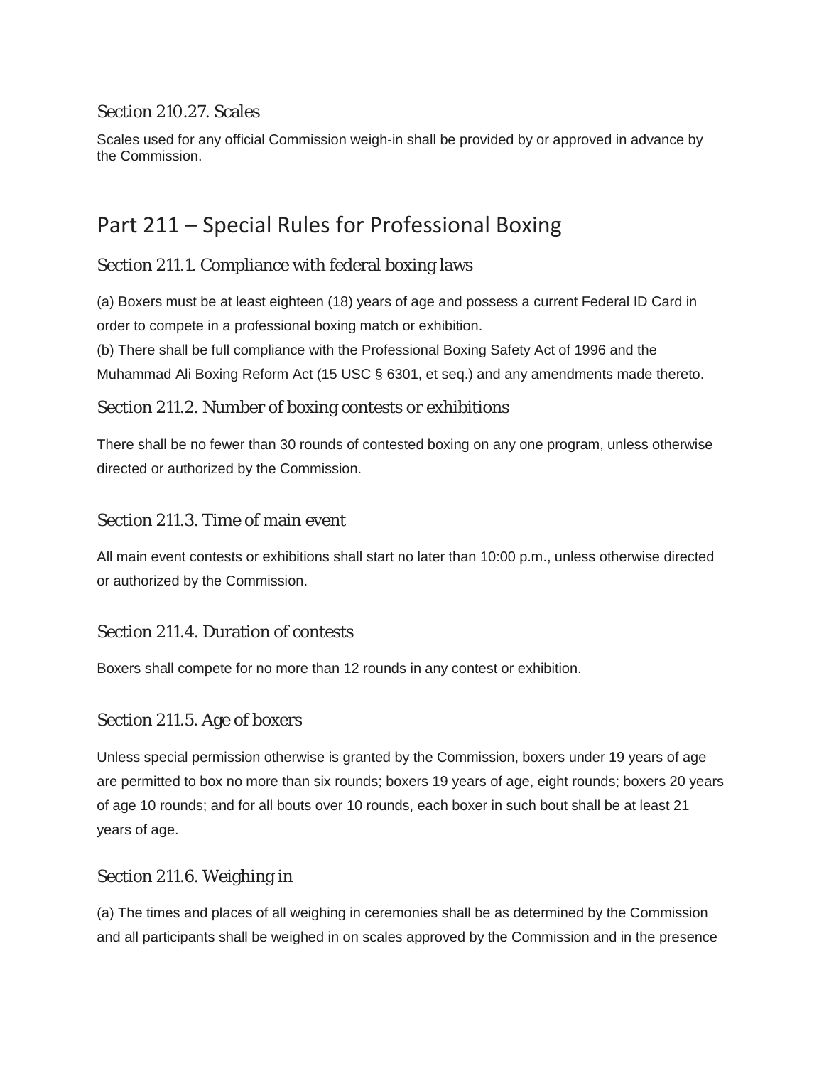### Section 210.27. Scales

Scales used for any official Commission weigh-in shall be provided by or approved in advance by the Commission.

## Part 211 – Special Rules for Professional Boxing

### Section 211.1. Compliance with federal boxing laws

(a) Boxers must be at least eighteen (18) years of age and possess a current Federal ID Card in order to compete in a professional boxing match or exhibition.
(b) There shall be full compliance with the Professional Boxing Safety Act of 1996 and the Muhammad Ali Boxing Reform Act (15 USC § 6301, et seq.) and any amendments made thereto.

### Section 211.2. Number of boxing contests or exhibitions

There shall be no fewer than 30 rounds of contested boxing on any one program, unless otherwise directed or authorized by the Commission.

### Section 211.3. Time of main event

All main event contests or exhibitions shall start no later than 10:00 p.m., unless otherwise directed or authorized by the Commission.

### Section 211.4. Duration of contests

Boxers shall compete for no more than 12 rounds in any contest or exhibition.

### Section 211.5. Age of boxers

Unless special permission otherwise is granted by the Commission, boxers under 19 years of age are permitted to box no more than six rounds; boxers 19 years of age, eight rounds; boxers 20 years of age 10 rounds; and for all bouts over 10 rounds, each boxer in such bout shall be at least 21 years of age.

### Section 211.6. Weighing in

(a) The times and places of all weighing in ceremonies shall be as determined by the Commission and all participants shall be weighed in on scales approved by the Commission and in the presence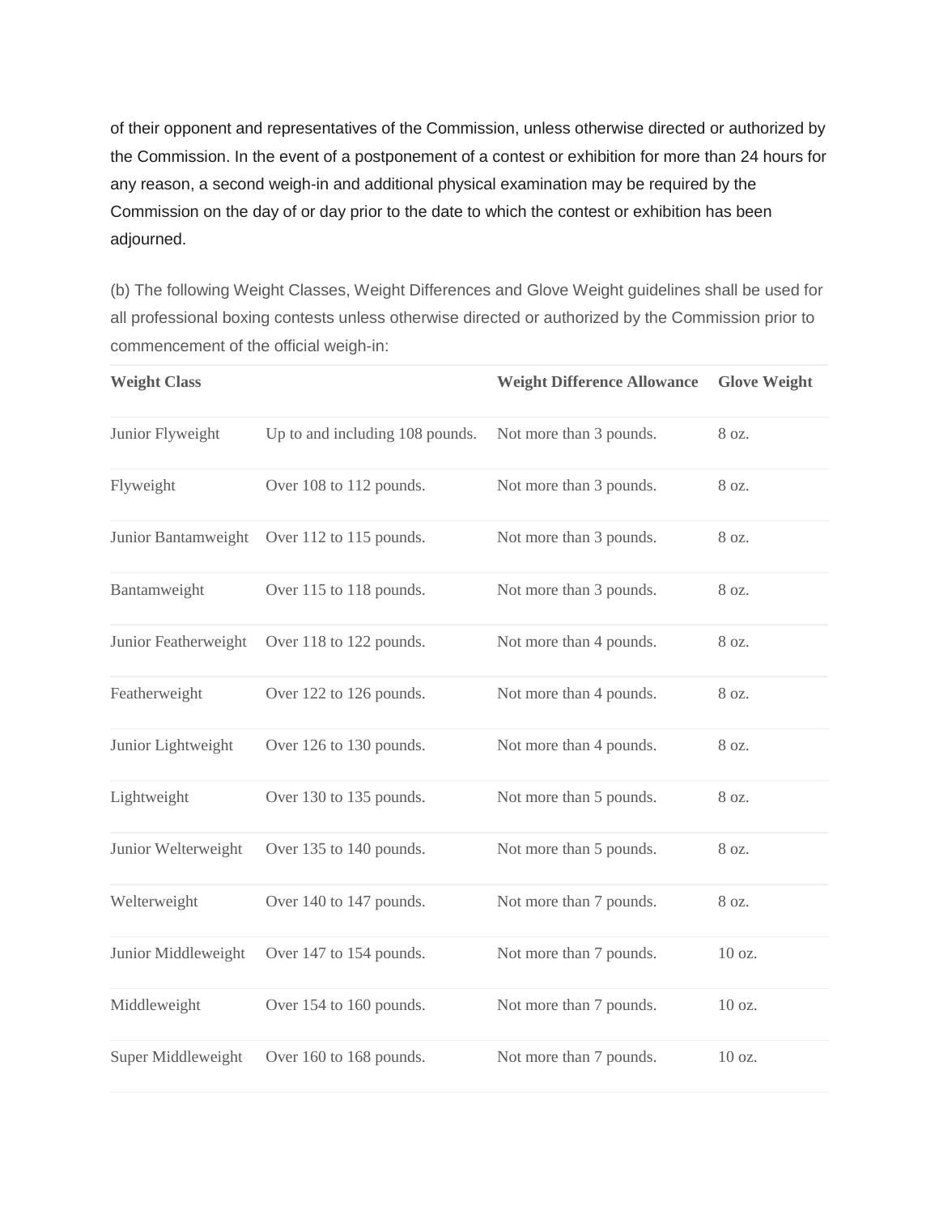of their opponent and representatives of the Commission, unless otherwise directed or authorized by the Commission. In the event of a postponement of a contest or exhibition for more than 24 hours for any reason, a second weigh-in and additional physical examination may be required by the Commission on the day of or day prior to the date to which the contest or exhibition has been adjourned.

(b) The following Weight Classes, Weight Differences and Glove Weight guidelines shall be used for all professional boxing contests unless otherwise directed or authorized by the Commission prior to commencement of the official weigh-in:

| **Weight Class** | | **Weight Difference Allowance** | **Glove Weight** |
|---|---|---|---|
| Junior Flyweight | Up to and including 108 pounds. | Not more than 3 pounds. | 8 oz. |
| Flyweight | Over 108 to 112 pounds. | Not more than 3 pounds. | 8 oz. |
| Junior Bantamweight | Over 112 to 115 pounds. | Not more than 3 pounds. | 8 oz. |
| Bantamweight | Over 115 to 118 pounds. | Not more than 3 pounds. | 8 oz. |
| Junior Featherweight | Over 118 to 122 pounds. | Not more than 4 pounds. | 8 oz. |
| Featherweight | Over 122 to 126 pounds. | Not more than 4 pounds. | 8 oz. |
| Junior Lightweight | Over 126 to 130 pounds. | Not more than 4 pounds. | 8 oz. |
| Lightweight | Over 130 to 135 pounds. | Not more than 5 pounds. | 8 oz. |
| Junior Welterweight | Over 135 to 140 pounds. | Not more than 5 pounds. | 8 oz. |
| Welterweight | Over 140 to 147 pounds. | Not more than 7 pounds. | 8 oz. |
| Junior Middleweight | Over 147 to 154 pounds. | Not more than 7 pounds. | 10 oz. |
| Middleweight | Over 154 to 160 pounds. | Not more than 7 pounds. | 10 oz. |
| Super Middleweight | Over 160 to 168 pounds. | Not more than 7 pounds. | 10 oz. |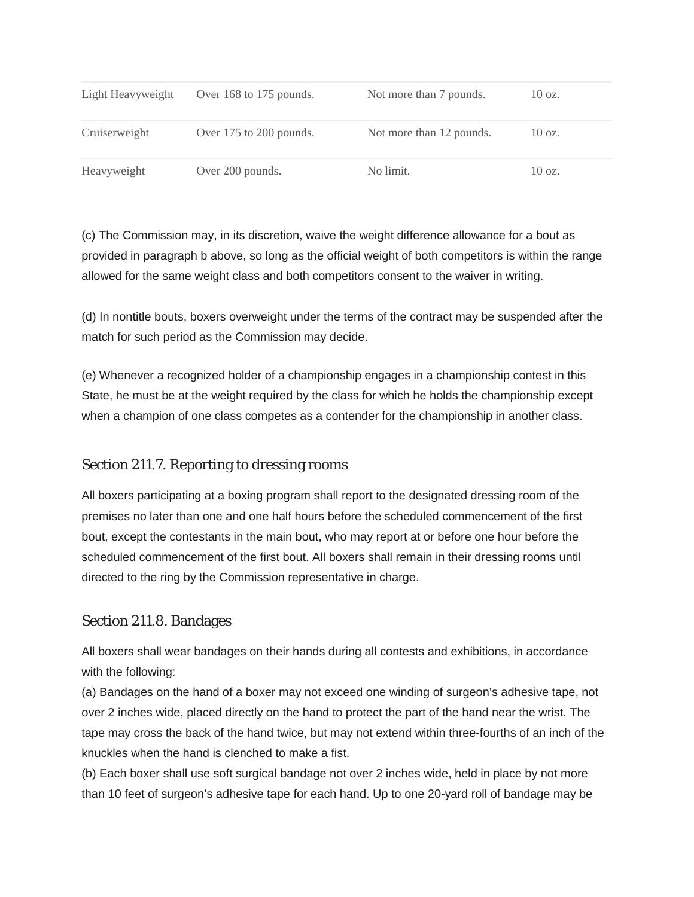| | | | |
|---|---|---|---|
| Light Heavyweight | Over 168 to 175 pounds. | Not more than 7 pounds. | 10 oz. |
| Cruiserweight | Over 175 to 200 pounds. | Not more than 12 pounds. | 10 oz. |
| Heavyweight | Over 200 pounds. | No limit. | 10 oz. |

(c) The Commission may, in its discretion, waive the weight difference allowance for a bout as provided in paragraph b above, so long as the official weight of both competitors is within the range allowed for the same weight class and both competitors consent to the waiver in writing.

(d) In nontitle bouts, boxers overweight under the terms of the contract may be suspended after the match for such period as the Commission may decide.

(e) Whenever a recognized holder of a championship engages in a championship contest in this State, he must be at the weight required by the class for which he holds the championship except when a champion of one class competes as a contender for the championship in another class.

## Section 211.7. Reporting to dressing rooms

All boxers participating at a boxing program shall report to the designated dressing room of the premises no later than one and one half hours before the scheduled commencement of the first bout, except the contestants in the main bout, who may report at or before one hour before the scheduled commencement of the first bout. All boxers shall remain in their dressing rooms until directed to the ring by the Commission representative in charge.

## Section 211.8. Bandages

All boxers shall wear bandages on their hands during all contests and exhibitions, in accordance with the following:

(a) Bandages on the hand of a boxer may not exceed one winding of surgeon's adhesive tape, not over 2 inches wide, placed directly on the hand to protect the part of the hand near the wrist. The tape may cross the back of the hand twice, but may not extend within three-fourths of an inch of the knuckles when the hand is clenched to make a fist.

(b) Each boxer shall use soft surgical bandage not over 2 inches wide, held in place by not more than 10 feet of surgeon's adhesive tape for each hand. Up to one 20-yard roll of bandage may be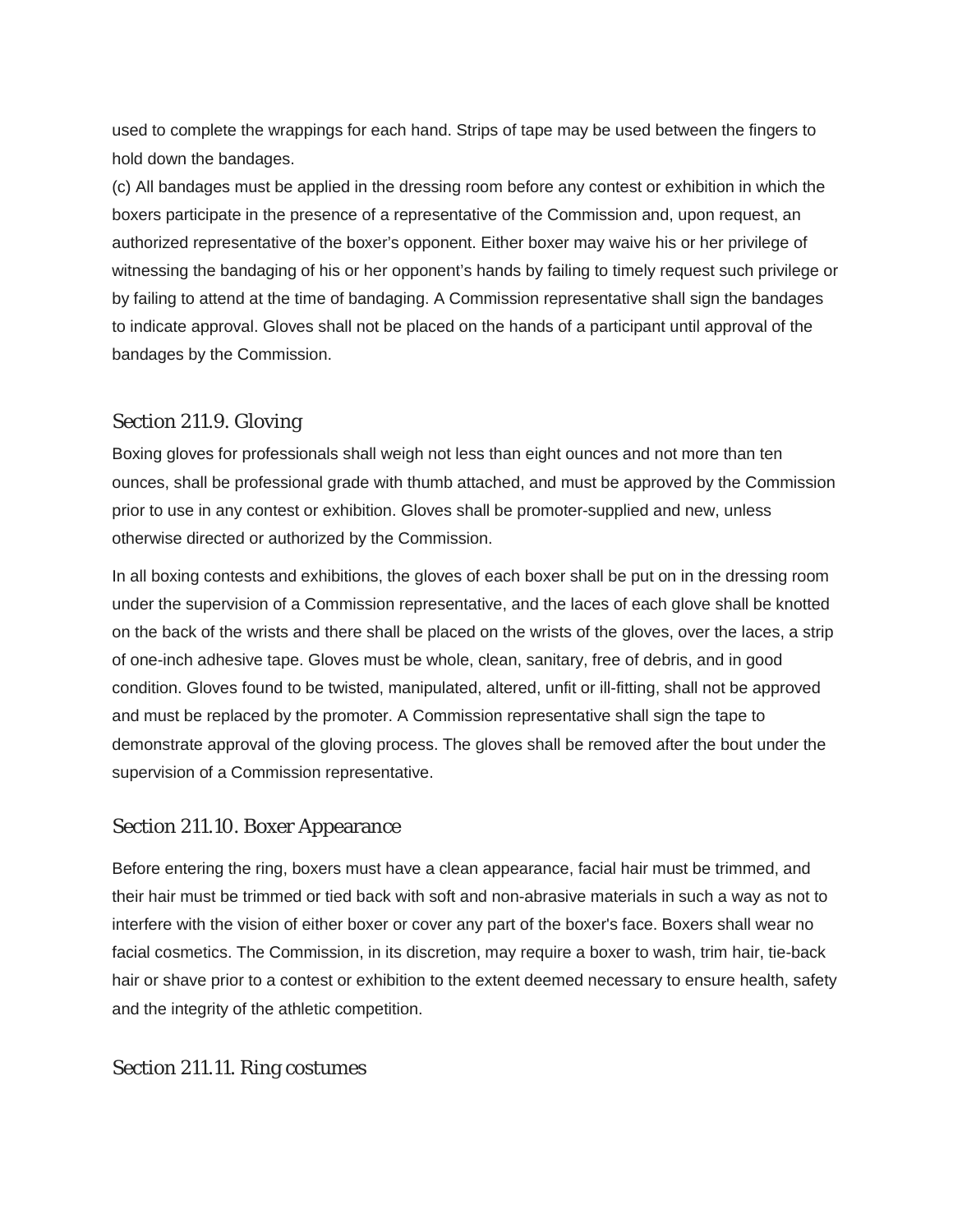used to complete the wrappings for each hand. Strips of tape may be used between the fingers to hold down the bandages.

(c) All bandages must be applied in the dressing room before any contest or exhibition in which the boxers participate in the presence of a representative of the Commission and, upon request, an authorized representative of the boxer's opponent. Either boxer may waive his or her privilege of witnessing the bandaging of his or her opponent's hands by failing to timely request such privilege or by failing to attend at the time of bandaging. A Commission representative shall sign the bandages to indicate approval. Gloves shall not be placed on the hands of a participant until approval of the bandages by the Commission.

## Section 211.9. Gloving

Boxing gloves for professionals shall weigh not less than eight ounces and not more than ten ounces, shall be professional grade with thumb attached, and must be approved by the Commission prior to use in any contest or exhibition. Gloves shall be promoter-supplied and new, unless otherwise directed or authorized by the Commission.

In all boxing contests and exhibitions, the gloves of each boxer shall be put on in the dressing room under the supervision of a Commission representative, and the laces of each glove shall be knotted on the back of the wrists and there shall be placed on the wrists of the gloves, over the laces, a strip of one-inch adhesive tape. Gloves must be whole, clean, sanitary, free of debris, and in good condition. Gloves found to be twisted, manipulated, altered, unfit or ill-fitting, shall not be approved and must be replaced by the promoter. A Commission representative shall sign the tape to demonstrate approval of the gloving process. The gloves shall be removed after the bout under the supervision of a Commission representative.

## Section 211.10. Boxer Appearance

Before entering the ring, boxers must have a clean appearance, facial hair must be trimmed, and their hair must be trimmed or tied back with soft and non-abrasive materials in such a way as not to interfere with the vision of either boxer or cover any part of the boxer's face. Boxers shall wear no facial cosmetics. The Commission, in its discretion, may require a boxer to wash, trim hair, tie-back hair or shave prior to a contest or exhibition to the extent deemed necessary to ensure health, safety and the integrity of the athletic competition.

## Section 211.11. Ring costumes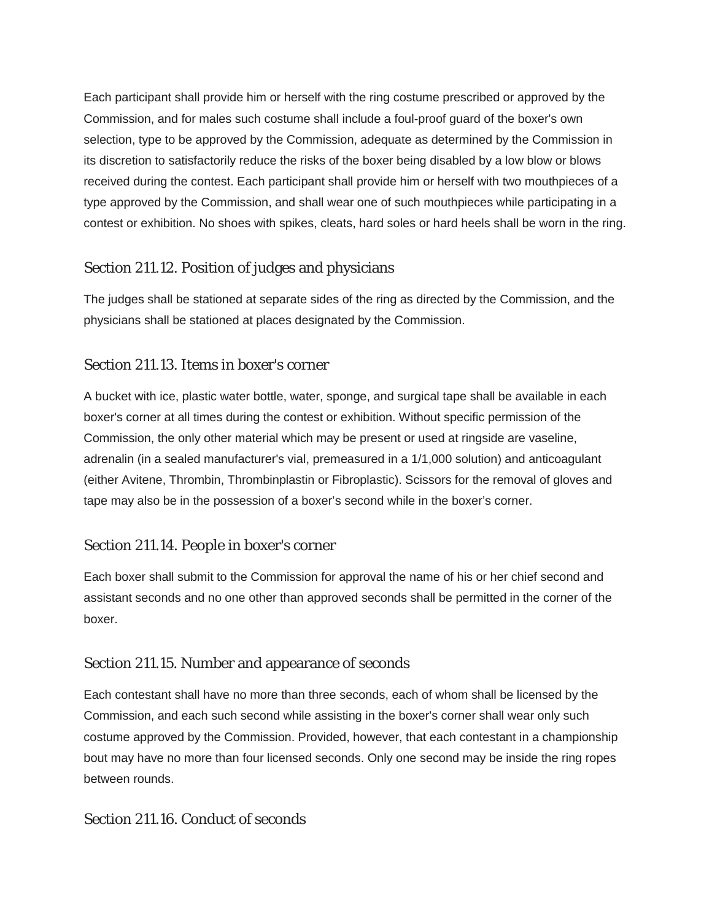Each participant shall provide him or herself with the ring costume prescribed or approved by the Commission, and for males such costume shall include a foul-proof guard of the boxer's own selection, type to be approved by the Commission, adequate as determined by the Commission in its discretion to satisfactorily reduce the risks of the boxer being disabled by a low blow or blows received during the contest. Each participant shall provide him or herself with two mouthpieces of a type approved by the Commission, and shall wear one of such mouthpieces while participating in a contest or exhibition. No shoes with spikes, cleats, hard soles or hard heels shall be worn in the ring.

## Section 211.12. Position of judges and physicians

The judges shall be stationed at separate sides of the ring as directed by the Commission, and the physicians shall be stationed at places designated by the Commission.

## Section 211.13. Items in boxer's corner

A bucket with ice, plastic water bottle, water, sponge, and surgical tape shall be available in each boxer's corner at all times during the contest or exhibition. Without specific permission of the Commission, the only other material which may be present or used at ringside are vaseline, adrenalin (in a sealed manufacturer's vial, premeasured in a 1/1,000 solution) and anticoagulant (either Avitene, Thrombin, Thrombinplastin or Fibroplastic). Scissors for the removal of gloves and tape may also be in the possession of a boxer's second while in the boxer's corner.

## Section 211.14. People in boxer's corner

Each boxer shall submit to the Commission for approval the name of his or her chief second and assistant seconds and no one other than approved seconds shall be permitted in the corner of the boxer.

## Section 211.15. Number and appearance of seconds

Each contestant shall have no more than three seconds, each of whom shall be licensed by the Commission, and each such second while assisting in the boxer's corner shall wear only such costume approved by the Commission. Provided, however, that each contestant in a championship bout may have no more than four licensed seconds. Only one second may be inside the ring ropes between rounds.

## Section 211.16. Conduct of seconds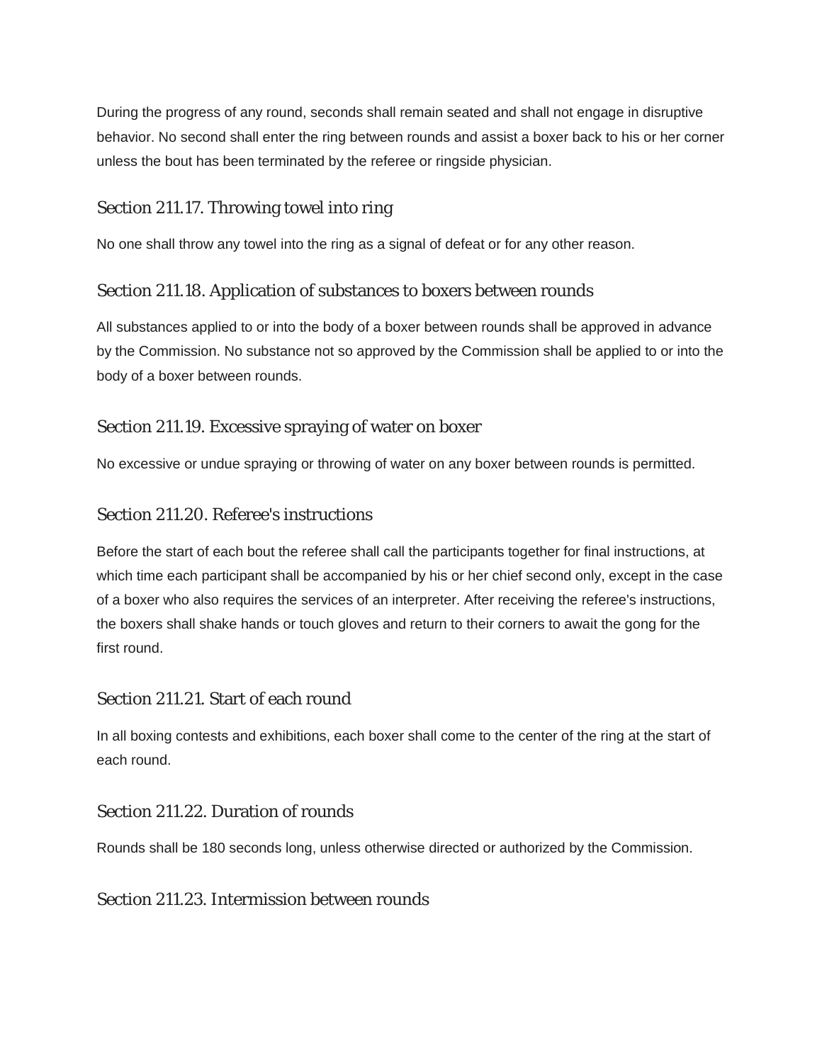During the progress of any round, seconds shall remain seated and shall not engage in disruptive behavior. No second shall enter the ring between rounds and assist a boxer back to his or her corner unless the bout has been terminated by the referee or ringside physician.

### Section 211.17. Throwing towel into ring

No one shall throw any towel into the ring as a signal of defeat or for any other reason.

### Section 211.18. Application of substances to boxers between rounds

All substances applied to or into the body of a boxer between rounds shall be approved in advance by the Commission. No substance not so approved by the Commission shall be applied to or into the body of a boxer between rounds.

### Section 211.19. Excessive spraying of water on boxer

No excessive or undue spraying or throwing of water on any boxer between rounds is permitted.

### Section 211.20. Referee's instructions

Before the start of each bout the referee shall call the participants together for final instructions, at which time each participant shall be accompanied by his or her chief second only, except in the case of a boxer who also requires the services of an interpreter. After receiving the referee's instructions, the boxers shall shake hands or touch gloves and return to their corners to await the gong for the first round.

### Section 211.21. Start of each round

In all boxing contests and exhibitions, each boxer shall come to the center of the ring at the start of each round.

### Section 211.22. Duration of rounds

Rounds shall be 180 seconds long, unless otherwise directed or authorized by the Commission.

### Section 211.23. Intermission between rounds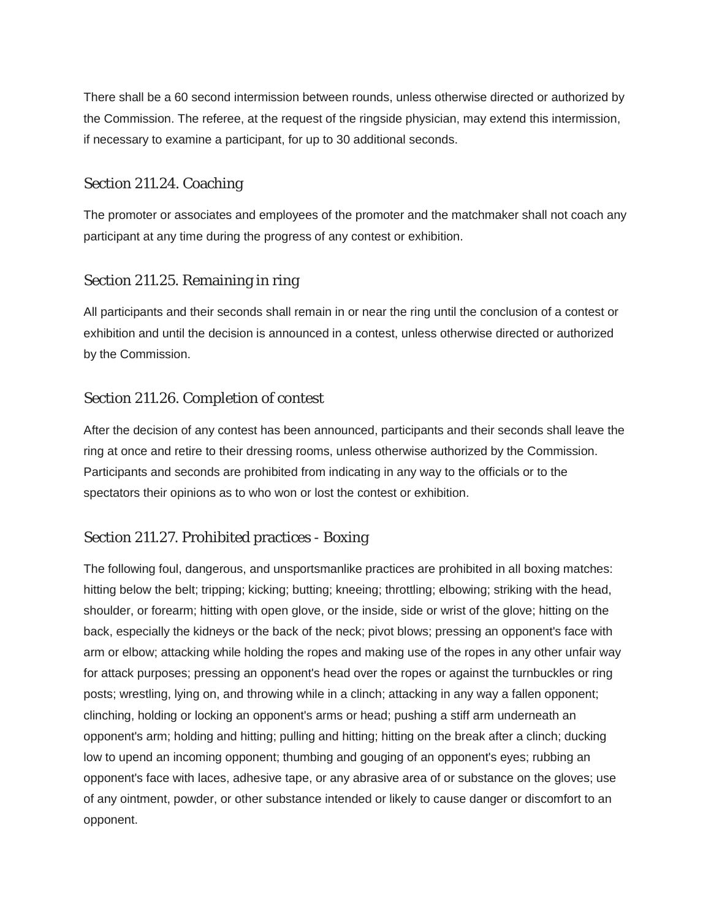There shall be a 60 second intermission between rounds, unless otherwise directed or authorized by the Commission. The referee, at the request of the ringside physician, may extend this intermission, if necessary to examine a participant, for up to 30 additional seconds.

### Section 211.24. Coaching

The promoter or associates and employees of the promoter and the matchmaker shall not coach any participant at any time during the progress of any contest or exhibition.

### Section 211.25. Remaining in ring

All participants and their seconds shall remain in or near the ring until the conclusion of a contest or exhibition and until the decision is announced in a contest, unless otherwise directed or authorized by the Commission.

### Section 211.26. Completion of contest

After the decision of any contest has been announced, participants and their seconds shall leave the ring at once and retire to their dressing rooms, unless otherwise authorized by the Commission. Participants and seconds are prohibited from indicating in any way to the officials or to the spectators their opinions as to who won or lost the contest or exhibition.

### Section 211.27. Prohibited practices - Boxing

The following foul, dangerous, and unsportsmanlike practices are prohibited in all boxing matches: hitting below the belt; tripping; kicking; butting; kneeing; throttling; elbowing; striking with the head, shoulder, or forearm; hitting with open glove, or the inside, side or wrist of the glove; hitting on the back, especially the kidneys or the back of the neck; pivot blows; pressing an opponent's face with arm or elbow; attacking while holding the ropes and making use of the ropes in any other unfair way for attack purposes; pressing an opponent's head over the ropes or against the turnbuckles or ring posts; wrestling, lying on, and throwing while in a clinch; attacking in any way a fallen opponent; clinching, holding or locking an opponent's arms or head; pushing a stiff arm underneath an opponent's arm; holding and hitting; pulling and hitting; hitting on the break after a clinch; ducking low to upend an incoming opponent; thumbing and gouging of an opponent's eyes; rubbing an opponent's face with laces, adhesive tape, or any abrasive area of or substance on the gloves; use of any ointment, powder, or other substance intended or likely to cause danger or discomfort to an opponent.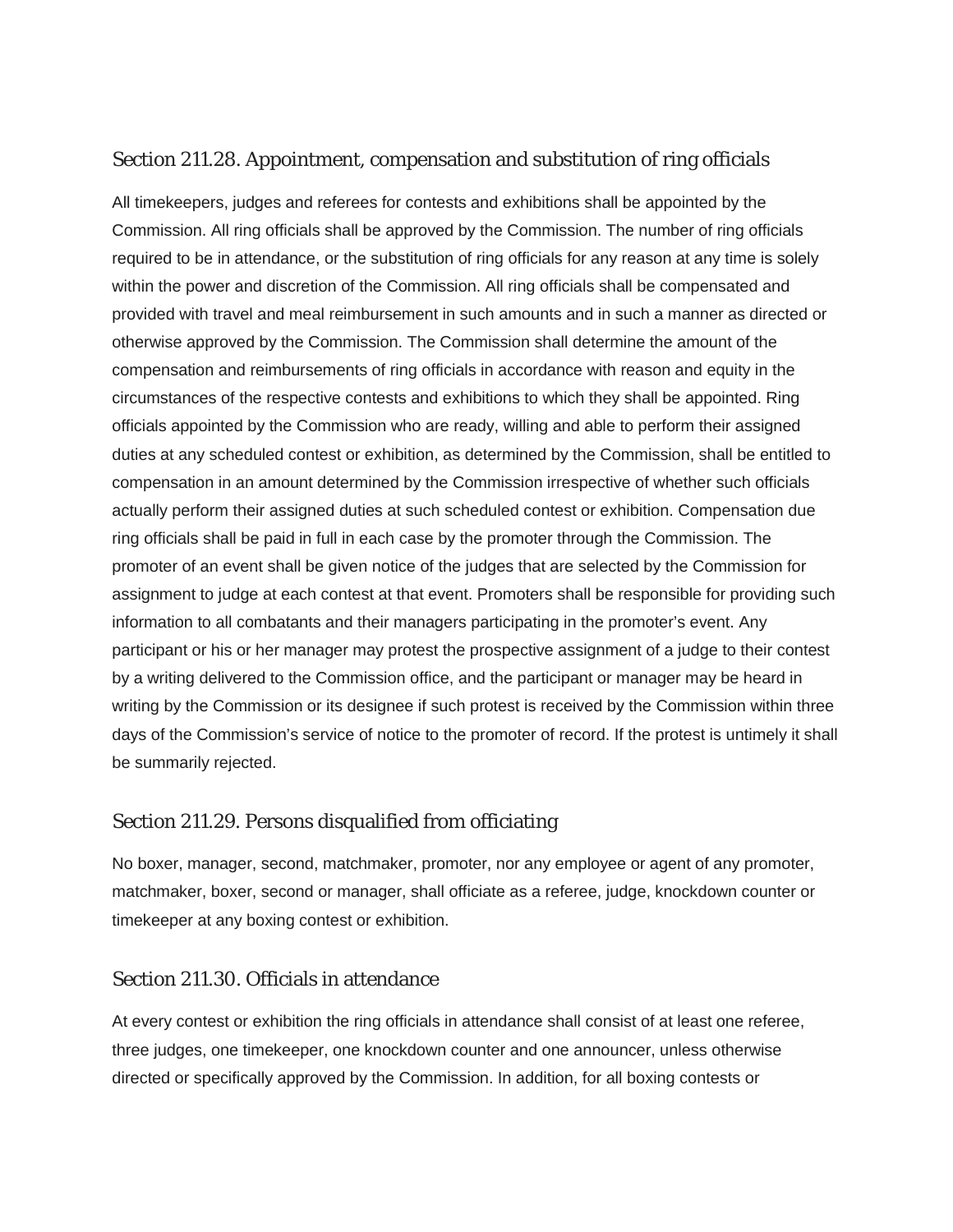## Section 211.28. Appointment, compensation and substitution of ring officials

All timekeepers, judges and referees for contests and exhibitions shall be appointed by the Commission. All ring officials shall be approved by the Commission. The number of ring officials required to be in attendance, or the substitution of ring officials for any reason at any time is solely within the power and discretion of the Commission. All ring officials shall be compensated and provided with travel and meal reimbursement in such amounts and in such a manner as directed or otherwise approved by the Commission. The Commission shall determine the amount of the compensation and reimbursements of ring officials in accordance with reason and equity in the circumstances of the respective contests and exhibitions to which they shall be appointed. Ring officials appointed by the Commission who are ready, willing and able to perform their assigned duties at any scheduled contest or exhibition, as determined by the Commission, shall be entitled to compensation in an amount determined by the Commission irrespective of whether such officials actually perform their assigned duties at such scheduled contest or exhibition. Compensation due ring officials shall be paid in full in each case by the promoter through the Commission. The promoter of an event shall be given notice of the judges that are selected by the Commission for assignment to judge at each contest at that event. Promoters shall be responsible for providing such information to all combatants and their managers participating in the promoter's event. Any participant or his or her manager may protest the prospective assignment of a judge to their contest by a writing delivered to the Commission office, and the participant or manager may be heard in writing by the Commission or its designee if such protest is received by the Commission within three days of the Commission's service of notice to the promoter of record. If the protest is untimely it shall be summarily rejected.

## Section 211.29. Persons disqualified from officiating

No boxer, manager, second, matchmaker, promoter, nor any employee or agent of any promoter, matchmaker, boxer, second or manager, shall officiate as a referee, judge, knockdown counter or timekeeper at any boxing contest or exhibition.

## Section 211.30. Officials in attendance

At every contest or exhibition the ring officials in attendance shall consist of at least one referee, three judges, one timekeeper, one knockdown counter and one announcer, unless otherwise directed or specifically approved by the Commission. In addition, for all boxing contests or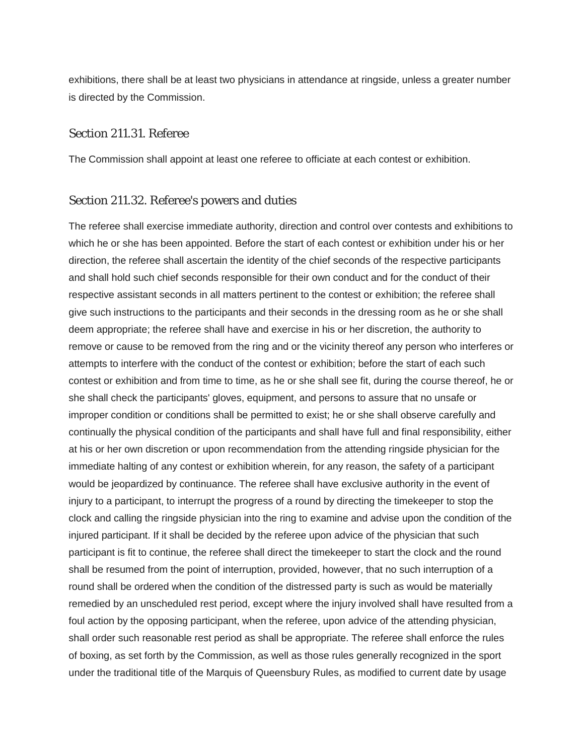exhibitions, there shall be at least two physicians in attendance at ringside, unless a greater number is directed by the Commission.

## Section 211.31. Referee

The Commission shall appoint at least one referee to officiate at each contest or exhibition.

## Section 211.32. Referee's powers and duties

The referee shall exercise immediate authority, direction and control over contests and exhibitions to which he or she has been appointed. Before the start of each contest or exhibition under his or her direction, the referee shall ascertain the identity of the chief seconds of the respective participants and shall hold such chief seconds responsible for their own conduct and for the conduct of their respective assistant seconds in all matters pertinent to the contest or exhibition; the referee shall give such instructions to the participants and their seconds in the dressing room as he or she shall deem appropriate; the referee shall have and exercise in his or her discretion, the authority to remove or cause to be removed from the ring and or the vicinity thereof any person who interferes or attempts to interfere with the conduct of the contest or exhibition; before the start of each such contest or exhibition and from time to time, as he or she shall see fit, during the course thereof, he or she shall check the participants' gloves, equipment, and persons to assure that no unsafe or improper condition or conditions shall be permitted to exist; he or she shall observe carefully and continually the physical condition of the participants and shall have full and final responsibility, either at his or her own discretion or upon recommendation from the attending ringside physician for the immediate halting of any contest or exhibition wherein, for any reason, the safety of a participant would be jeopardized by continuance. The referee shall have exclusive authority in the event of injury to a participant, to interrupt the progress of a round by directing the timekeeper to stop the clock and calling the ringside physician into the ring to examine and advise upon the condition of the injured participant. If it shall be decided by the referee upon advice of the physician that such participant is fit to continue, the referee shall direct the timekeeper to start the clock and the round shall be resumed from the point of interruption, provided, however, that no such interruption of a round shall be ordered when the condition of the distressed party is such as would be materially remedied by an unscheduled rest period, except where the injury involved shall have resulted from a foul action by the opposing participant, when the referee, upon advice of the attending physician, shall order such reasonable rest period as shall be appropriate. The referee shall enforce the rules of boxing, as set forth by the Commission, as well as those rules generally recognized in the sport under the traditional title of the Marquis of Queensbury Rules, as modified to current date by usage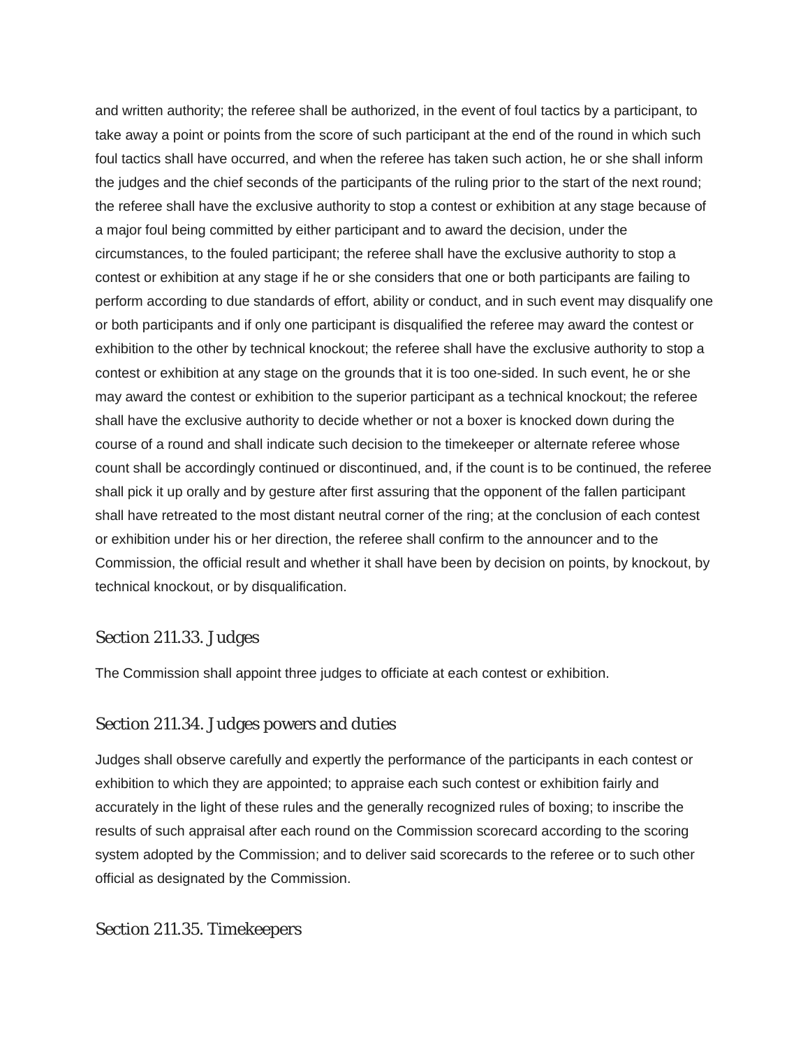and written authority; the referee shall be authorized, in the event of foul tactics by a participant, to take away a point or points from the score of such participant at the end of the round in which such foul tactics shall have occurred, and when the referee has taken such action, he or she shall inform the judges and the chief seconds of the participants of the ruling prior to the start of the next round; the referee shall have the exclusive authority to stop a contest or exhibition at any stage because of a major foul being committed by either participant and to award the decision, under the circumstances, to the fouled participant; the referee shall have the exclusive authority to stop a contest or exhibition at any stage if he or she considers that one or both participants are failing to perform according to due standards of effort, ability or conduct, and in such event may disqualify one or both participants and if only one participant is disqualified the referee may award the contest or exhibition to the other by technical knockout; the referee shall have the exclusive authority to stop a contest or exhibition at any stage on the grounds that it is too one-sided. In such event, he or she may award the contest or exhibition to the superior participant as a technical knockout; the referee shall have the exclusive authority to decide whether or not a boxer is knocked down during the course of a round and shall indicate such decision to the timekeeper or alternate referee whose count shall be accordingly continued or discontinued, and, if the count is to be continued, the referee shall pick it up orally and by gesture after first assuring that the opponent of the fallen participant shall have retreated to the most distant neutral corner of the ring; at the conclusion of each contest or exhibition under his or her direction, the referee shall confirm to the announcer and to the Commission, the official result and whether it shall have been by decision on points, by knockout, by technical knockout, or by disqualification.

## Section 211.33. Judges

The Commission shall appoint three judges to officiate at each contest or exhibition.

## Section 211.34. Judges powers and duties

Judges shall observe carefully and expertly the performance of the participants in each contest or exhibition to which they are appointed; to appraise each such contest or exhibition fairly and accurately in the light of these rules and the generally recognized rules of boxing; to inscribe the results of such appraisal after each round on the Commission scorecard according to the scoring system adopted by the Commission; and to deliver said scorecards to the referee or to such other official as designated by the Commission.

## Section 211.35. Timekeepers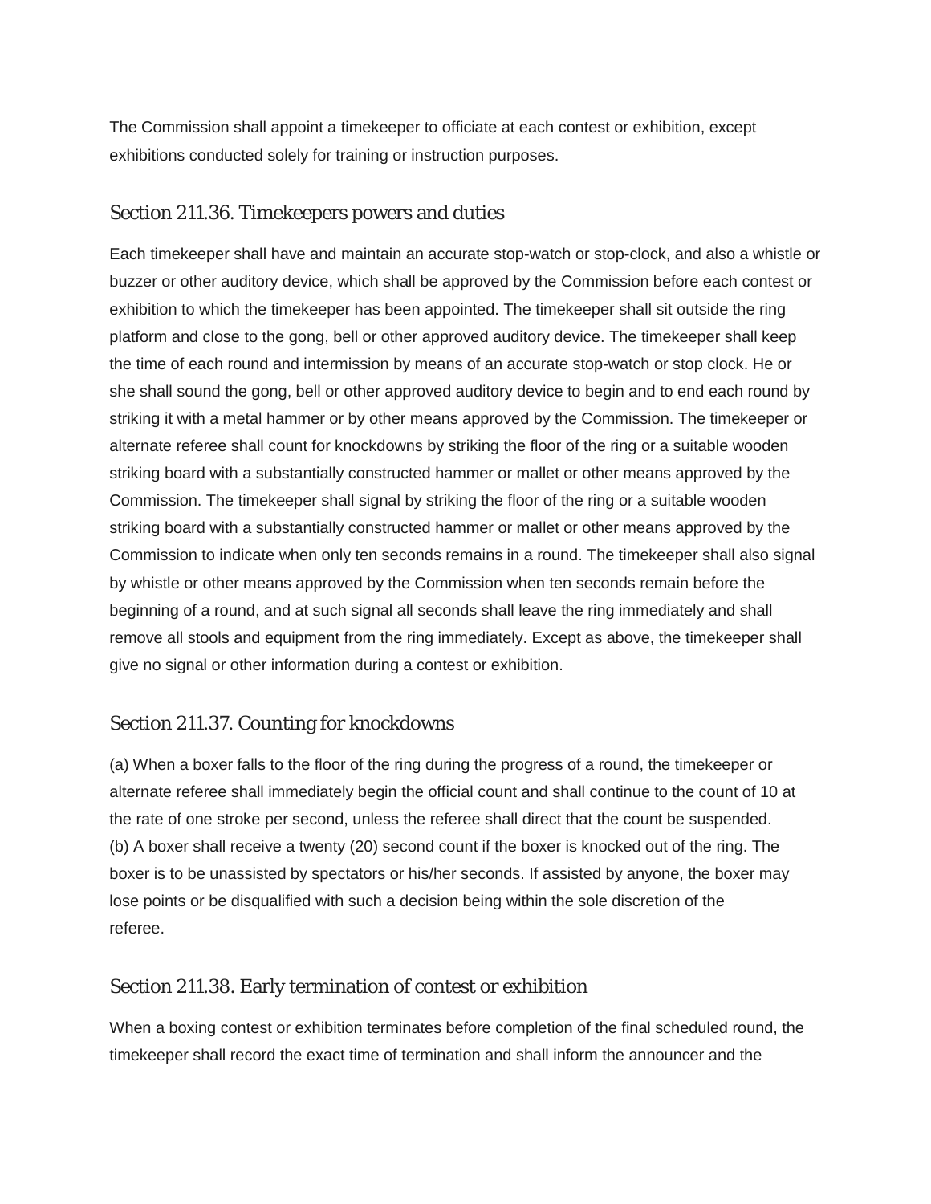The Commission shall appoint a timekeeper to officiate at each contest or exhibition, except exhibitions conducted solely for training or instruction purposes.

## Section 211.36. Timekeepers powers and duties

Each timekeeper shall have and maintain an accurate stop-watch or stop-clock, and also a whistle or buzzer or other auditory device, which shall be approved by the Commission before each contest or exhibition to which the timekeeper has been appointed. The timekeeper shall sit outside the ring platform and close to the gong, bell or other approved auditory device. The timekeeper shall keep the time of each round and intermission by means of an accurate stop-watch or stop clock. He or she shall sound the gong, bell or other approved auditory device to begin and to end each round by striking it with a metal hammer or by other means approved by the Commission. The timekeeper or alternate referee shall count for knockdowns by striking the floor of the ring or a suitable wooden striking board with a substantially constructed hammer or mallet or other means approved by the Commission. The timekeeper shall signal by striking the floor of the ring or a suitable wooden striking board with a substantially constructed hammer or mallet or other means approved by the Commission to indicate when only ten seconds remains in a round. The timekeeper shall also signal by whistle or other means approved by the Commission when ten seconds remain before the beginning of a round, and at such signal all seconds shall leave the ring immediately and shall remove all stools and equipment from the ring immediately. Except as above, the timekeeper shall give no signal or other information during a contest or exhibition.

## Section 211.37. Counting for knockdowns

(a) When a boxer falls to the floor of the ring during the progress of a round, the timekeeper or alternate referee shall immediately begin the official count and shall continue to the count of 10 at the rate of one stroke per second, unless the referee shall direct that the count be suspended.
(b) A boxer shall receive a twenty (20) second count if the boxer is knocked out of the ring. The boxer is to be unassisted by spectators or his/her seconds. If assisted by anyone, the boxer may lose points or be disqualified with such a decision being within the sole discretion of the referee.

## Section 211.38. Early termination of contest or exhibition

When a boxing contest or exhibition terminates before completion of the final scheduled round, the timekeeper shall record the exact time of termination and shall inform the announcer and the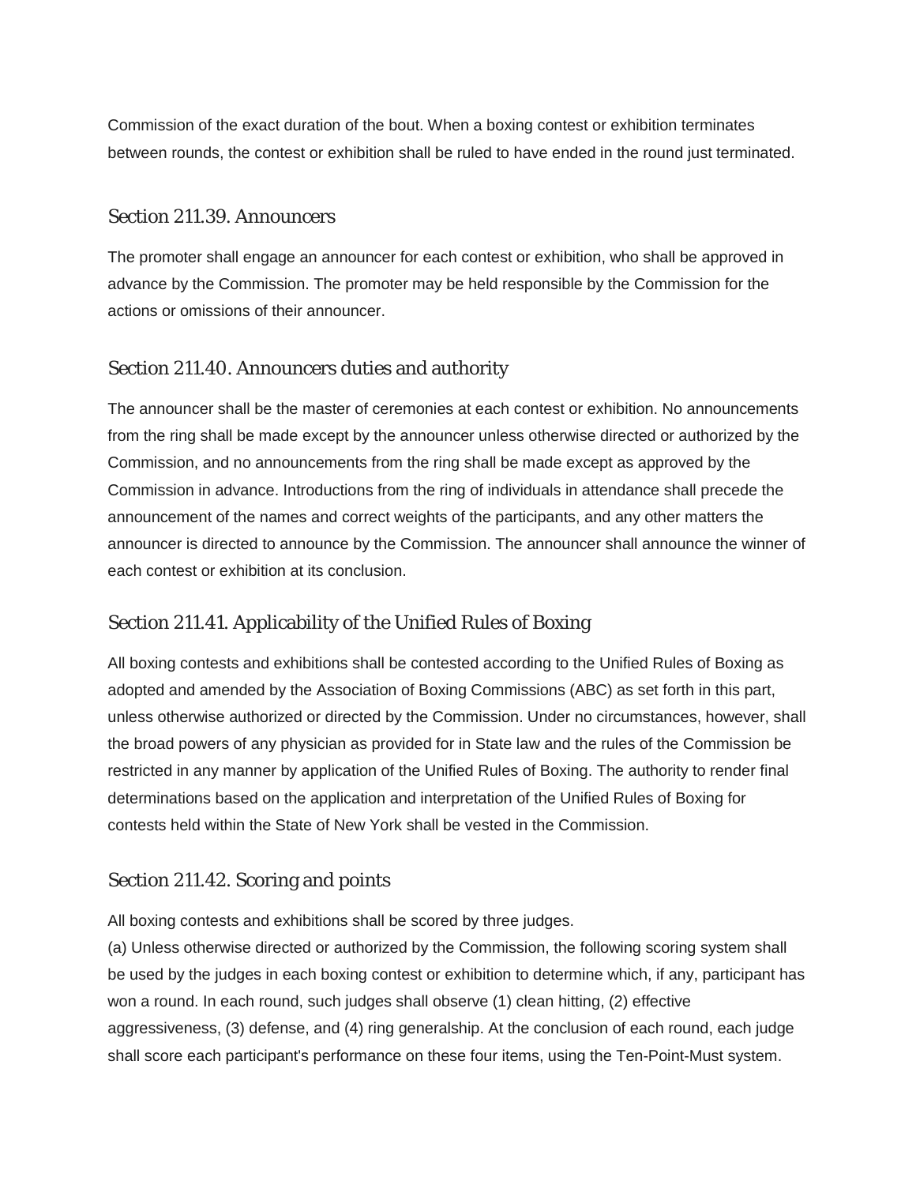Commission of the exact duration of the bout. When a boxing contest or exhibition terminates between rounds, the contest or exhibition shall be ruled to have ended in the round just terminated.

## Section 211.39. Announcers

The promoter shall engage an announcer for each contest or exhibition, who shall be approved in advance by the Commission. The promoter may be held responsible by the Commission for the actions or omissions of their announcer.

## Section 211.40. Announcers duties and authority

The announcer shall be the master of ceremonies at each contest or exhibition. No announcements from the ring shall be made except by the announcer unless otherwise directed or authorized by the Commission, and no announcements from the ring shall be made except as approved by the Commission in advance. Introductions from the ring of individuals in attendance shall precede the announcement of the names and correct weights of the participants, and any other matters the announcer is directed to announce by the Commission. The announcer shall announce the winner of each contest or exhibition at its conclusion.

## Section 211.41. Applicability of the Unified Rules of Boxing

All boxing contests and exhibitions shall be contested according to the Unified Rules of Boxing as adopted and amended by the Association of Boxing Commissions (ABC) as set forth in this part, unless otherwise authorized or directed by the Commission. Under no circumstances, however, shall the broad powers of any physician as provided for in State law and the rules of the Commission be restricted in any manner by application of the Unified Rules of Boxing. The authority to render final determinations based on the application and interpretation of the Unified Rules of Boxing for contests held within the State of New York shall be vested in the Commission.

## Section 211.42. Scoring and points

All boxing contests and exhibitions shall be scored by three judges.

(a) Unless otherwise directed or authorized by the Commission, the following scoring system shall be used by the judges in each boxing contest or exhibition to determine which, if any, participant has won a round. In each round, such judges shall observe (1) clean hitting, (2) effective aggressiveness, (3) defense, and (4) ring generalship. At the conclusion of each round, each judge shall score each participant's performance on these four items, using the Ten-Point-Must system.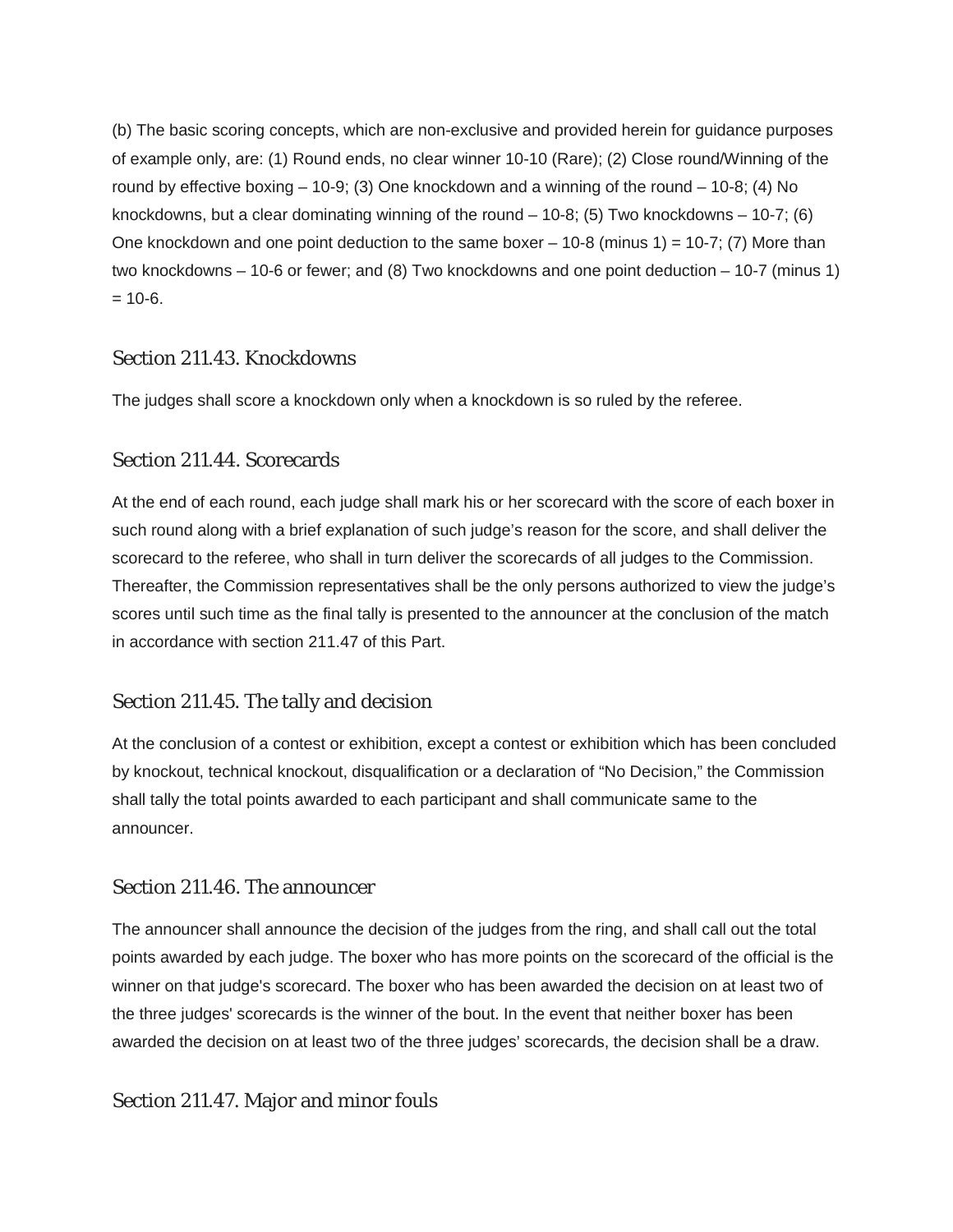(b) The basic scoring concepts, which are non-exclusive and provided herein for guidance purposes of example only, are: (1) Round ends, no clear winner 10-10 (Rare); (2) Close round/Winning of the round by effective boxing – 10-9; (3) One knockdown and a winning of the round – 10-8; (4) No knockdowns, but a clear dominating winning of the round – 10-8; (5) Two knockdowns – 10-7; (6) One knockdown and one point deduction to the same boxer – 10-8 (minus 1) = 10-7; (7) More than two knockdowns – 10-6 or fewer; and (8) Two knockdowns and one point deduction – 10-7 (minus 1) = 10-6.

### Section 211.43. Knockdowns

The judges shall score a knockdown only when a knockdown is so ruled by the referee.

### Section 211.44. Scorecards

At the end of each round, each judge shall mark his or her scorecard with the score of each boxer in such round along with a brief explanation of such judge's reason for the score, and shall deliver the scorecard to the referee, who shall in turn deliver the scorecards of all judges to the Commission. Thereafter, the Commission representatives shall be the only persons authorized to view the judge's scores until such time as the final tally is presented to the announcer at the conclusion of the match in accordance with section 211.47 of this Part.

### Section 211.45. The tally and decision

At the conclusion of a contest or exhibition, except a contest or exhibition which has been concluded by knockout, technical knockout, disqualification or a declaration of "No Decision," the Commission shall tally the total points awarded to each participant and shall communicate same to the announcer.

### Section 211.46. The announcer

The announcer shall announce the decision of the judges from the ring, and shall call out the total points awarded by each judge. The boxer who has more points on the scorecard of the official is the winner on that judge's scorecard. The boxer who has been awarded the decision on at least two of the three judges' scorecards is the winner of the bout. In the event that neither boxer has been awarded the decision on at least two of the three judges' scorecards, the decision shall be a draw.

### Section 211.47. Major and minor fouls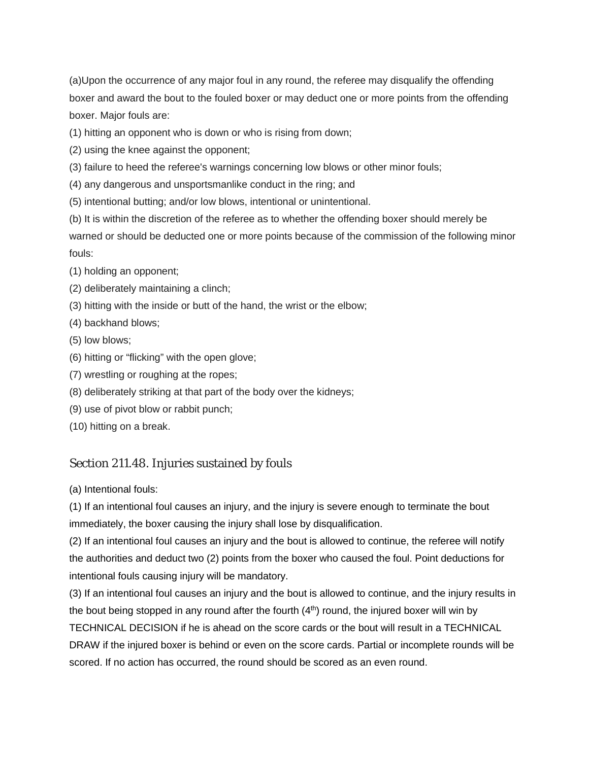(a)Upon the occurrence of any major foul in any round, the referee may disqualify the offending boxer and award the bout to the fouled boxer or may deduct one or more points from the offending boxer. Major fouls are:

(1) hitting an opponent who is down or who is rising from down;

(2) using the knee against the opponent;

(3) failure to heed the referee's warnings concerning low blows or other minor fouls;

(4) any dangerous and unsportsmanlike conduct in the ring; and

(5) intentional butting; and/or low blows, intentional or unintentional.

(b) It is within the discretion of the referee as to whether the offending boxer should merely be warned or should be deducted one or more points because of the commission of the following minor fouls:

(1) holding an opponent;

(2) deliberately maintaining a clinch;

(3) hitting with the inside or butt of the hand, the wrist or the elbow;

(4) backhand blows;

(5) low blows;

(6) hitting or “flicking” with the open glove;

(7) wrestling or roughing at the ropes;

(8) deliberately striking at that part of the body over the kidneys;

(9) use of pivot blow or rabbit punch;

(10) hitting on a break.

## Section 211.48. Injuries sustained by fouls

(a) Intentional fouls:

(1) If an intentional foul causes an injury, and the injury is severe enough to terminate the bout immediately, the boxer causing the injury shall lose by disqualification.

(2) If an intentional foul causes an injury and the bout is allowed to continue, the referee will notify the authorities and deduct two (2) points from the boxer who caused the foul. Point deductions for intentional fouls causing injury will be mandatory.

(3) If an intentional foul causes an injury and the bout is allowed to continue, and the injury results in the bout being stopped in any round after the fourth (4th) round, the injured boxer will win by TECHNICAL DECISION if he is ahead on the score cards or the bout will result in a TECHNICAL DRAW if the injured boxer is behind or even on the score cards. Partial or incomplete rounds will be scored. If no action has occurred, the round should be scored as an even round.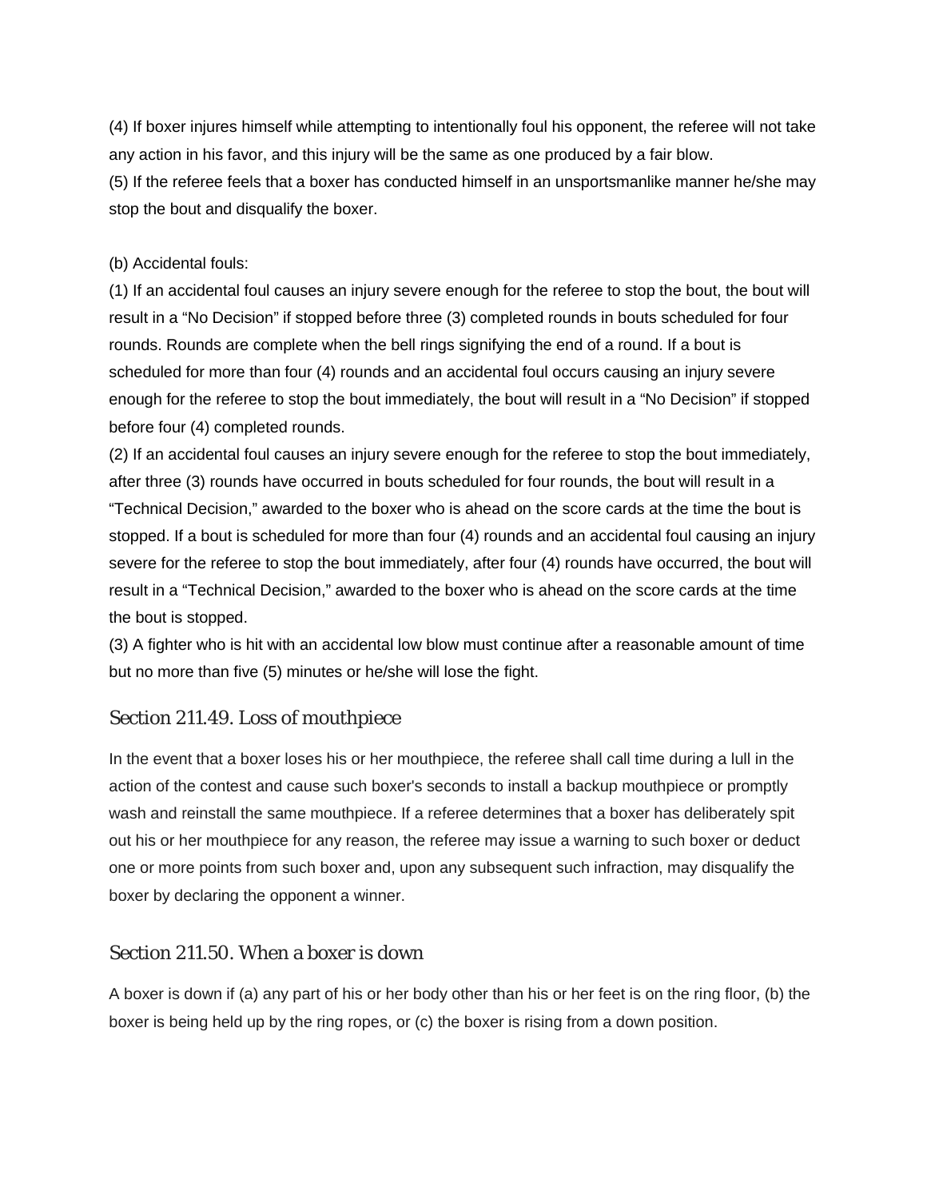(4) If boxer injures himself while attempting to intentionally foul his opponent, the referee will not take any action in his favor, and this injury will be the same as one produced by a fair blow.
(5) If the referee feels that a boxer has conducted himself in an unsportsmanlike manner he/she may stop the bout and disqualify the boxer.

(b) Accidental fouls:
(1) If an accidental foul causes an injury severe enough for the referee to stop the bout, the bout will result in a “No Decision” if stopped before three (3) completed rounds in bouts scheduled for four rounds. Rounds are complete when the bell rings signifying the end of a round. If a bout is scheduled for more than four (4) rounds and an accidental foul occurs causing an injury severe enough for the referee to stop the bout immediately, the bout will result in a “No Decision” if stopped before four (4) completed rounds.
(2) If an accidental foul causes an injury severe enough for the referee to stop the bout immediately, after three (3) rounds have occurred in bouts scheduled for four rounds, the bout will result in a “Technical Decision,” awarded to the boxer who is ahead on the score cards at the time the bout is stopped. If a bout is scheduled for more than four (4) rounds and an accidental foul causing an injury severe for the referee to stop the bout immediately, after four (4) rounds have occurred, the bout will result in a “Technical Decision,” awarded to the boxer who is ahead on the score cards at the time the bout is stopped.
(3) A fighter who is hit with an accidental low blow must continue after a reasonable amount of time but no more than five (5) minutes or he/she will lose the fight.

### Section 211.49. Loss of mouthpiece

In the event that a boxer loses his or her mouthpiece, the referee shall call time during a lull in the action of the contest and cause such boxer's seconds to install a backup mouthpiece or promptly wash and reinstall the same mouthpiece. If a referee determines that a boxer has deliberately spit out his or her mouthpiece for any reason, the referee may issue a warning to such boxer or deduct one or more points from such boxer and, upon any subsequent such infraction, may disqualify the boxer by declaring the opponent a winner.

### Section 211.50. When a boxer is down

A boxer is down if (a) any part of his or her body other than his or her feet is on the ring floor, (b) the boxer is being held up by the ring ropes, or (c) the boxer is rising from a down position.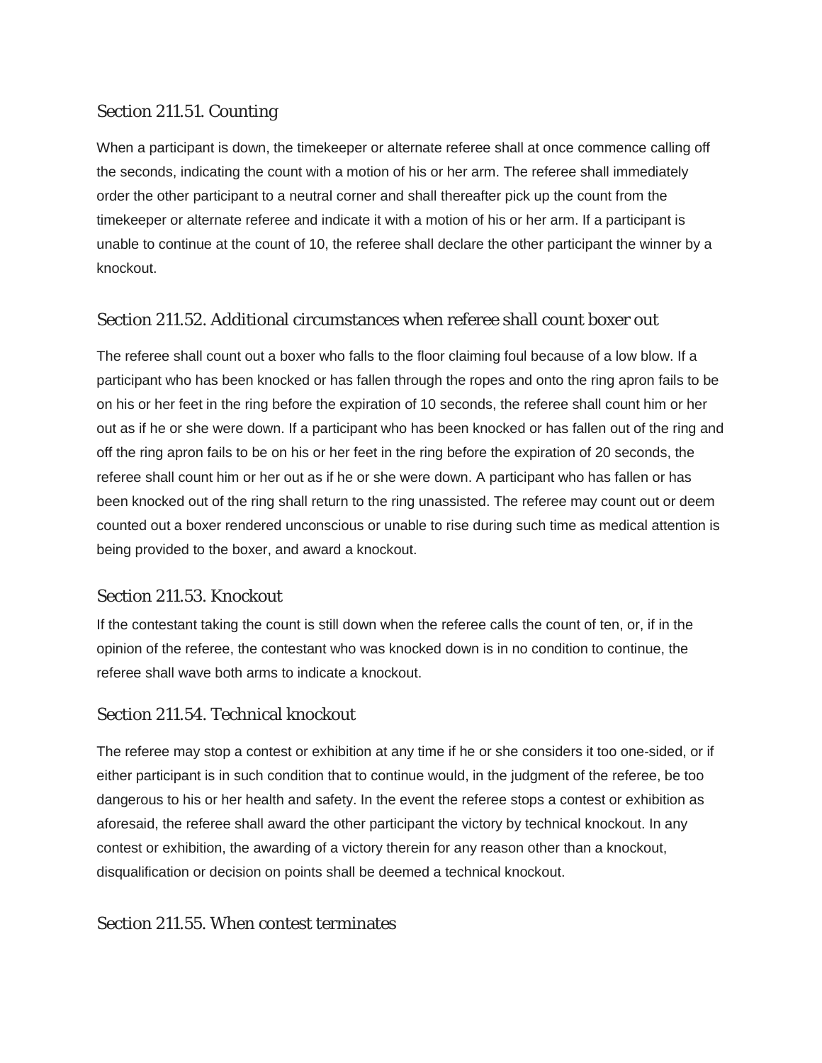### Section 211.51. Counting

When a participant is down, the timekeeper or alternate referee shall at once commence calling off the seconds, indicating the count with a motion of his or her arm. The referee shall immediately order the other participant to a neutral corner and shall thereafter pick up the count from the timekeeper or alternate referee and indicate it with a motion of his or her arm. If a participant is unable to continue at the count of 10, the referee shall declare the other participant the winner by a knockout.

### Section 211.52. Additional circumstances when referee shall count boxer out

The referee shall count out a boxer who falls to the floor claiming foul because of a low blow. If a participant who has been knocked or has fallen through the ropes and onto the ring apron fails to be on his or her feet in the ring before the expiration of 10 seconds, the referee shall count him or her out as if he or she were down. If a participant who has been knocked or has fallen out of the ring and off the ring apron fails to be on his or her feet in the ring before the expiration of 20 seconds, the referee shall count him or her out as if he or she were down. A participant who has fallen or has been knocked out of the ring shall return to the ring unassisted. The referee may count out or deem counted out a boxer rendered unconscious or unable to rise during such time as medical attention is being provided to the boxer, and award a knockout.

### Section 211.53. Knockout

If the contestant taking the count is still down when the referee calls the count of ten, or, if in the opinion of the referee, the contestant who was knocked down is in no condition to continue, the referee shall wave both arms to indicate a knockout.

### Section 211.54. Technical knockout

The referee may stop a contest or exhibition at any time if he or she considers it too one-sided, or if either participant is in such condition that to continue would, in the judgment of the referee, be too dangerous to his or her health and safety. In the event the referee stops a contest or exhibition as aforesaid, the referee shall award the other participant the victory by technical knockout. In any contest or exhibition, the awarding of a victory therein for any reason other than a knockout, disqualification or decision on points shall be deemed a technical knockout.

### Section 211.55. When contest terminates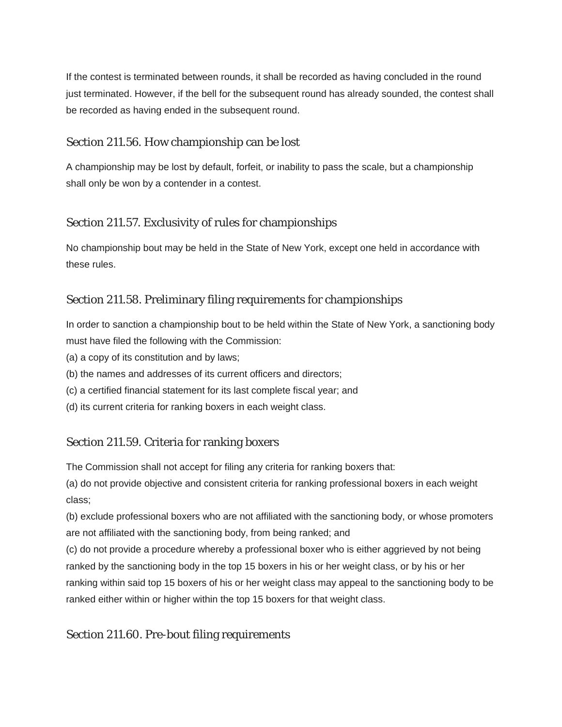If the contest is terminated between rounds, it shall be recorded as having concluded in the round just terminated. However, if the bell for the subsequent round has already sounded, the contest shall be recorded as having ended in the subsequent round.

### Section 211.56. How championship can be lost

A championship may be lost by default, forfeit, or inability to pass the scale, but a championship shall only be won by a contender in a contest.

### Section 211.57. Exclusivity of rules for championships

No championship bout may be held in the State of New York, except one held in accordance with these rules.

### Section 211.58. Preliminary filing requirements for championships

In order to sanction a championship bout to be held within the State of New York, a sanctioning body must have filed the following with the Commission:

(a) a copy of its constitution and by laws;

(b) the names and addresses of its current officers and directors;

(c) a certified financial statement for its last complete fiscal year; and

(d) its current criteria for ranking boxers in each weight class.

### Section 211.59. Criteria for ranking boxers

The Commission shall not accept for filing any criteria for ranking boxers that:

(a) do not provide objective and consistent criteria for ranking professional boxers in each weight class;

(b) exclude professional boxers who are not affiliated with the sanctioning body, or whose promoters are not affiliated with the sanctioning body, from being ranked; and

(c) do not provide a procedure whereby a professional boxer who is either aggrieved by not being ranked by the sanctioning body in the top 15 boxers in his or her weight class, or by his or her ranking within said top 15 boxers of his or her weight class may appeal to the sanctioning body to be ranked either within or higher within the top 15 boxers for that weight class.

### Section 211.60. Pre-bout filing requirements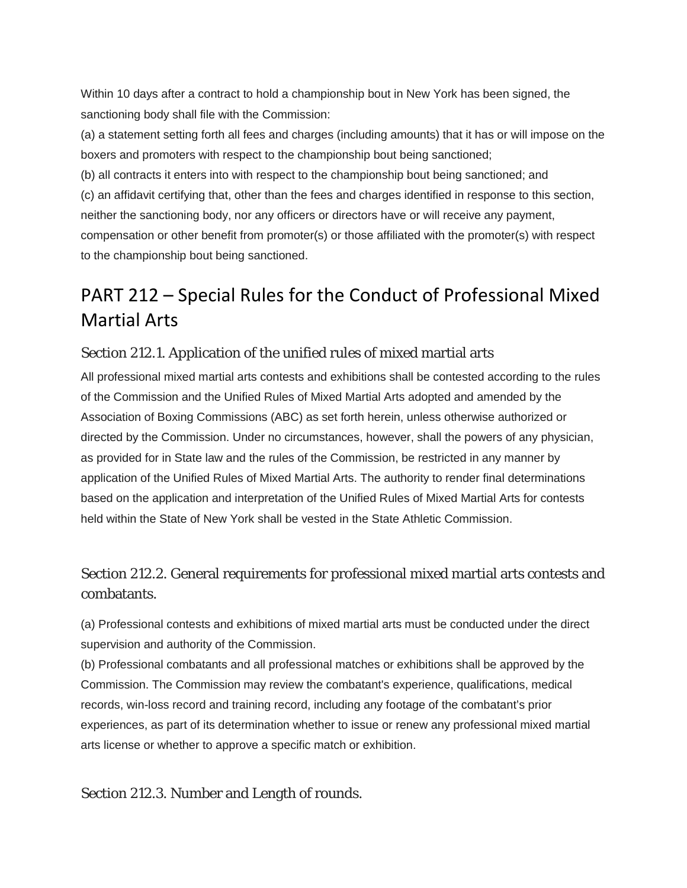Within 10 days after a contract to hold a championship bout in New York has been signed, the sanctioning body shall file with the Commission:

(a) a statement setting forth all fees and charges (including amounts) that it has or will impose on the boxers and promoters with respect to the championship bout being sanctioned;

(b) all contracts it enters into with respect to the championship bout being sanctioned; and

(c) an affidavit certifying that, other than the fees and charges identified in response to this section, neither the sanctioning body, nor any officers or directors have or will receive any payment, compensation or other benefit from promoter(s) or those affiliated with the promoter(s) with respect to the championship bout being sanctioned.

# PART 212 – Special Rules for the Conduct of Professional Mixed Martial Arts

## Section 212.1. Application of the unified rules of mixed martial arts

All professional mixed martial arts contests and exhibitions shall be contested according to the rules of the Commission and the Unified Rules of Mixed Martial Arts adopted and amended by the Association of Boxing Commissions (ABC) as set forth herein, unless otherwise authorized or directed by the Commission. Under no circumstances, however, shall the powers of any physician, as provided for in State law and the rules of the Commission, be restricted in any manner by application of the Unified Rules of Mixed Martial Arts. The authority to render final determinations based on the application and interpretation of the Unified Rules of Mixed Martial Arts for contests held within the State of New York shall be vested in the State Athletic Commission.

## Section 212.2. General requirements for professional mixed martial arts contests and combatants.

(a) Professional contests and exhibitions of mixed martial arts must be conducted under the direct supervision and authority of the Commission.

(b) Professional combatants and all professional matches or exhibitions shall be approved by the Commission. The Commission may review the combatant's experience, qualifications, medical records, win-loss record and training record, including any footage of the combatant's prior experiences, as part of its determination whether to issue or renew any professional mixed martial arts license or whether to approve a specific match or exhibition.

## Section 212.3. Number and Length of rounds.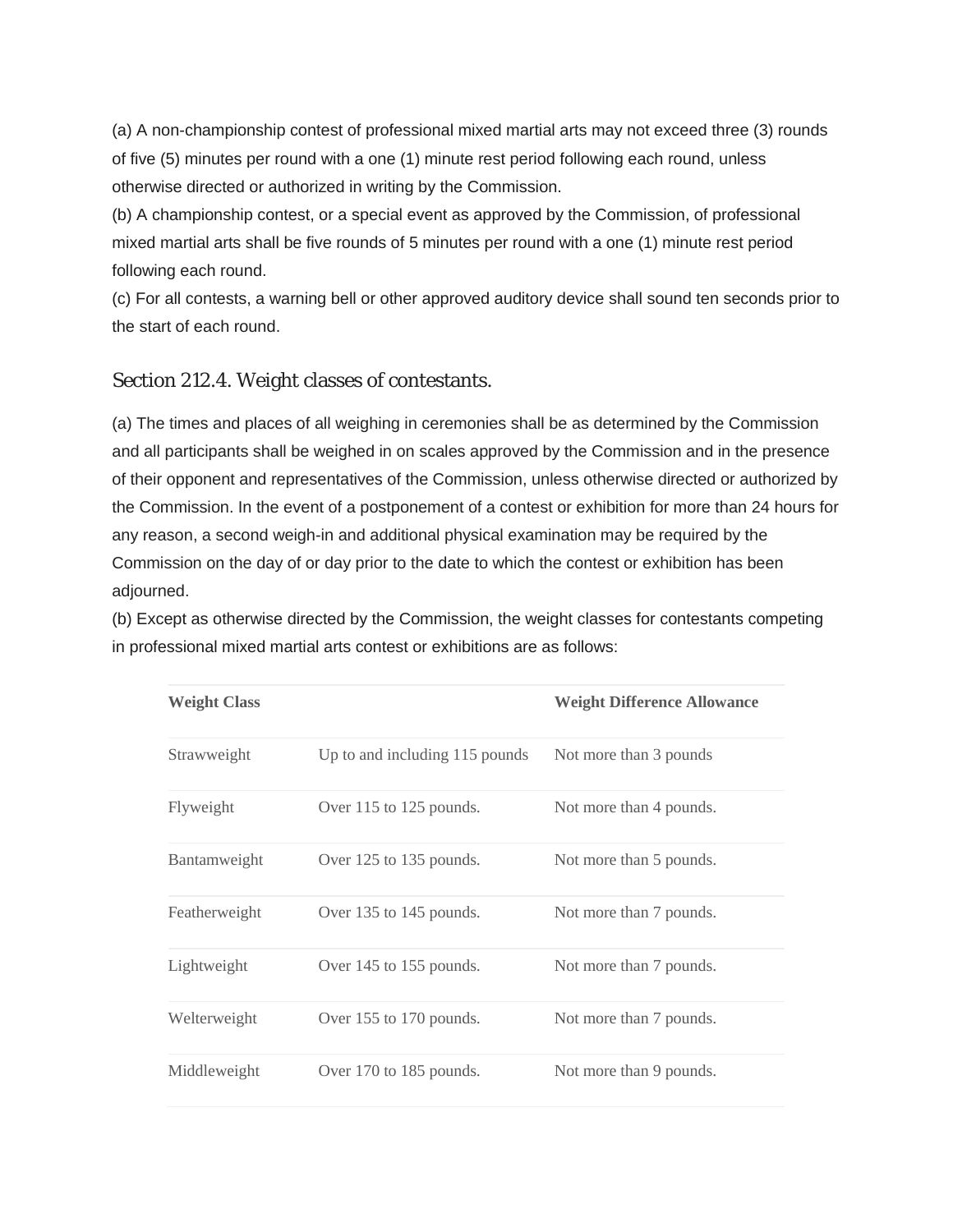(a) A non-championship contest of professional mixed martial arts may not exceed three (3) rounds of five (5) minutes per round with a one (1) minute rest period following each round, unless otherwise directed or authorized in writing by the Commission.
(b) A championship contest, or a special event as approved by the Commission, of professional mixed martial arts shall be five rounds of 5 minutes per round with a one (1) minute rest period following each round.
(c) For all contests, a warning bell or other approved auditory device shall sound ten seconds prior to the start of each round.

### Section 212.4. Weight classes of contestants.

(a) The times and places of all weighing in ceremonies shall be as determined by the Commission and all participants shall be weighed in on scales approved by the Commission and in the presence of their opponent and representatives of the Commission, unless otherwise directed or authorized by the Commission. In the event of a postponement of a contest or exhibition for more than 24 hours for any reason, a second weigh-in and additional physical examination may be required by the Commission on the day of or day prior to the date to which the contest or exhibition has been adjourned.
(b) Except as otherwise directed by the Commission, the weight classes for contestants competing in professional mixed martial arts contest or exhibitions are as follows:

| **Weight Class** | | **Weight Difference Allowance** |
|---|---|---|
| Strawweight | Up to and including 115 pounds | Not more than 3 pounds |
| Flyweight | Over 115 to 125 pounds. | Not more than 4 pounds. |
| Bantamweight | Over 125 to 135 pounds. | Not more than 5 pounds. |
| Featherweight | Over 135 to 145 pounds. | Not more than 7 pounds. |
| Lightweight | Over 145 to 155 pounds. | Not more than 7 pounds. |
| Welterweight | Over 155 to 170 pounds. | Not more than 7 pounds. |
| Middleweight | Over 170 to 185 pounds. | Not more than 9 pounds. |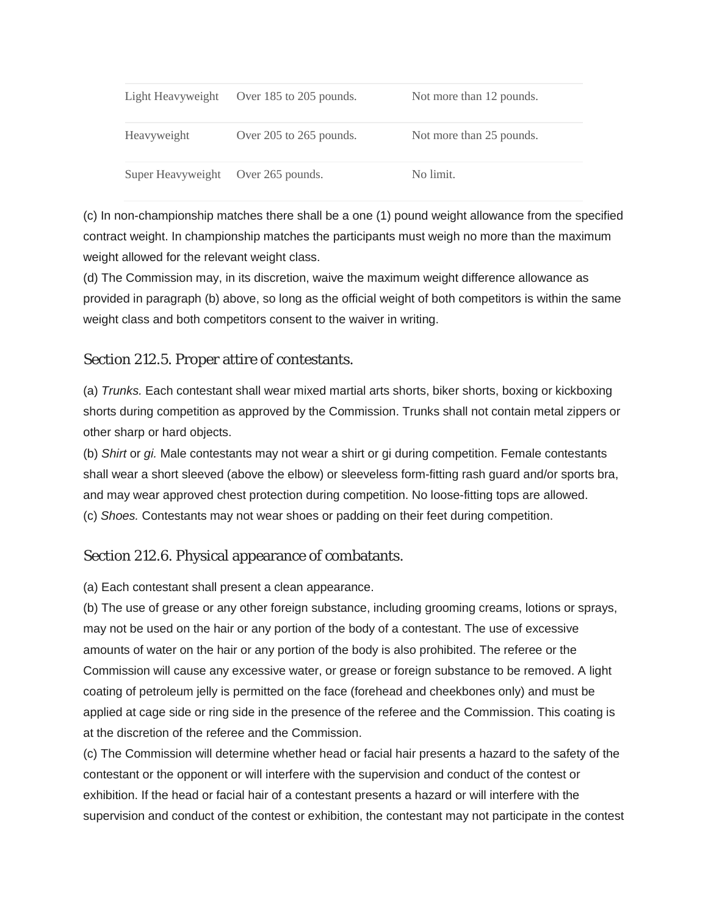| | | |
|---|---|---|
| Light Heavyweight | Over 185 to 205 pounds. | Not more than 12 pounds. |
| Heavyweight | Over 205 to 265 pounds. | Not more than 25 pounds. |
| Super Heavyweight | Over 265 pounds. | No limit. |

(c) In non-championship matches there shall be a one (1) pound weight allowance from the specified contract weight. In championship matches the participants must weigh no more than the maximum weight allowed for the relevant weight class.
(d) The Commission may, in its discretion, waive the maximum weight difference allowance as provided in paragraph (b) above, so long as the official weight of both competitors is within the same weight class and both competitors consent to the waiver in writing.

## Section 212.5. Proper attire of contestants.

(a) *Trunks.* Each contestant shall wear mixed martial arts shorts, biker shorts, boxing or kickboxing shorts during competition as approved by the Commission. Trunks shall not contain metal zippers or other sharp or hard objects.
(b) *Shirt* or *gi.* Male contestants may not wear a shirt or gi during competition. Female contestants shall wear a short sleeved (above the elbow) or sleeveless form-fitting rash guard and/or sports bra, and may wear approved chest protection during competition. No loose-fitting tops are allowed.
(c) *Shoes.* Contestants may not wear shoes or padding on their feet during competition.

## Section 212.6. Physical appearance of combatants.

(a) Each contestant shall present a clean appearance.
(b) The use of grease or any other foreign substance, including grooming creams, lotions or sprays, may not be used on the hair or any portion of the body of a contestant. The use of excessive amounts of water on the hair or any portion of the body is also prohibited. The referee or the Commission will cause any excessive water, or grease or foreign substance to be removed. A light coating of petroleum jelly is permitted on the face (forehead and cheekbones only) and must be applied at cage side or ring side in the presence of the referee and the Commission. This coating is at the discretion of the referee and the Commission.
(c) The Commission will determine whether head or facial hair presents a hazard to the safety of the contestant or the opponent or will interfere with the supervision and conduct of the contest or exhibition. If the head or facial hair of a contestant presents a hazard or will interfere with the supervision and conduct of the contest or exhibition, the contestant may not participate in the contest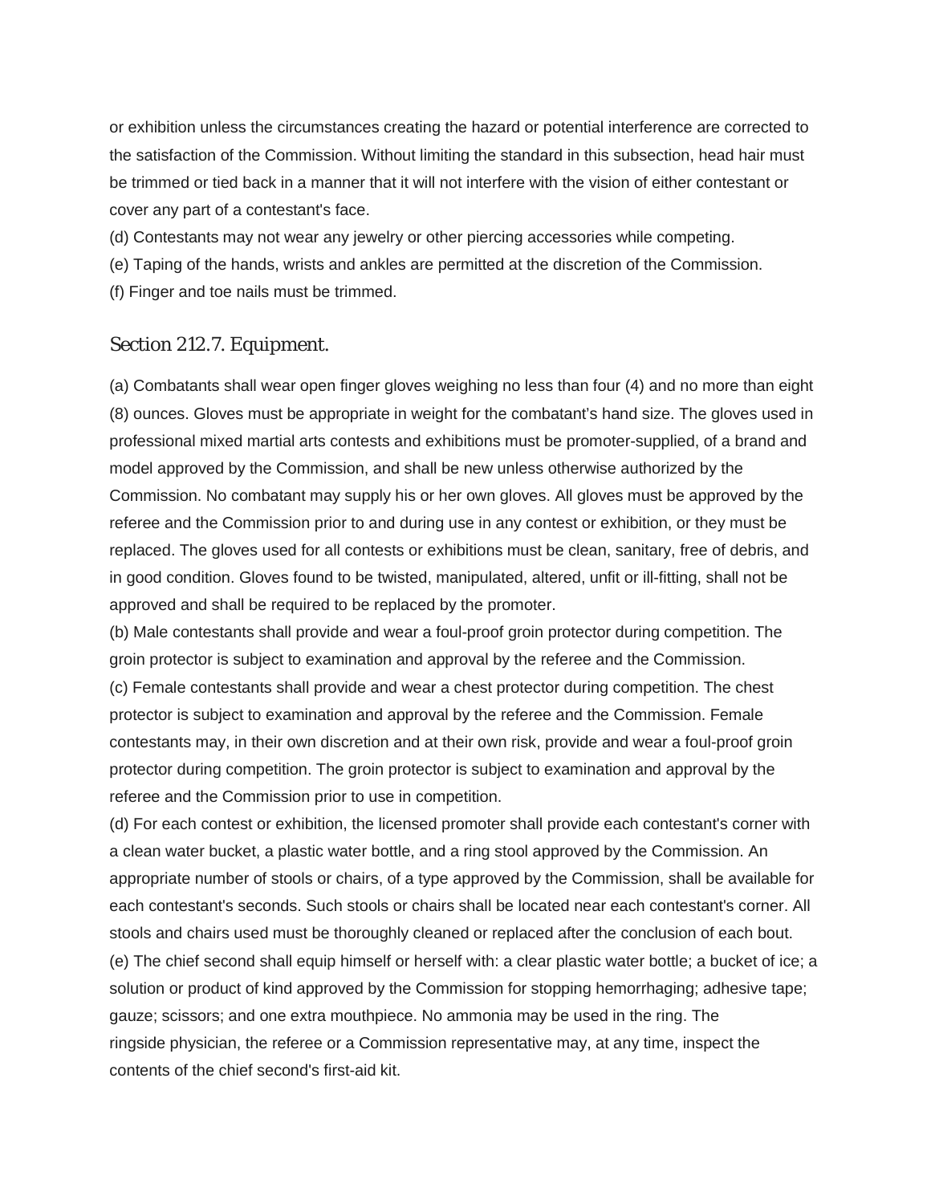or exhibition unless the circumstances creating the hazard or potential interference are corrected to the satisfaction of the Commission. Without limiting the standard in this subsection, head hair must be trimmed or tied back in a manner that it will not interfere with the vision of either contestant or cover any part of a contestant's face.

(d) Contestants may not wear any jewelry or other piercing accessories while competing.

(e) Taping of the hands, wrists and ankles are permitted at the discretion of the Commission.

(f) Finger and toe nails must be trimmed.

## Section 212.7. Equipment.

(a) Combatants shall wear open finger gloves weighing no less than four (4) and no more than eight (8) ounces. Gloves must be appropriate in weight for the combatant's hand size. The gloves used in professional mixed martial arts contests and exhibitions must be promoter-supplied, of a brand and model approved by the Commission, and shall be new unless otherwise authorized by the Commission. No combatant may supply his or her own gloves. All gloves must be approved by the referee and the Commission prior to and during use in any contest or exhibition, or they must be replaced. The gloves used for all contests or exhibitions must be clean, sanitary, free of debris, and in good condition. Gloves found to be twisted, manipulated, altered, unfit or ill-fitting, shall not be approved and shall be required to be replaced by the promoter.

(b) Male contestants shall provide and wear a foul-proof groin protector during competition. The groin protector is subject to examination and approval by the referee and the Commission.

(c) Female contestants shall provide and wear a chest protector during competition. The chest protector is subject to examination and approval by the referee and the Commission. Female contestants may, in their own discretion and at their own risk, provide and wear a foul-proof groin protector during competition. The groin protector is subject to examination and approval by the referee and the Commission prior to use in competition.

(d) For each contest or exhibition, the licensed promoter shall provide each contestant's corner with a clean water bucket, a plastic water bottle, and a ring stool approved by the Commission. An appropriate number of stools or chairs, of a type approved by the Commission, shall be available for each contestant's seconds. Such stools or chairs shall be located near each contestant's corner. All stools and chairs used must be thoroughly cleaned or replaced after the conclusion of each bout.

(e) The chief second shall equip himself or herself with: a clear plastic water bottle; a bucket of ice; a solution or product of kind approved by the Commission for stopping hemorrhaging; adhesive tape; gauze; scissors; and one extra mouthpiece. No ammonia may be used in the ring. The ringside physician, the referee or a Commission representative may, at any time, inspect the contents of the chief second's first-aid kit.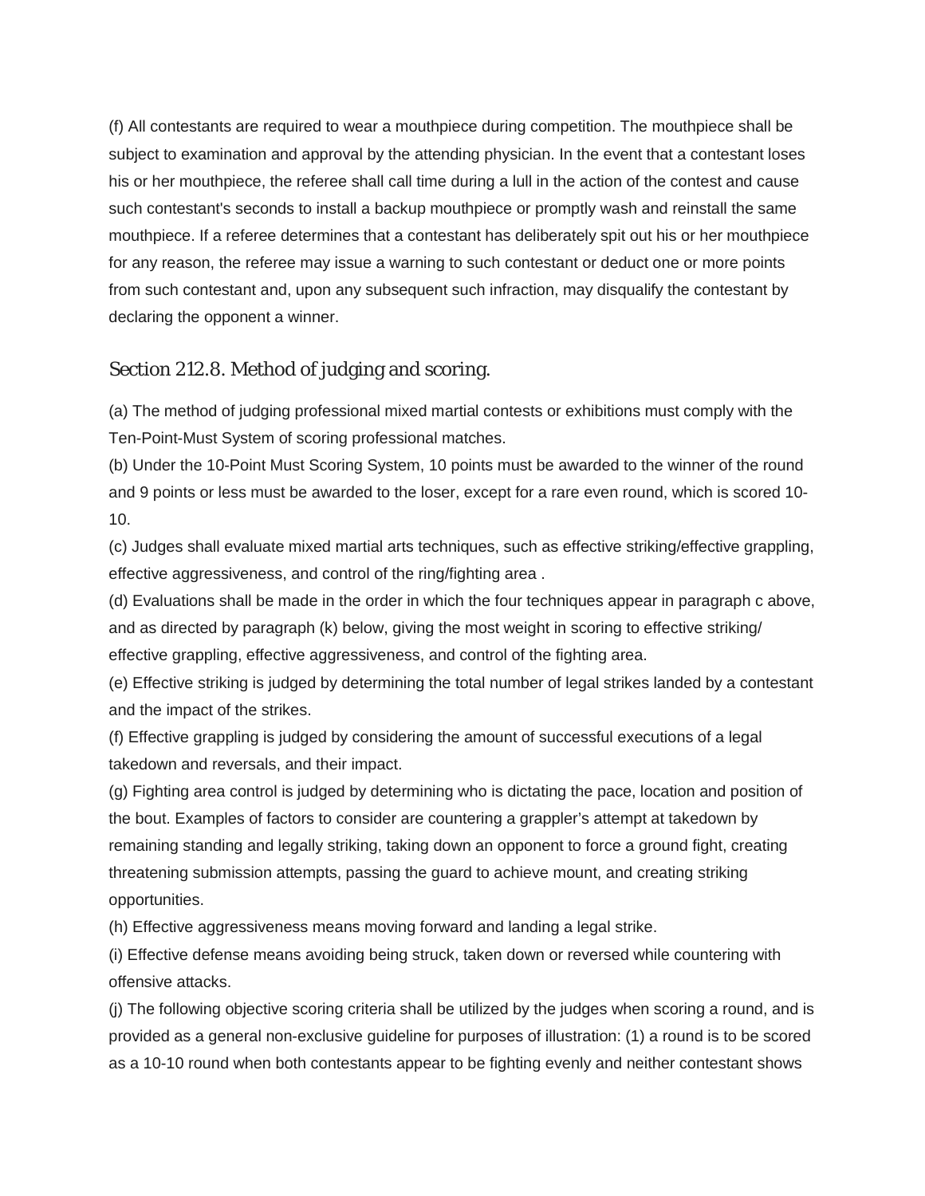(f) All contestants are required to wear a mouthpiece during competition. The mouthpiece shall be subject to examination and approval by the attending physician. In the event that a contestant loses his or her mouthpiece, the referee shall call time during a lull in the action of the contest and cause such contestant's seconds to install a backup mouthpiece or promptly wash and reinstall the same mouthpiece. If a referee determines that a contestant has deliberately spit out his or her mouthpiece for any reason, the referee may issue a warning to such contestant or deduct one or more points from such contestant and, upon any subsequent such infraction, may disqualify the contestant by declaring the opponent a winner.

## Section 212.8. Method of judging and scoring.

(a) The method of judging professional mixed martial contests or exhibitions must comply with the Ten-Point-Must System of scoring professional matches.

(b) Under the 10-Point Must Scoring System, 10 points must be awarded to the winner of the round and 9 points or less must be awarded to the loser, except for a rare even round, which is scored 10-10.

(c) Judges shall evaluate mixed martial arts techniques, such as effective striking/effective grappling, effective aggressiveness, and control of the ring/fighting area .

(d) Evaluations shall be made in the order in which the four techniques appear in paragraph c above, and as directed by paragraph (k) below, giving the most weight in scoring to effective striking/ effective grappling, effective aggressiveness, and control of the fighting area.

(e) Effective striking is judged by determining the total number of legal strikes landed by a contestant and the impact of the strikes.

(f) Effective grappling is judged by considering the amount of successful executions of a legal takedown and reversals, and their impact.

(g) Fighting area control is judged by determining who is dictating the pace, location and position of the bout. Examples of factors to consider are countering a grappler's attempt at takedown by remaining standing and legally striking, taking down an opponent to force a ground fight, creating threatening submission attempts, passing the guard to achieve mount, and creating striking opportunities.

(h) Effective aggressiveness means moving forward and landing a legal strike.

(i) Effective defense means avoiding being struck, taken down or reversed while countering with offensive attacks.

(j) The following objective scoring criteria shall be utilized by the judges when scoring a round, and is provided as a general non-exclusive guideline for purposes of illustration: (1) a round is to be scored as a 10-10 round when both contestants appear to be fighting evenly and neither contestant shows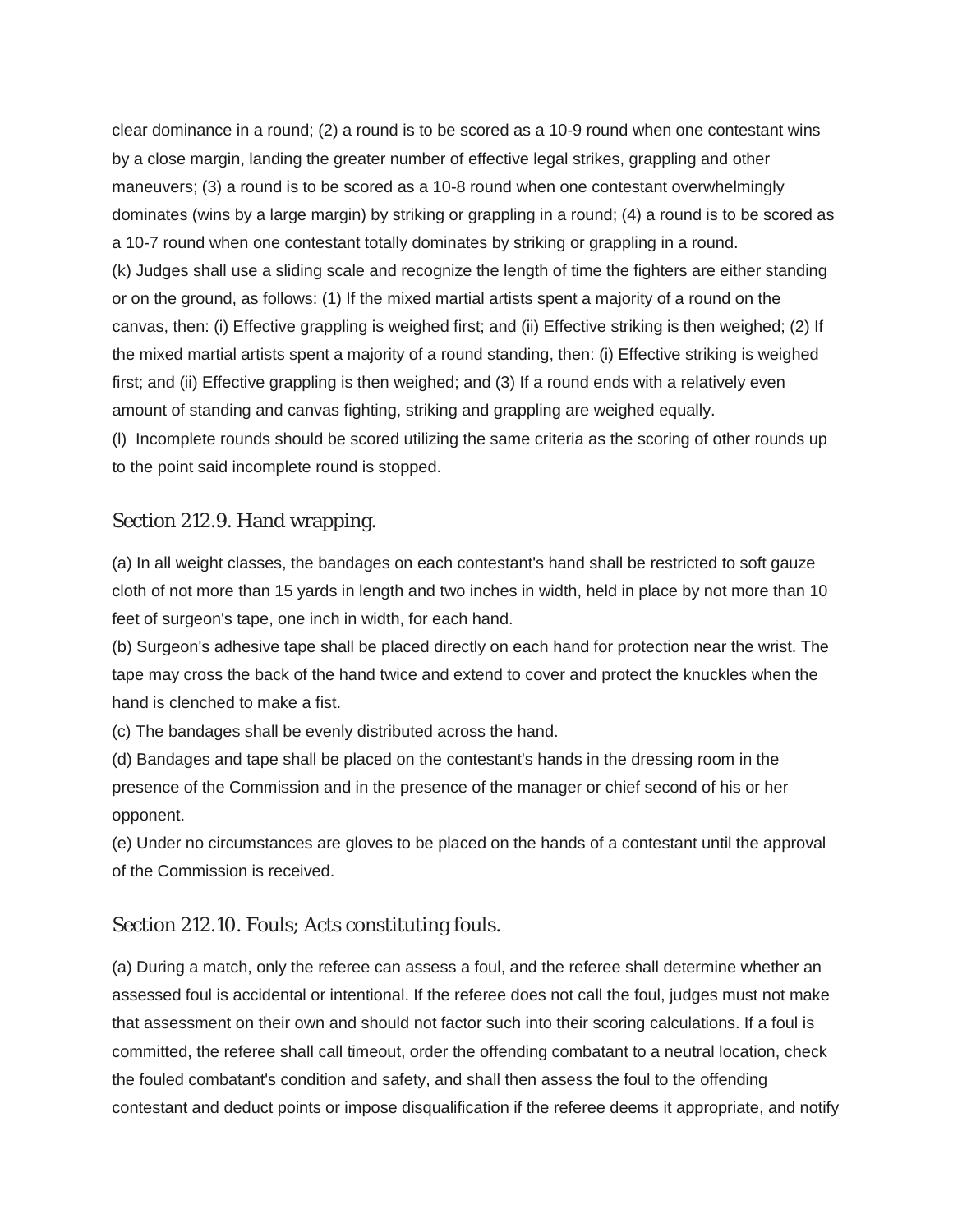clear dominance in a round; (2) a round is to be scored as a 10-9 round when one contestant wins by a close margin, landing the greater number of effective legal strikes, grappling and other maneuvers; (3) a round is to be scored as a 10-8 round when one contestant overwhelmingly dominates (wins by a large margin) by striking or grappling in a round; (4) a round is to be scored as a 10-7 round when one contestant totally dominates by striking or grappling in a round.

(k) Judges shall use a sliding scale and recognize the length of time the fighters are either standing or on the ground, as follows: (1) If the mixed martial artists spent a majority of a round on the canvas, then: (i) Effective grappling is weighed first; and (ii) Effective striking is then weighed; (2) If the mixed martial artists spent a majority of a round standing, then: (i) Effective striking is weighed first; and (ii) Effective grappling is then weighed; and (3) If a round ends with a relatively even amount of standing and canvas fighting, striking and grappling are weighed equally.

(l) Incomplete rounds should be scored utilizing the same criteria as the scoring of other rounds up to the point said incomplete round is stopped.

## Section 212.9. Hand wrapping.

(a) In all weight classes, the bandages on each contestant's hand shall be restricted to soft gauze cloth of not more than 15 yards in length and two inches in width, held in place by not more than 10 feet of surgeon's tape, one inch in width, for each hand.

(b) Surgeon's adhesive tape shall be placed directly on each hand for protection near the wrist. The tape may cross the back of the hand twice and extend to cover and protect the knuckles when the hand is clenched to make a fist.

(c) The bandages shall be evenly distributed across the hand.

(d) Bandages and tape shall be placed on the contestant's hands in the dressing room in the presence of the Commission and in the presence of the manager or chief second of his or her opponent.

(e) Under no circumstances are gloves to be placed on the hands of a contestant until the approval of the Commission is received.

## Section 212.10. Fouls; Acts constituting fouls.

(a) During a match, only the referee can assess a foul, and the referee shall determine whether an assessed foul is accidental or intentional. If the referee does not call the foul, judges must not make that assessment on their own and should not factor such into their scoring calculations. If a foul is committed, the referee shall call timeout, order the offending combatant to a neutral location, check the fouled combatant's condition and safety, and shall then assess the foul to the offending contestant and deduct points or impose disqualification if the referee deems it appropriate, and notify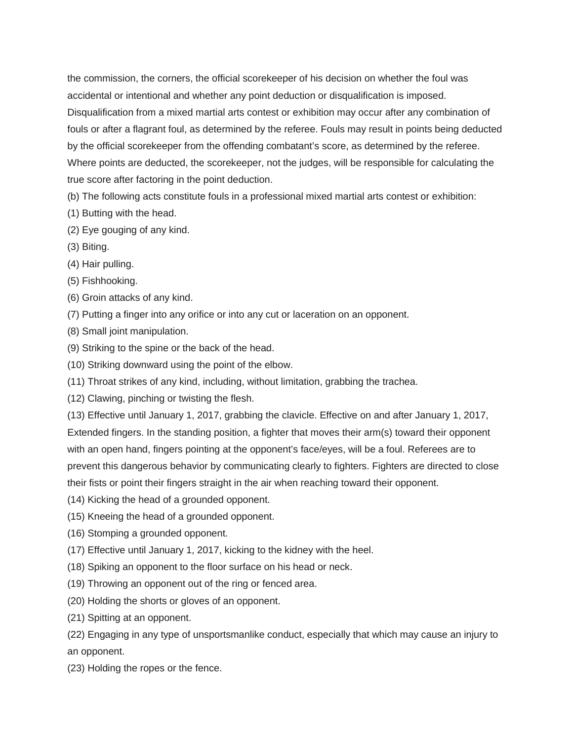the commission, the corners, the official scorekeeper of his decision on whether the foul was accidental or intentional and whether any point deduction or disqualification is imposed. Disqualification from a mixed martial arts contest or exhibition may occur after any combination of fouls or after a flagrant foul, as determined by the referee. Fouls may result in points being deducted by the official scorekeeper from the offending combatant's score, as determined by the referee. Where points are deducted, the scorekeeper, not the judges, will be responsible for calculating the true score after factoring in the point deduction.

(b) The following acts constitute fouls in a professional mixed martial arts contest or exhibition:

(1) Butting with the head.

(2) Eye gouging of any kind.

(3) Biting.

(4) Hair pulling.

(5) Fishhooking.

(6) Groin attacks of any kind.

(7) Putting a finger into any orifice or into any cut or laceration on an opponent.

(8) Small joint manipulation.

(9) Striking to the spine or the back of the head.

(10) Striking downward using the point of the elbow.

(11) Throat strikes of any kind, including, without limitation, grabbing the trachea.

(12) Clawing, pinching or twisting the flesh.

(13) Effective until January 1, 2017, grabbing the clavicle. Effective on and after January 1, 2017, Extended fingers. In the standing position, a fighter that moves their arm(s) toward their opponent with an open hand, fingers pointing at the opponent's face/eyes, will be a foul. Referees are to prevent this dangerous behavior by communicating clearly to fighters. Fighters are directed to close their fists or point their fingers straight in the air when reaching toward their opponent.

(14) Kicking the head of a grounded opponent.

(15) Kneeing the head of a grounded opponent.

(16) Stomping a grounded opponent.

(17) Effective until January 1, 2017, kicking to the kidney with the heel.

(18) Spiking an opponent to the floor surface on his head or neck.

(19) Throwing an opponent out of the ring or fenced area.

(20) Holding the shorts or gloves of an opponent.

(21) Spitting at an opponent.

(22) Engaging in any type of unsportsmanlike conduct, especially that which may cause an injury to an opponent.

(23) Holding the ropes or the fence.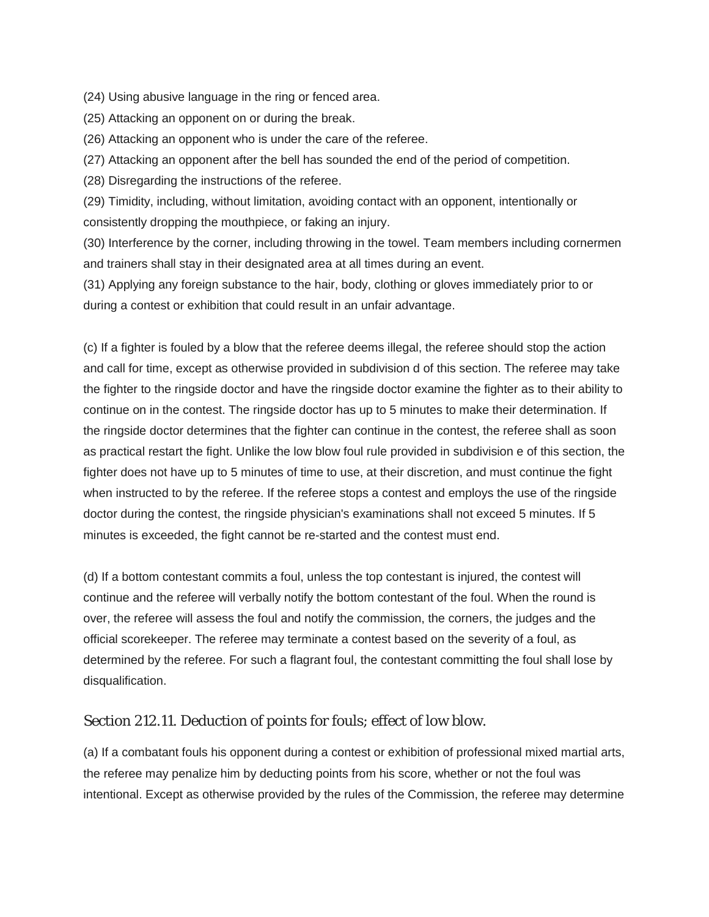(24) Using abusive language in the ring or fenced area.

(25) Attacking an opponent on or during the break.

(26) Attacking an opponent who is under the care of the referee.

(27) Attacking an opponent after the bell has sounded the end of the period of competition.

(28) Disregarding the instructions of the referee.

(29) Timidity, including, without limitation, avoiding contact with an opponent, intentionally or consistently dropping the mouthpiece, or faking an injury.

(30) Interference by the corner, including throwing in the towel. Team members including cornermen and trainers shall stay in their designated area at all times during an event.

(31) Applying any foreign substance to the hair, body, clothing or gloves immediately prior to or during a contest or exhibition that could result in an unfair advantage.

(c) If a fighter is fouled by a blow that the referee deems illegal, the referee should stop the action and call for time, except as otherwise provided in subdivision d of this section. The referee may take the fighter to the ringside doctor and have the ringside doctor examine the fighter as to their ability to continue on in the contest. The ringside doctor has up to 5 minutes to make their determination. If the ringside doctor determines that the fighter can continue in the contest, the referee shall as soon as practical restart the fight. Unlike the low blow foul rule provided in subdivision e of this section, the fighter does not have up to 5 minutes of time to use, at their discretion, and must continue the fight when instructed to by the referee. If the referee stops a contest and employs the use of the ringside doctor during the contest, the ringside physician's examinations shall not exceed 5 minutes. If 5 minutes is exceeded, the fight cannot be re-started and the contest must end.

(d) If a bottom contestant commits a foul, unless the top contestant is injured, the contest will continue and the referee will verbally notify the bottom contestant of the foul. When the round is over, the referee will assess the foul and notify the commission, the corners, the judges and the official scorekeeper. The referee may terminate a contest based on the severity of a foul, as determined by the referee. For such a flagrant foul, the contestant committing the foul shall lose by disqualification.

### Section 212.11. Deduction of points for fouls; effect of low blow.

(a) If a combatant fouls his opponent during a contest or exhibition of professional mixed martial arts, the referee may penalize him by deducting points from his score, whether or not the foul was intentional. Except as otherwise provided by the rules of the Commission, the referee may determine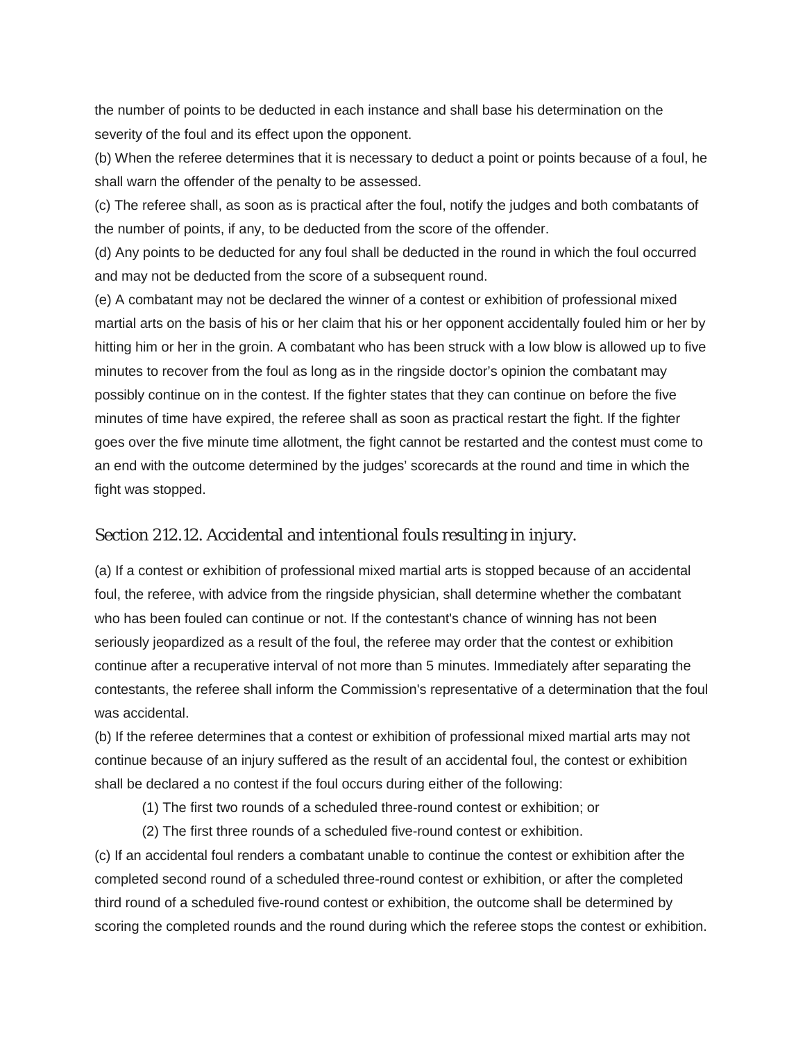the number of points to be deducted in each instance and shall base his determination on the severity of the foul and its effect upon the opponent.

(b) When the referee determines that it is necessary to deduct a point or points because of a foul, he shall warn the offender of the penalty to be assessed.

(c) The referee shall, as soon as is practical after the foul, notify the judges and both combatants of the number of points, if any, to be deducted from the score of the offender.

(d) Any points to be deducted for any foul shall be deducted in the round in which the foul occurred and may not be deducted from the score of a subsequent round.

(e) A combatant may not be declared the winner of a contest or exhibition of professional mixed martial arts on the basis of his or her claim that his or her opponent accidentally fouled him or her by hitting him or her in the groin. A combatant who has been struck with a low blow is allowed up to five minutes to recover from the foul as long as in the ringside doctor's opinion the combatant may possibly continue on in the contest. If the fighter states that they can continue on before the five minutes of time have expired, the referee shall as soon as practical restart the fight. If the fighter goes over the five minute time allotment, the fight cannot be restarted and the contest must come to an end with the outcome determined by the judges' scorecards at the round and time in which the fight was stopped.

## Section 212.12. Accidental and intentional fouls resulting in injury.

(a) If a contest or exhibition of professional mixed martial arts is stopped because of an accidental foul, the referee, with advice from the ringside physician, shall determine whether the combatant who has been fouled can continue or not. If the contestant's chance of winning has not been seriously jeopardized as a result of the foul, the referee may order that the contest or exhibition continue after a recuperative interval of not more than 5 minutes. Immediately after separating the contestants, the referee shall inform the Commission's representative of a determination that the foul was accidental.

(b) If the referee determines that a contest or exhibition of professional mixed martial arts may not continue because of an injury suffered as the result of an accidental foul, the contest or exhibition shall be declared a no contest if the foul occurs during either of the following:

(1) The first two rounds of a scheduled three-round contest or exhibition; or

(2) The first three rounds of a scheduled five-round contest or exhibition.

(c) If an accidental foul renders a combatant unable to continue the contest or exhibition after the completed second round of a scheduled three-round contest or exhibition, or after the completed third round of a scheduled five-round contest or exhibition, the outcome shall be determined by scoring the completed rounds and the round during which the referee stops the contest or exhibition.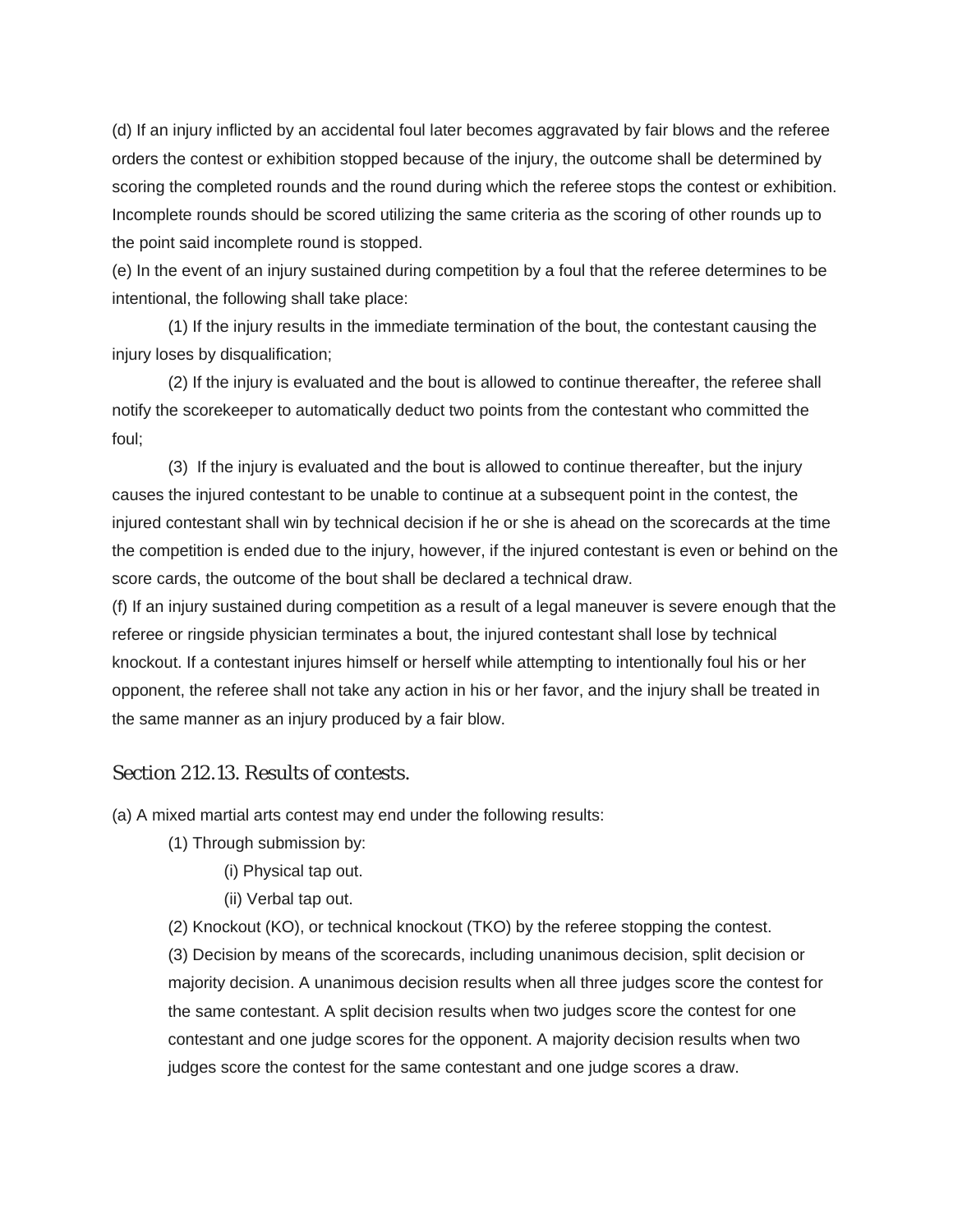(d) If an injury inflicted by an accidental foul later becomes aggravated by fair blows and the referee orders the contest or exhibition stopped because of the injury, the outcome shall be determined by scoring the completed rounds and the round during which the referee stops the contest or exhibition. Incomplete rounds should be scored utilizing the same criteria as the scoring of other rounds up to the point said incomplete round is stopped.

(e) In the event of an injury sustained during competition by a foul that the referee determines to be intentional, the following shall take place:

(1) If the injury results in the immediate termination of the bout, the contestant causing the injury loses by disqualification;

(2) If the injury is evaluated and the bout is allowed to continue thereafter, the referee shall notify the scorekeeper to automatically deduct two points from the contestant who committed the foul;

(3) If the injury is evaluated and the bout is allowed to continue thereafter, but the injury causes the injured contestant to be unable to continue at a subsequent point in the contest, the injured contestant shall win by technical decision if he or she is ahead on the scorecards at the time the competition is ended due to the injury, however, if the injured contestant is even or behind on the score cards, the outcome of the bout shall be declared a technical draw.

(f) If an injury sustained during competition as a result of a legal maneuver is severe enough that the referee or ringside physician terminates a bout, the injured contestant shall lose by technical knockout. If a contestant injures himself or herself while attempting to intentionally foul his or her opponent, the referee shall not take any action in his or her favor, and the injury shall be treated in the same manner as an injury produced by a fair blow.

## Section 212.13. Results of contests.

(a) A mixed martial arts contest may end under the following results:

(1) Through submission by:

(i) Physical tap out.

(ii) Verbal tap out.

(2) Knockout (KO), or technical knockout (TKO) by the referee stopping the contest.

(3) Decision by means of the scorecards, including unanimous decision, split decision or majority decision. A unanimous decision results when all three judges score the contest for the same contestant. A split decision results when two judges score the contest for one contestant and one judge scores for the opponent. A majority decision results when two judges score the contest for the same contestant and one judge scores a draw.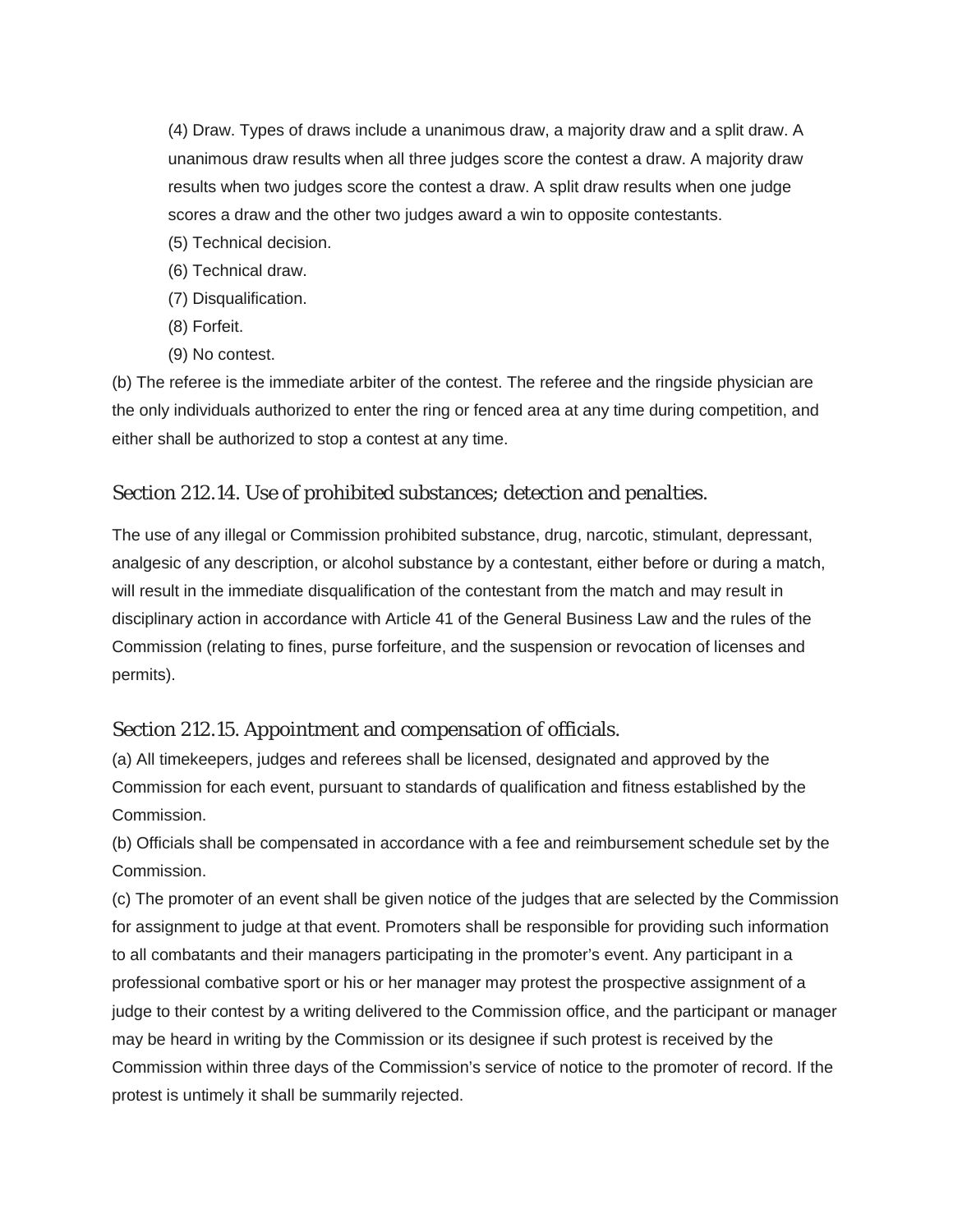(4) Draw. Types of draws include a unanimous draw, a majority draw and a split draw. A unanimous draw results when all three judges score the contest a draw. A majority draw results when two judges score the contest a draw. A split draw results when one judge scores a draw and the other two judges award a win to opposite contestants.

(5) Technical decision.

(6) Technical draw.

(7) Disqualification.

(8) Forfeit.

(9) No contest.

(b) The referee is the immediate arbiter of the contest. The referee and the ringside physician are the only individuals authorized to enter the ring or fenced area at any time during competition, and either shall be authorized to stop a contest at any time.

## Section 212.14. Use of prohibited substances; detection and penalties.

The use of any illegal or Commission prohibited substance, drug, narcotic, stimulant, depressant, analgesic of any description, or alcohol substance by a contestant, either before or during a match, will result in the immediate disqualification of the contestant from the match and may result in disciplinary action in accordance with Article 41 of the General Business Law and the rules of the Commission (relating to fines, purse forfeiture, and the suspension or revocation of licenses and permits).

## Section 212.15. Appointment and compensation of officials.

(a) All timekeepers, judges and referees shall be licensed, designated and approved by the Commission for each event, pursuant to standards of qualification and fitness established by the Commission.

(b) Officials shall be compensated in accordance with a fee and reimbursement schedule set by the Commission.

(c) The promoter of an event shall be given notice of the judges that are selected by the Commission for assignment to judge at that event. Promoters shall be responsible for providing such information to all combatants and their managers participating in the promoter's event. Any participant in a professional combative sport or his or her manager may protest the prospective assignment of a judge to their contest by a writing delivered to the Commission office, and the participant or manager may be heard in writing by the Commission or its designee if such protest is received by the Commission within three days of the Commission's service of notice to the promoter of record. If the protest is untimely it shall be summarily rejected.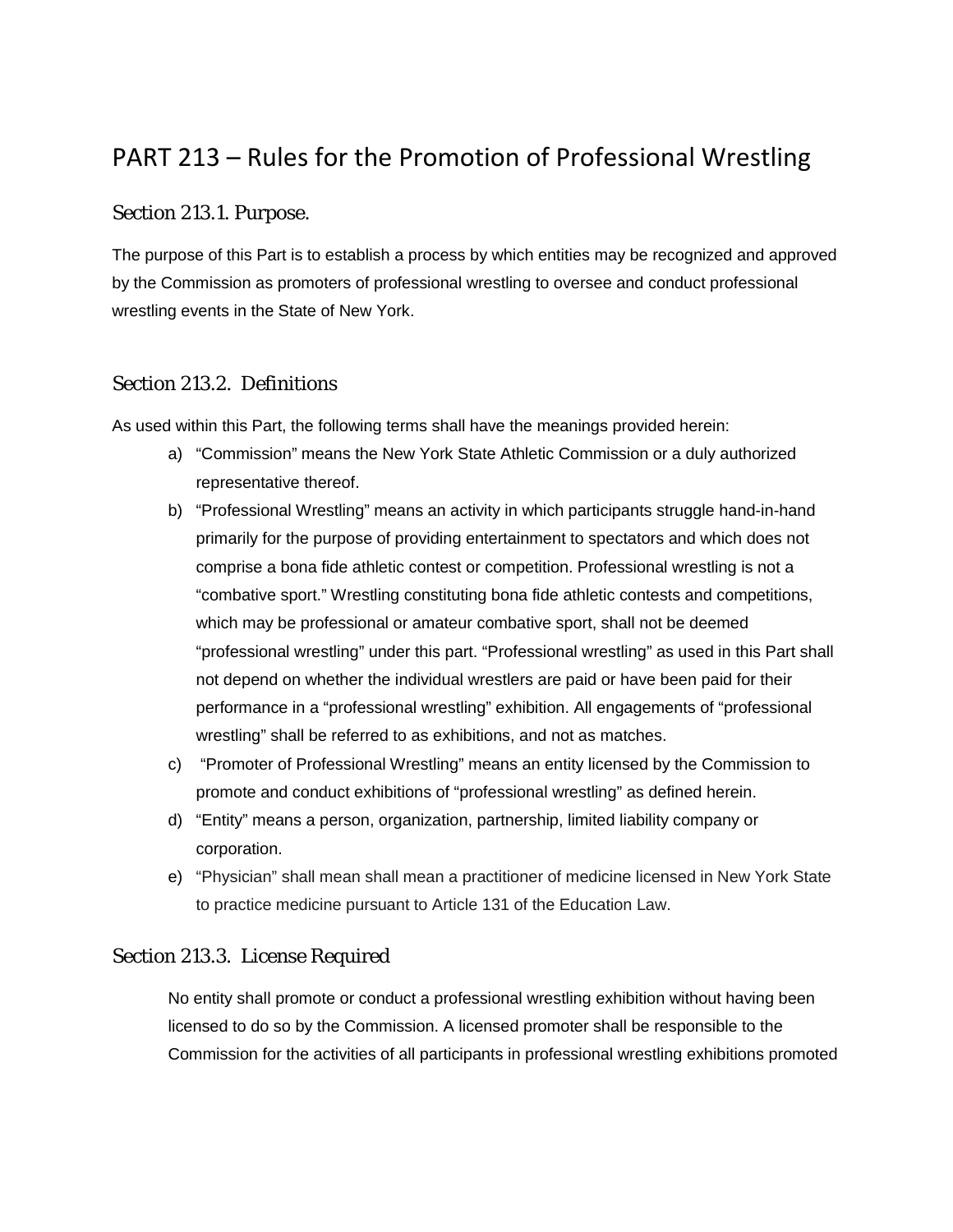# PART 213 – Rules for the Promotion of Professional Wrestling

## Section 213.1. Purpose.

The purpose of this Part is to establish a process by which entities may be recognized and approved by the Commission as promoters of professional wrestling to oversee and conduct professional wrestling events in the State of New York.

## Section 213.2. Definitions

As used within this Part, the following terms shall have the meanings provided herein:

a) "Commission" means the New York State Athletic Commission or a duly authorized representative thereof.

b) "Professional Wrestling" means an activity in which participants struggle hand-in-hand primarily for the purpose of providing entertainment to spectators and which does not comprise a bona fide athletic contest or competition. Professional wrestling is not a "combative sport." Wrestling constituting bona fide athletic contests and competitions, which may be professional or amateur combative sport, shall not be deemed "professional wrestling" under this part. "Professional wrestling" as used in this Part shall not depend on whether the individual wrestlers are paid or have been paid for their performance in a "professional wrestling" exhibition. All engagements of "professional wrestling" shall be referred to as exhibitions, and not as matches.

c) "Promoter of Professional Wrestling" means an entity licensed by the Commission to promote and conduct exhibitions of "professional wrestling" as defined herein.

d) "Entity" means a person, organization, partnership, limited liability company or corporation.

e) "Physician" shall mean shall mean a practitioner of medicine licensed in New York State to practice medicine pursuant to Article 131 of the Education Law.

## Section 213.3. License Required

No entity shall promote or conduct a professional wrestling exhibition without having been licensed to do so by the Commission. A licensed promoter shall be responsible to the Commission for the activities of all participants in professional wrestling exhibitions promoted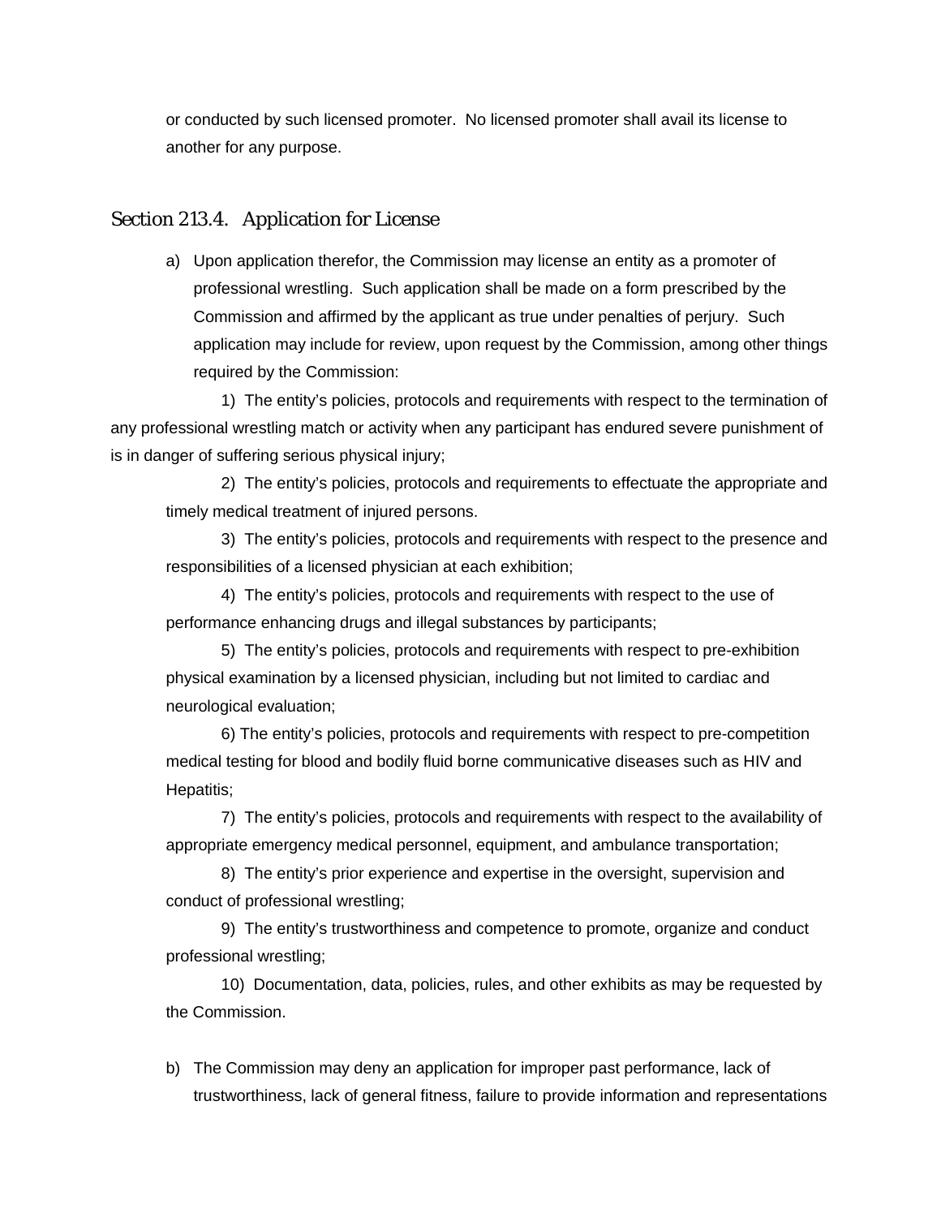or conducted by such licensed promoter. No licensed promoter shall avail its license to another for any purpose.

## Section 213.4. Application for License

a) Upon application therefor, the Commission may license an entity as a promoter of professional wrestling. Such application shall be made on a form prescribed by the Commission and affirmed by the applicant as true under penalties of perjury. Such application may include for review, upon request by the Commission, among other things required by the Commission:

1) The entity's policies, protocols and requirements with respect to the termination of any professional wrestling match or activity when any participant has endured severe punishment of is in danger of suffering serious physical injury;

2) The entity's policies, protocols and requirements to effectuate the appropriate and timely medical treatment of injured persons.

3) The entity's policies, protocols and requirements with respect to the presence and responsibilities of a licensed physician at each exhibition;

4) The entity's policies, protocols and requirements with respect to the use of performance enhancing drugs and illegal substances by participants;

5) The entity's policies, protocols and requirements with respect to pre-exhibition physical examination by a licensed physician, including but not limited to cardiac and neurological evaluation;

6) The entity's policies, protocols and requirements with respect to pre-competition medical testing for blood and bodily fluid borne communicative diseases such as HIV and Hepatitis;

7) The entity's policies, protocols and requirements with respect to the availability of appropriate emergency medical personnel, equipment, and ambulance transportation;

8) The entity's prior experience and expertise in the oversight, supervision and conduct of professional wrestling;

9) The entity's trustworthiness and competence to promote, organize and conduct professional wrestling;

10) Documentation, data, policies, rules, and other exhibits as may be requested by the Commission.

b) The Commission may deny an application for improper past performance, lack of trustworthiness, lack of general fitness, failure to provide information and representations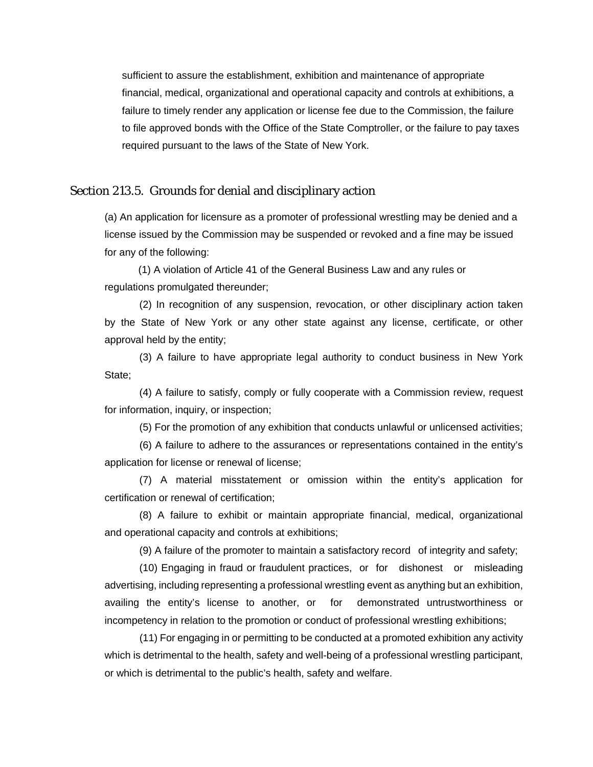sufficient to assure the establishment, exhibition and maintenance of appropriate financial, medical, organizational and operational capacity and controls at exhibitions, a failure to timely render any application or license fee due to the Commission, the failure to file approved bonds with the Office of the State Comptroller, or the failure to pay taxes required pursuant to the laws of the State of New York.

## Section 213.5. Grounds for denial and disciplinary action

(a) An application for licensure as a promoter of professional wrestling may be denied and a license issued by the Commission may be suspended or revoked and a fine may be issued for any of the following:

(1) A violation of Article 41 of the General Business Law and any rules or regulations promulgated thereunder;

(2) In recognition of any suspension, revocation, or other disciplinary action taken by the State of New York or any other state against any license, certificate, or other approval held by the entity;

(3) A failure to have appropriate legal authority to conduct business in New York State;

(4) A failure to satisfy, comply or fully cooperate with a Commission review, request for information, inquiry, or inspection;

(5) For the promotion of any exhibition that conducts unlawful or unlicensed activities;

(6) A failure to adhere to the assurances or representations contained in the entity's application for license or renewal of license;

(7) A material misstatement or omission within the entity's application for certification or renewal of certification;

(8) A failure to exhibit or maintain appropriate financial, medical, organizational and operational capacity and controls at exhibitions;

(9) A failure of the promoter to maintain a satisfactory record of integrity and safety;

(10) Engaging in fraud or fraudulent practices, or for dishonest or misleading advertising, including representing a professional wrestling event as anything but an exhibition, availing the entity's license to another, or for demonstrated untrustworthiness or incompetency in relation to the promotion or conduct of professional wrestling exhibitions;

(11) For engaging in or permitting to be conducted at a promoted exhibition any activity which is detrimental to the health, safety and well-being of a professional wrestling participant, or which is detrimental to the public's health, safety and welfare.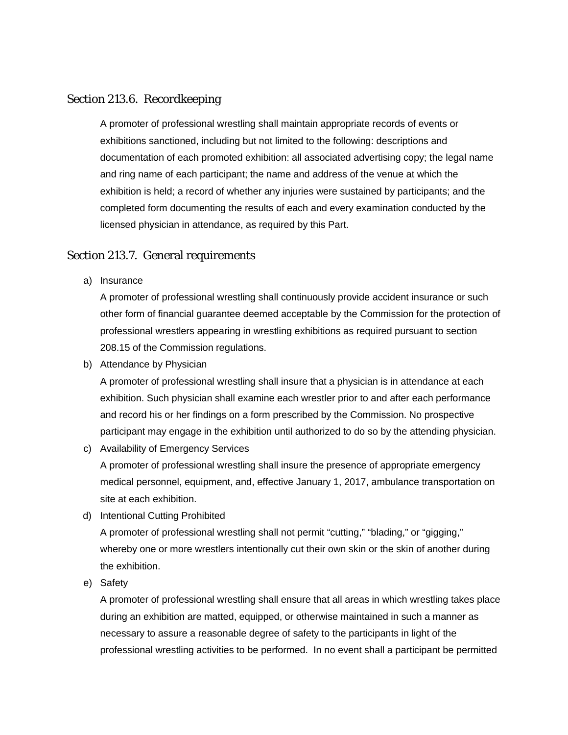## Section 213.6. Recordkeeping

A promoter of professional wrestling shall maintain appropriate records of events or exhibitions sanctioned, including but not limited to the following: descriptions and documentation of each promoted exhibition: all associated advertising copy; the legal name and ring name of each participant; the name and address of the venue at which the exhibition is held; a record of whether any injuries were sustained by participants; and the completed form documenting the results of each and every examination conducted by the licensed physician in attendance, as required by this Part.

## Section 213.7. General requirements

a) Insurance

   A promoter of professional wrestling shall continuously provide accident insurance or such other form of financial guarantee deemed acceptable by the Commission for the protection of professional wrestlers appearing in wrestling exhibitions as required pursuant to section 208.15 of the Commission regulations.

b) Attendance by Physician

   A promoter of professional wrestling shall insure that a physician is in attendance at each exhibition. Such physician shall examine each wrestler prior to and after each performance and record his or her findings on a form prescribed by the Commission. No prospective participant may engage in the exhibition until authorized to do so by the attending physician.

c) Availability of Emergency Services

   A promoter of professional wrestling shall insure the presence of appropriate emergency medical personnel, equipment, and, effective January 1, 2017, ambulance transportation on site at each exhibition.

d) Intentional Cutting Prohibited

   A promoter of professional wrestling shall not permit “cutting,” “blading,” or “gigging,” whereby one or more wrestlers intentionally cut their own skin or the skin of another during the exhibition.

e) Safety

   A promoter of professional wrestling shall ensure that all areas in which wrestling takes place during an exhibition are matted, equipped, or otherwise maintained in such a manner as necessary to assure a reasonable degree of safety to the participants in light of the professional wrestling activities to be performed. In no event shall a participant be permitted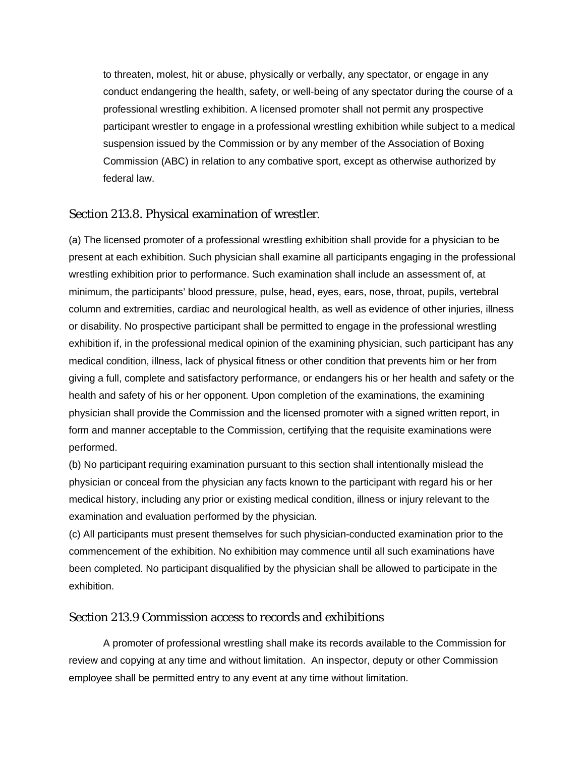to threaten, molest, hit or abuse, physically or verbally, any spectator, or engage in any conduct endangering the health, safety, or well-being of any spectator during the course of a professional wrestling exhibition. A licensed promoter shall not permit any prospective participant wrestler to engage in a professional wrestling exhibition while subject to a medical suspension issued by the Commission or by any member of the Association of Boxing Commission (ABC) in relation to any combative sport, except as otherwise authorized by federal law.

## Section 213.8. Physical examination of wrestler.

(a) The licensed promoter of a professional wrestling exhibition shall provide for a physician to be present at each exhibition. Such physician shall examine all participants engaging in the professional wrestling exhibition prior to performance. Such examination shall include an assessment of, at minimum, the participants' blood pressure, pulse, head, eyes, ears, nose, throat, pupils, vertebral column and extremities, cardiac and neurological health, as well as evidence of other injuries, illness or disability. No prospective participant shall be permitted to engage in the professional wrestling exhibition if, in the professional medical opinion of the examining physician, such participant has any medical condition, illness, lack of physical fitness or other condition that prevents him or her from giving a full, complete and satisfactory performance, or endangers his or her health and safety or the health and safety of his or her opponent. Upon completion of the examinations, the examining physician shall provide the Commission and the licensed promoter with a signed written report, in form and manner acceptable to the Commission, certifying that the requisite examinations were performed.

(b) No participant requiring examination pursuant to this section shall intentionally mislead the physician or conceal from the physician any facts known to the participant with regard his or her medical history, including any prior or existing medical condition, illness or injury relevant to the examination and evaluation performed by the physician.

(c) All participants must present themselves for such physician-conducted examination prior to the commencement of the exhibition. No exhibition may commence until all such examinations have been completed. No participant disqualified by the physician shall be allowed to participate in the exhibition.

## Section 213.9 Commission access to records and exhibitions

A promoter of professional wrestling shall make its records available to the Commission for review and copying at any time and without limitation. An inspector, deputy or other Commission employee shall be permitted entry to any event at any time without limitation.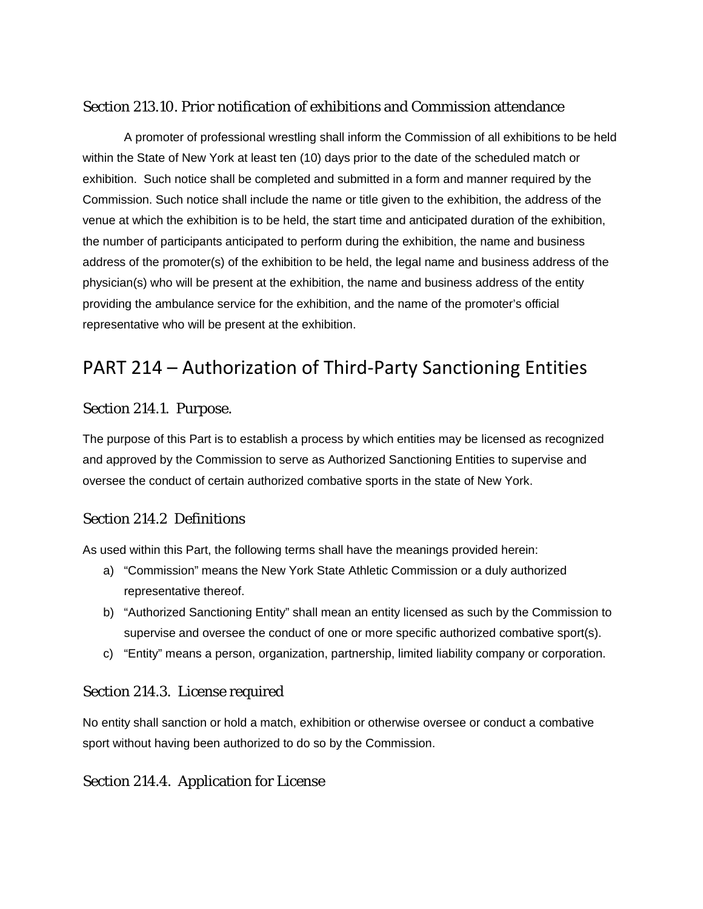### Section 213.10. Prior notification of exhibitions and Commission attendance

A promoter of professional wrestling shall inform the Commission of all exhibitions to be held within the State of New York at least ten (10) days prior to the date of the scheduled match or exhibition. Such notice shall be completed and submitted in a form and manner required by the Commission. Such notice shall include the name or title given to the exhibition, the address of the venue at which the exhibition is to be held, the start time and anticipated duration of the exhibition, the number of participants anticipated to perform during the exhibition, the name and business address of the promoter(s) of the exhibition to be held, the legal name and business address of the physician(s) who will be present at the exhibition, the name and business address of the entity providing the ambulance service for the exhibition, and the name of the promoter's official representative who will be present at the exhibition.

## PART 214 – Authorization of Third-Party Sanctioning Entities

### Section 214.1. Purpose.

The purpose of this Part is to establish a process by which entities may be licensed as recognized and approved by the Commission to serve as Authorized Sanctioning Entities to supervise and oversee the conduct of certain authorized combative sports in the state of New York.

### Section 214.2 Definitions

As used within this Part, the following terms shall have the meanings provided herein:

a) "Commission" means the New York State Athletic Commission or a duly authorized representative thereof.
b) "Authorized Sanctioning Entity" shall mean an entity licensed as such by the Commission to supervise and oversee the conduct of one or more specific authorized combative sport(s).
c) "Entity" means a person, organization, partnership, limited liability company or corporation.

### Section 214.3. License required

No entity shall sanction or hold a match, exhibition or otherwise oversee or conduct a combative sport without having been authorized to do so by the Commission.

### Section 214.4. Application for License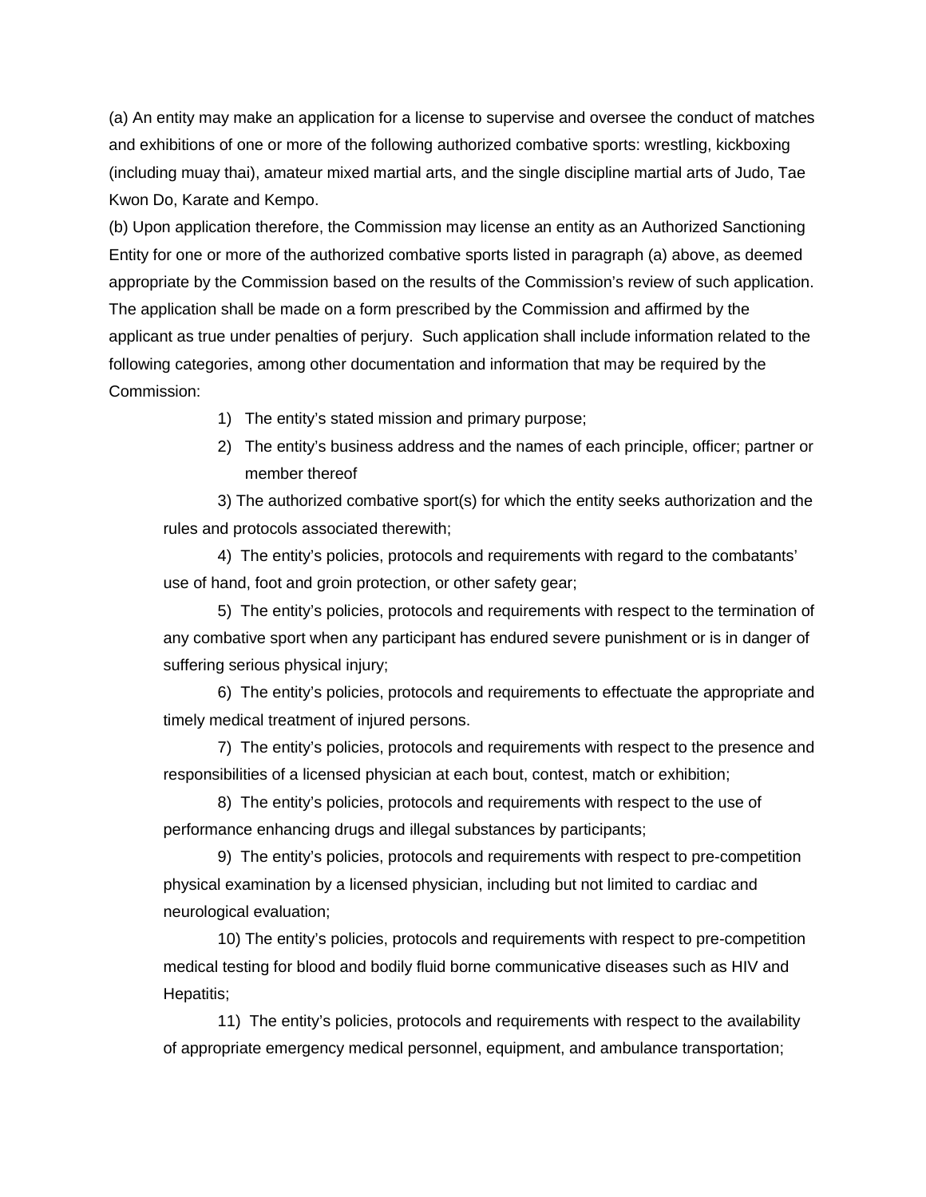(a) An entity may make an application for a license to supervise and oversee the conduct of matches and exhibitions of one or more of the following authorized combative sports: wrestling, kickboxing (including muay thai), amateur mixed martial arts, and the single discipline martial arts of Judo, Tae Kwon Do, Karate and Kempo.

(b) Upon application therefore, the Commission may license an entity as an Authorized Sanctioning Entity for one or more of the authorized combative sports listed in paragraph (a) above, as deemed appropriate by the Commission based on the results of the Commission's review of such application. The application shall be made on a form prescribed by the Commission and affirmed by the applicant as true under penalties of perjury. Such application shall include information related to the following categories, among other documentation and information that may be required by the Commission:

1) The entity's stated mission and primary purpose;
2) The entity's business address and the names of each principle, officer; partner or member thereof
3) The authorized combative sport(s) for which the entity seeks authorization and the rules and protocols associated therewith;
4) The entity's policies, protocols and requirements with regard to the combatants' use of hand, foot and groin protection, or other safety gear;
5) The entity's policies, protocols and requirements with respect to the termination of any combative sport when any participant has endured severe punishment or is in danger of suffering serious physical injury;
6) The entity's policies, protocols and requirements to effectuate the appropriate and timely medical treatment of injured persons.
7) The entity's policies, protocols and requirements with respect to the presence and responsibilities of a licensed physician at each bout, contest, match or exhibition;
8) The entity's policies, protocols and requirements with respect to the use of performance enhancing drugs and illegal substances by participants;
9) The entity's policies, protocols and requirements with respect to pre-competition physical examination by a licensed physician, including but not limited to cardiac and neurological evaluation;
10) The entity's policies, protocols and requirements with respect to pre-competition medical testing for blood and bodily fluid borne communicative diseases such as HIV and Hepatitis;
11) The entity's policies, protocols and requirements with respect to the availability of appropriate emergency medical personnel, equipment, and ambulance transportation;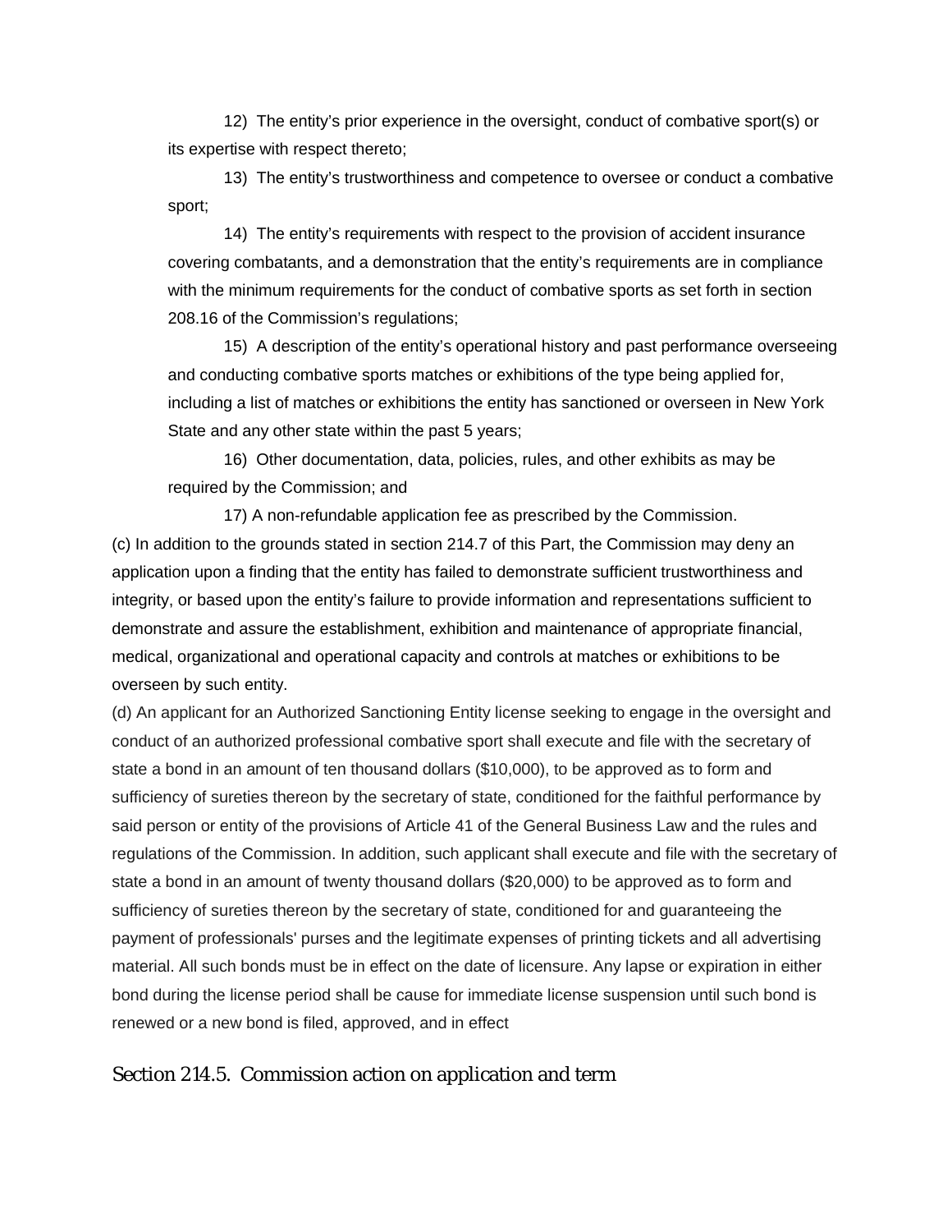12) The entity's prior experience in the oversight, conduct of combative sport(s) or its expertise with respect thereto;

13) The entity's trustworthiness and competence to oversee or conduct a combative sport;

14) The entity's requirements with respect to the provision of accident insurance covering combatants, and a demonstration that the entity's requirements are in compliance with the minimum requirements for the conduct of combative sports as set forth in section 208.16 of the Commission's regulations;

15) A description of the entity's operational history and past performance overseeing and conducting combative sports matches or exhibitions of the type being applied for, including a list of matches or exhibitions the entity has sanctioned or overseen in New York State and any other state within the past 5 years;

16) Other documentation, data, policies, rules, and other exhibits as may be required by the Commission; and

17) A non-refundable application fee as prescribed by the Commission.

(c) In addition to the grounds stated in section 214.7 of this Part, the Commission may deny an application upon a finding that the entity has failed to demonstrate sufficient trustworthiness and integrity, or based upon the entity's failure to provide information and representations sufficient to demonstrate and assure the establishment, exhibition and maintenance of appropriate financial, medical, organizational and operational capacity and controls at matches or exhibitions to be overseen by such entity.

(d) An applicant for an Authorized Sanctioning Entity license seeking to engage in the oversight and conduct of an authorized professional combative sport shall execute and file with the secretary of state a bond in an amount of ten thousand dollars ($10,000), to be approved as to form and sufficiency of sureties thereon by the secretary of state, conditioned for the faithful performance by said person or entity of the provisions of Article 41 of the General Business Law and the rules and regulations of the Commission. In addition, such applicant shall execute and file with the secretary of state a bond in an amount of twenty thousand dollars ($20,000) to be approved as to form and sufficiency of sureties thereon by the secretary of state, conditioned for and guaranteeing the payment of professionals' purses and the legitimate expenses of printing tickets and all advertising material. All such bonds must be in effect on the date of licensure. Any lapse or expiration in either bond during the license period shall be cause for immediate license suspension until such bond is renewed or a new bond is filed, approved, and in effect

## Section 214.5. Commission action on application and term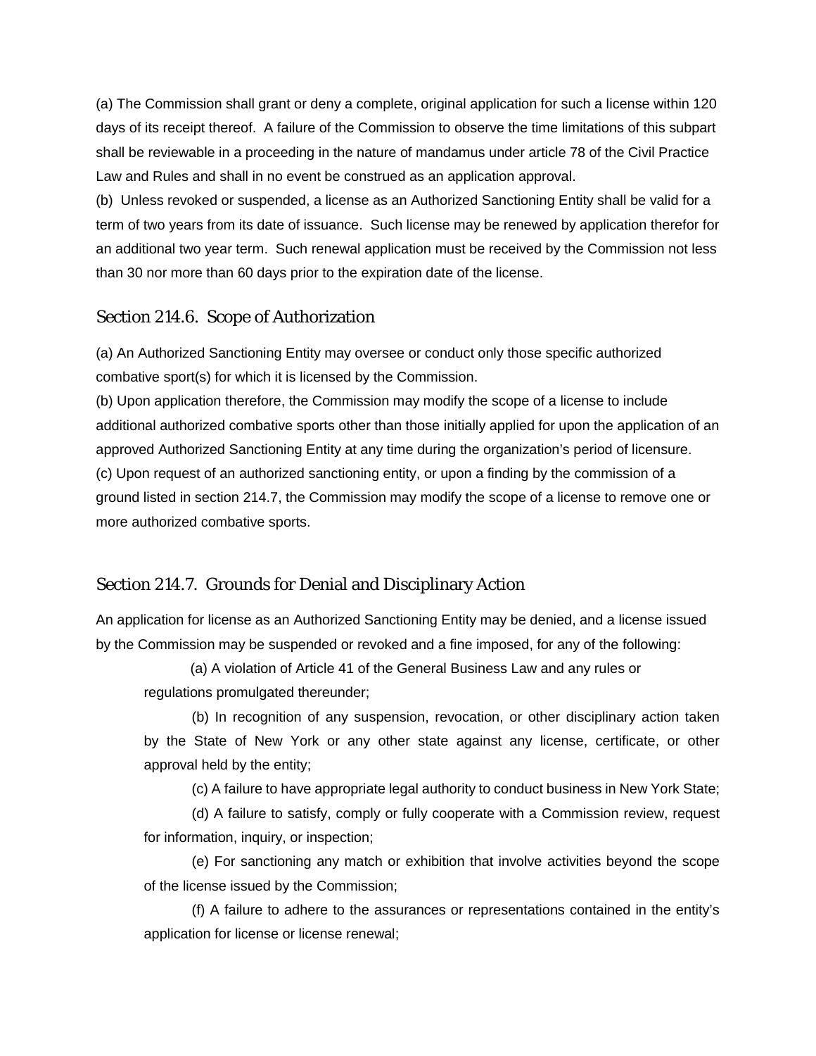(a) The Commission shall grant or deny a complete, original application for such a license within 120 days of its receipt thereof. A failure of the Commission to observe the time limitations of this subpart shall be reviewable in a proceeding in the nature of mandamus under article 78 of the Civil Practice Law and Rules and shall in no event be construed as an application approval.

(b) Unless revoked or suspended, a license as an Authorized Sanctioning Entity shall be valid for a term of two years from its date of issuance. Such license may be renewed by application therefor for an additional two year term. Such renewal application must be received by the Commission not less than 30 nor more than 60 days prior to the expiration date of the license.

## Section 214.6. Scope of Authorization

(a) An Authorized Sanctioning Entity may oversee or conduct only those specific authorized combative sport(s) for which it is licensed by the Commission.

(b) Upon application therefore, the Commission may modify the scope of a license to include additional authorized combative sports other than those initially applied for upon the application of an approved Authorized Sanctioning Entity at any time during the organization's period of licensure.

(c) Upon request of an authorized sanctioning entity, or upon a finding by the commission of a ground listed in section 214.7, the Commission may modify the scope of a license to remove one or more authorized combative sports.

## Section 214.7. Grounds for Denial and Disciplinary Action

An application for license as an Authorized Sanctioning Entity may be denied, and a license issued by the Commission may be suspended or revoked and a fine imposed, for any of the following:

(a) A violation of Article 41 of the General Business Law and any rules or regulations promulgated thereunder;

(b) In recognition of any suspension, revocation, or other disciplinary action taken by the State of New York or any other state against any license, certificate, or other approval held by the entity;

(c) A failure to have appropriate legal authority to conduct business in New York State;

(d) A failure to satisfy, comply or fully cooperate with a Commission review, request for information, inquiry, or inspection;

(e) For sanctioning any match or exhibition that involve activities beyond the scope of the license issued by the Commission;

(f) A failure to adhere to the assurances or representations contained in the entity's application for license or license renewal;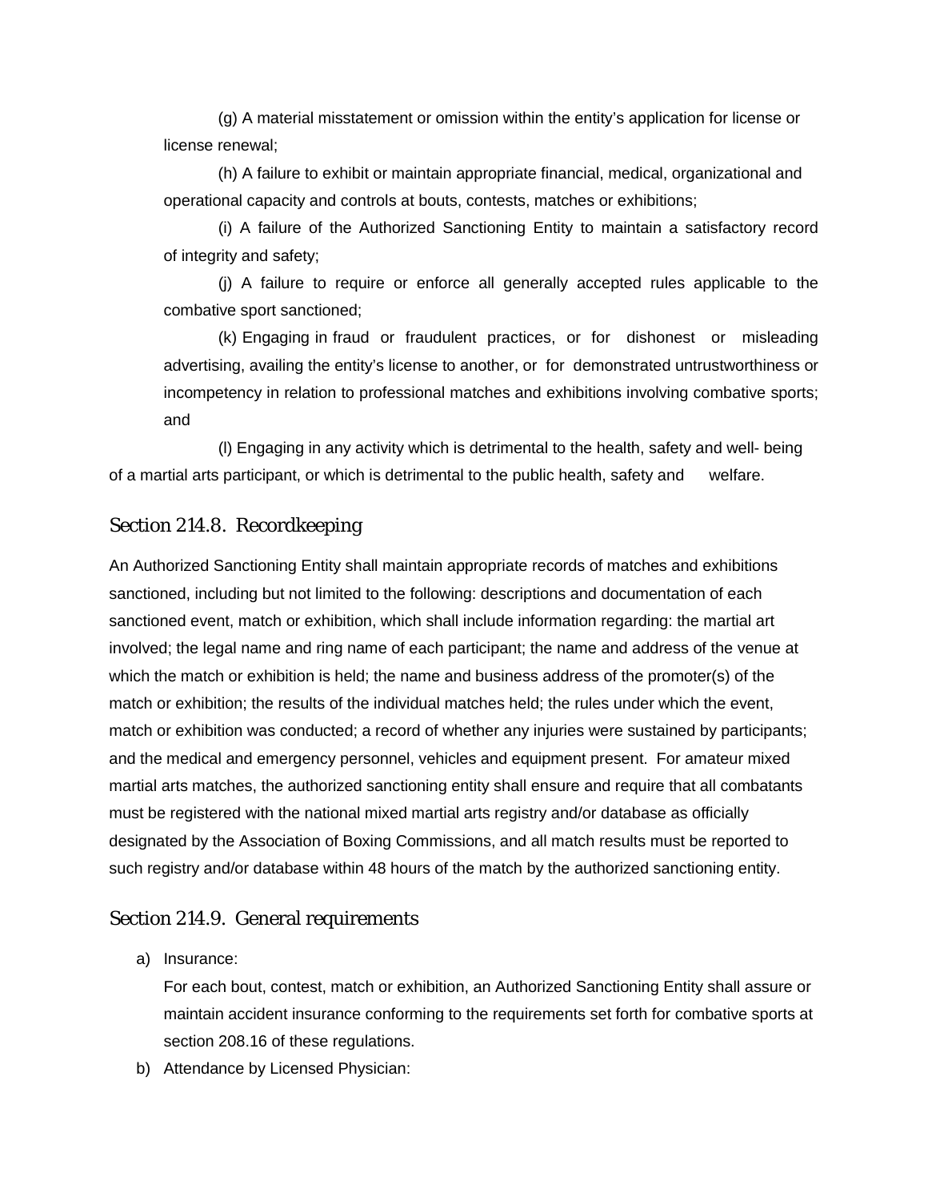(g) A material misstatement or omission within the entity's application for license or license renewal;

(h) A failure to exhibit or maintain appropriate financial, medical, organizational and operational capacity and controls at bouts, contests, matches or exhibitions;

(i) A failure of the Authorized Sanctioning Entity to maintain a satisfactory record of integrity and safety;

(j) A failure to require or enforce all generally accepted rules applicable to the combative sport sanctioned;

(k) Engaging in fraud or fraudulent practices, or for dishonest or misleading advertising, availing the entity's license to another, or for demonstrated untrustworthiness or incompetency in relation to professional matches and exhibitions involving combative sports; and

(l) Engaging in any activity which is detrimental to the health, safety and well- being of a martial arts participant, or which is detrimental to the public health, safety and welfare.

## Section 214.8. Recordkeeping

An Authorized Sanctioning Entity shall maintain appropriate records of matches and exhibitions sanctioned, including but not limited to the following: descriptions and documentation of each sanctioned event, match or exhibition, which shall include information regarding: the martial art involved; the legal name and ring name of each participant; the name and address of the venue at which the match or exhibition is held; the name and business address of the promoter(s) of the match or exhibition; the results of the individual matches held; the rules under which the event, match or exhibition was conducted; a record of whether any injuries were sustained by participants; and the medical and emergency personnel, vehicles and equipment present. For amateur mixed martial arts matches, the authorized sanctioning entity shall ensure and require that all combatants must be registered with the national mixed martial arts registry and/or database as officially designated by the Association of Boxing Commissions, and all match results must be reported to such registry and/or database within 48 hours of the match by the authorized sanctioning entity.

## Section 214.9. General requirements

a) Insurance:

   For each bout, contest, match or exhibition, an Authorized Sanctioning Entity shall assure or maintain accident insurance conforming to the requirements set forth for combative sports at section 208.16 of these regulations.

b) Attendance by Licensed Physician: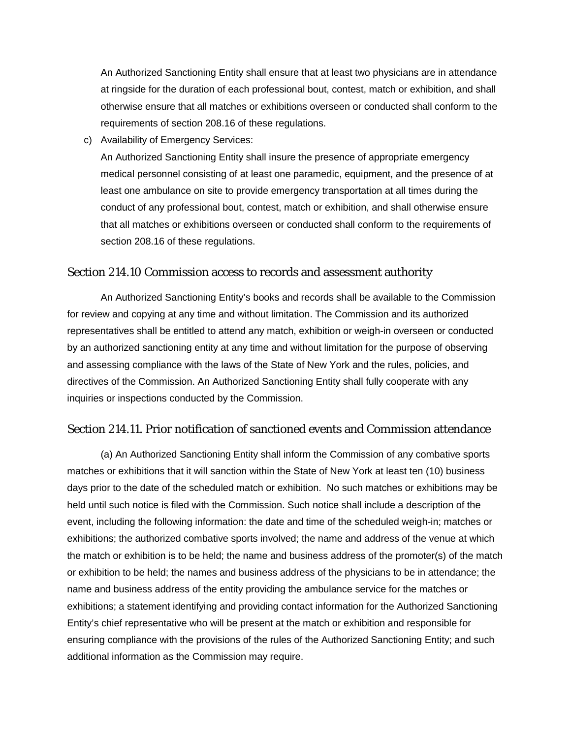An Authorized Sanctioning Entity shall ensure that at least two physicians are in attendance at ringside for the duration of each professional bout, contest, match or exhibition, and shall otherwise ensure that all matches or exhibitions overseen or conducted shall conform to the requirements of section 208.16 of these regulations.

c) Availability of Emergency Services:

An Authorized Sanctioning Entity shall insure the presence of appropriate emergency medical personnel consisting of at least one paramedic, equipment, and the presence of at least one ambulance on site to provide emergency transportation at all times during the conduct of any professional bout, contest, match or exhibition, and shall otherwise ensure that all matches or exhibitions overseen or conducted shall conform to the requirements of section 208.16 of these regulations.

## Section 214.10 Commission access to records and assessment authority

An Authorized Sanctioning Entity's books and records shall be available to the Commission for review and copying at any time and without limitation. The Commission and its authorized representatives shall be entitled to attend any match, exhibition or weigh-in overseen or conducted by an authorized sanctioning entity at any time and without limitation for the purpose of observing and assessing compliance with the laws of the State of New York and the rules, policies, and directives of the Commission. An Authorized Sanctioning Entity shall fully cooperate with any inquiries or inspections conducted by the Commission.

## Section 214.11. Prior notification of sanctioned events and Commission attendance

(a) An Authorized Sanctioning Entity shall inform the Commission of any combative sports matches or exhibitions that it will sanction within the State of New York at least ten (10) business days prior to the date of the scheduled match or exhibition. No such matches or exhibitions may be held until such notice is filed with the Commission. Such notice shall include a description of the event, including the following information: the date and time of the scheduled weigh-in; matches or exhibitions; the authorized combative sports involved; the name and address of the venue at which the match or exhibition is to be held; the name and business address of the promoter(s) of the match or exhibition to be held; the names and business address of the physicians to be in attendance; the name and business address of the entity providing the ambulance service for the matches or exhibitions; a statement identifying and providing contact information for the Authorized Sanctioning Entity's chief representative who will be present at the match or exhibition and responsible for ensuring compliance with the provisions of the rules of the Authorized Sanctioning Entity; and such additional information as the Commission may require.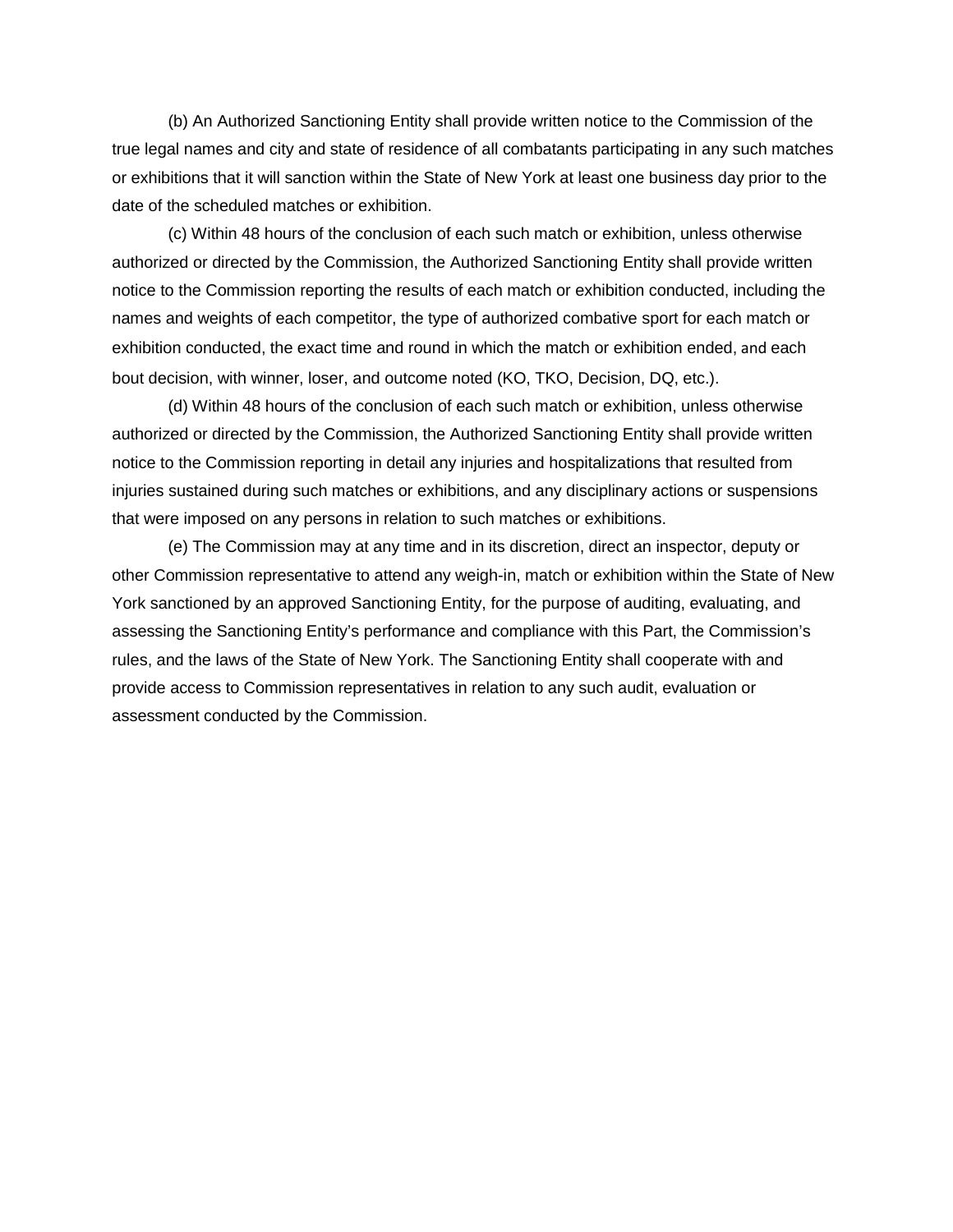(b) An Authorized Sanctioning Entity shall provide written notice to the Commission of the true legal names and city and state of residence of all combatants participating in any such matches or exhibitions that it will sanction within the State of New York at least one business day prior to the date of the scheduled matches or exhibition.

(c) Within 48 hours of the conclusion of each such match or exhibition, unless otherwise authorized or directed by the Commission, the Authorized Sanctioning Entity shall provide written notice to the Commission reporting the results of each match or exhibition conducted, including the names and weights of each competitor, the type of authorized combative sport for each match or exhibition conducted, the exact time and round in which the match or exhibition ended, and each bout decision, with winner, loser, and outcome noted (KO, TKO, Decision, DQ, etc.).

(d) Within 48 hours of the conclusion of each such match or exhibition, unless otherwise authorized or directed by the Commission, the Authorized Sanctioning Entity shall provide written notice to the Commission reporting in detail any injuries and hospitalizations that resulted from injuries sustained during such matches or exhibitions, and any disciplinary actions or suspensions that were imposed on any persons in relation to such matches or exhibitions.

(e) The Commission may at any time and in its discretion, direct an inspector, deputy or other Commission representative to attend any weigh-in, match or exhibition within the State of New York sanctioned by an approved Sanctioning Entity, for the purpose of auditing, evaluating, and assessing the Sanctioning Entity's performance and compliance with this Part, the Commission's rules, and the laws of the State of New York. The Sanctioning Entity shall cooperate with and provide access to Commission representatives in relation to any such audit, evaluation or assessment conducted by the Commission.